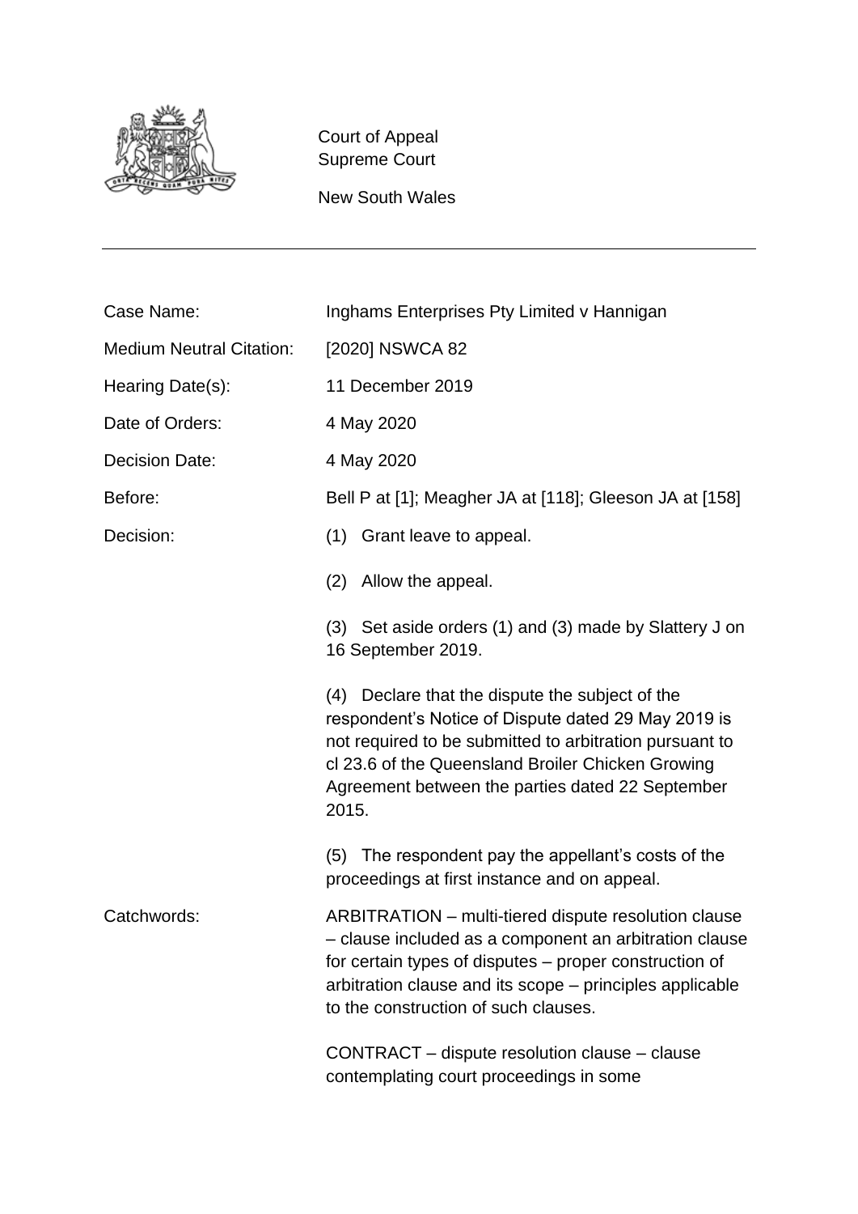Court of Appeal
Supreme Court

New South Wales

| | |
|---|---|
| Case Name: | Inghams Enterprises Pty Limited v Hannigan |
| Medium Neutral Citation: | [2020] NSWCA 82 |
| Hearing Date(s): | 11 December 2019 |
| Date of Orders: | 4 May 2020 |
| Decision Date: | 4 May 2020 |
| Before: | Bell P at [1]; Meagher JA at [118]; Gleeson JA at [158] |
| Decision: | (1) Grant leave to appeal.<br><br>(2) Allow the appeal.<br><br>(3) Set aside orders (1) and (3) made by Slattery J on 16 September 2019.<br><br>(4) Declare that the dispute the subject of the respondent's Notice of Dispute dated 29 May 2019 is not required to be submitted to arbitration pursuant to cl 23.6 of the Queensland Broiler Chicken Growing Agreement between the parties dated 22 September 2015.<br><br>(5) The respondent pay the appellant's costs of the proceedings at first instance and on appeal. |
| Catchwords: | ARBITRATION – multi-tiered dispute resolution clause – clause included as a component an arbitration clause for certain types of disputes – proper construction of arbitration clause and its scope – principles applicable to the construction of such clauses.<br><br>CONTRACT – dispute resolution clause – clause contemplating court proceedings in some |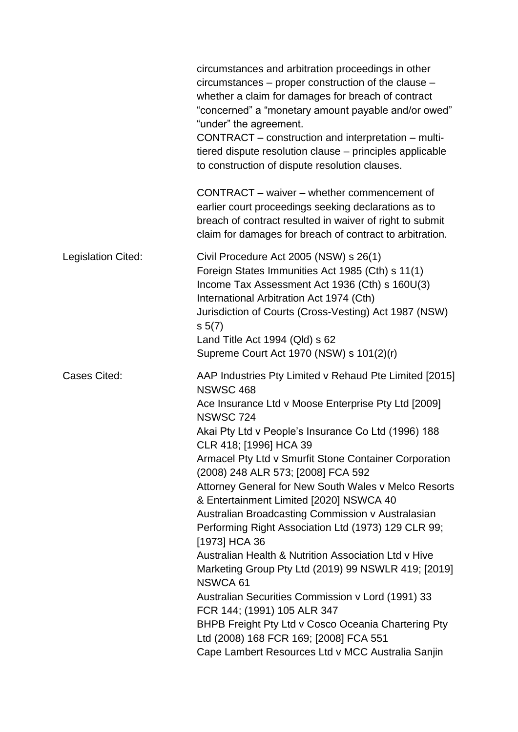| | |
|---|---|
| | circumstances and arbitration proceedings in other circumstances – proper construction of the clause – whether a claim for damages for breach of contract "concerned" a "monetary amount payable and/or owed" "under" the agreement.<br>CONTRACT – construction and interpretation – multi-tiered dispute resolution clause – principles applicable to construction of dispute resolution clauses.<br><br>CONTRACT – waiver – whether commencement of earlier court proceedings seeking declarations as to breach of contract resulted in waiver of right to submit claim for damages for breach of contract to arbitration. |
| Legislation Cited: | Civil Procedure Act 2005 (NSW) s 26(1)<br>Foreign States Immunities Act 1985 (Cth) s 11(1)<br>Income Tax Assessment Act 1936 (Cth) s 160U(3)<br>International Arbitration Act 1974 (Cth)<br>Jurisdiction of Courts (Cross-Vesting) Act 1987 (NSW) s 5(7)<br>Land Title Act 1994 (Qld) s 62<br>Supreme Court Act 1970 (NSW) s 101(2)(r) |
| Cases Cited: | AAP Industries Pty Limited v Rehaud Pte Limited [2015] NSWSC 468<br>Ace Insurance Ltd v Moose Enterprise Pty Ltd [2009] NSWSC 724<br>Akai Pty Ltd v People's Insurance Co Ltd (1996) 188 CLR 418; [1996] HCA 39<br>Armacel Pty Ltd v Smurfit Stone Container Corporation (2008) 248 ALR 573; [2008] FCA 592<br>Attorney General for New South Wales v Melco Resorts & Entertainment Limited [2020] NSWCA 40<br>Australian Broadcasting Commission v Australasian Performing Right Association Ltd (1973) 129 CLR 99; [1973] HCA 36<br>Australian Health & Nutrition Association Ltd v Hive Marketing Group Pty Ltd (2019) 99 NSWLR 419; [2019] NSWCA 61<br>Australian Securities Commission v Lord (1991) 33 FCR 144; (1991) 105 ALR 347<br>BHPB Freight Pty Ltd v Cosco Oceania Chartering Pty Ltd (2008) 168 FCR 169; [2008] FCA 551<br>Cape Lambert Resources Ltd v MCC Australia Sanjin |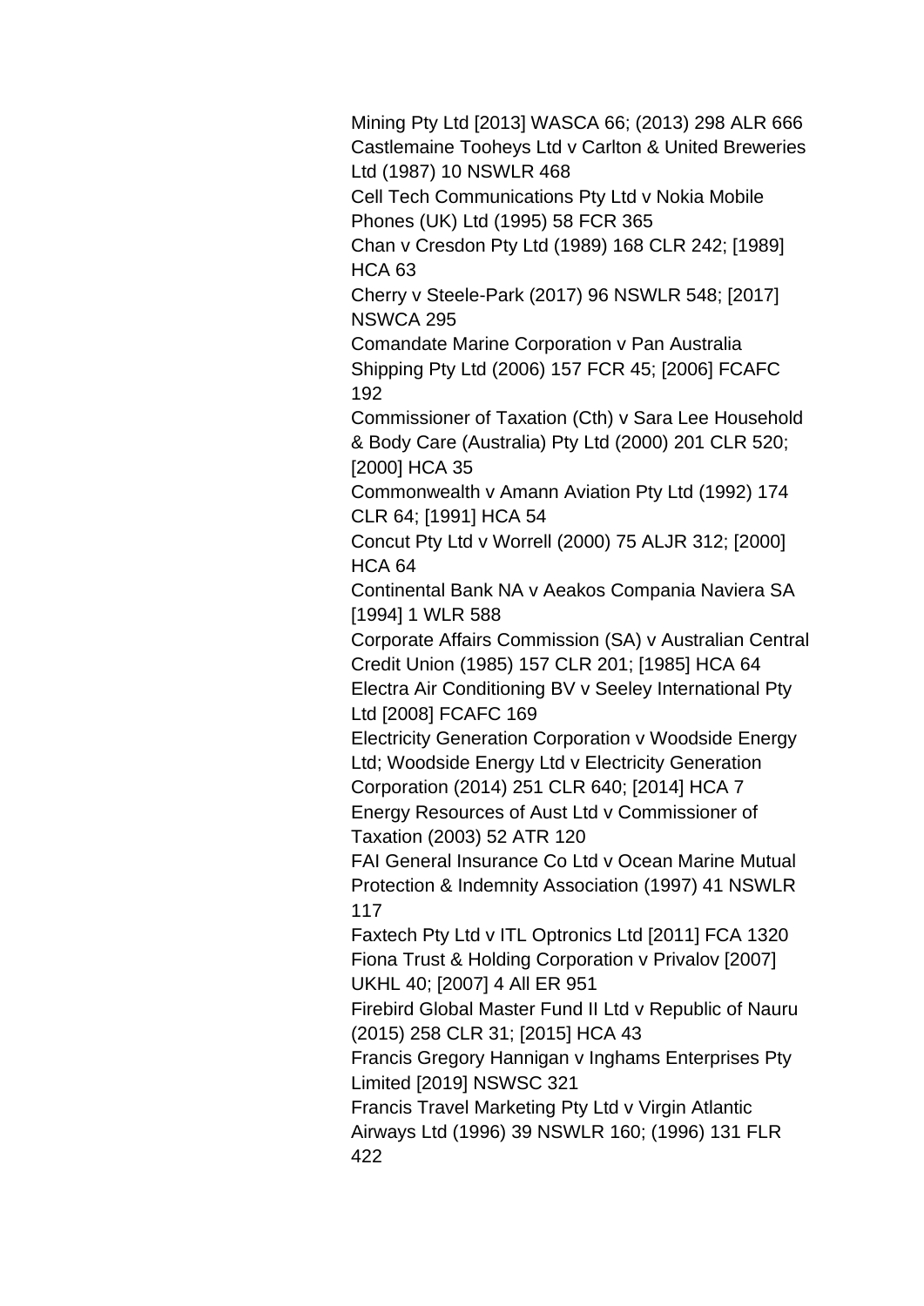Mining Pty Ltd [2013] WASCA 66; (2013) 298 ALR 666

Castlemaine Tooheys Ltd v Carlton & United Breweries Ltd (1987) 10 NSWLR 468

Cell Tech Communications Pty Ltd v Nokia Mobile Phones (UK) Ltd (1995) 58 FCR 365

Chan v Cresdon Pty Ltd (1989) 168 CLR 242; [1989] HCA 63

Cherry v Steele-Park (2017) 96 NSWLR 548; [2017] NSWCA 295

Comandate Marine Corporation v Pan Australia Shipping Pty Ltd (2006) 157 FCR 45; [2006] FCAFC 192

Commissioner of Taxation (Cth) v Sara Lee Household & Body Care (Australia) Pty Ltd (2000) 201 CLR 520; [2000] HCA 35

Commonwealth v Amann Aviation Pty Ltd (1992) 174 CLR 64; [1991] HCA 54

Concut Pty Ltd v Worrell (2000) 75 ALJR 312; [2000] HCA 64

Continental Bank NA v Aeakos Compania Naviera SA [1994] 1 WLR 588

Corporate Affairs Commission (SA) v Australian Central Credit Union (1985) 157 CLR 201; [1985] HCA 64

Electra Air Conditioning BV v Seeley International Pty Ltd [2008] FCAFC 169

Electricity Generation Corporation v Woodside Energy Ltd; Woodside Energy Ltd v Electricity Generation Corporation (2014) 251 CLR 640; [2014] HCA 7

Energy Resources of Aust Ltd v Commissioner of Taxation (2003) 52 ATR 120

FAI General Insurance Co Ltd v Ocean Marine Mutual Protection & Indemnity Association (1997) 41 NSWLR 117

Faxtech Pty Ltd v ITL Optronics Ltd [2011] FCA 1320

Fiona Trust & Holding Corporation v Privalov [2007] UKHL 40; [2007] 4 All ER 951

Firebird Global Master Fund II Ltd v Republic of Nauru (2015) 258 CLR 31; [2015] HCA 43

Francis Gregory Hannigan v Inghams Enterprises Pty Limited [2019] NSWSC 321

Francis Travel Marketing Pty Ltd v Virgin Atlantic Airways Ltd (1996) 39 NSWLR 160; (1996) 131 FLR 422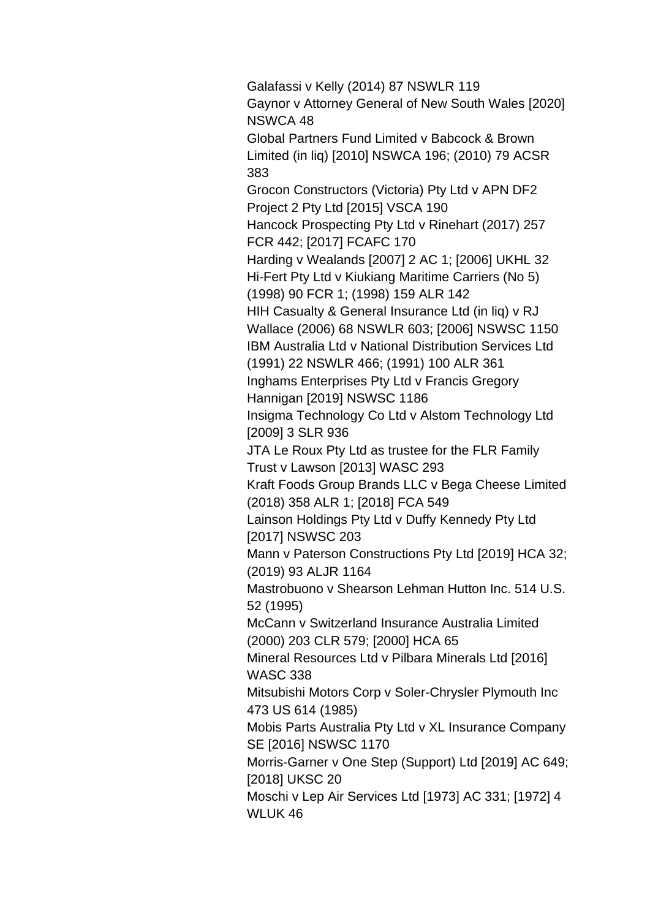Galafassi v Kelly (2014) 87 NSWLR 119

Gaynor v Attorney General of New South Wales [2020] NSWCA 48

Global Partners Fund Limited v Babcock & Brown Limited (in liq) [2010] NSWCA 196; (2010) 79 ACSR 383

Grocon Constructors (Victoria) Pty Ltd v APN DF2 Project 2 Pty Ltd [2015] VSCA 190

Hancock Prospecting Pty Ltd v Rinehart (2017) 257 FCR 442; [2017] FCAFC 170

Harding v Wealands [2007] 2 AC 1; [2006] UKHL 32

Hi-Fert Pty Ltd v Kiukiang Maritime Carriers (No 5) (1998) 90 FCR 1; (1998) 159 ALR 142

HIH Casualty & General Insurance Ltd (in liq) v RJ Wallace (2006) 68 NSWLR 603; [2006] NSWSC 1150

IBM Australia Ltd v National Distribution Services Ltd (1991) 22 NSWLR 466; (1991) 100 ALR 361

Inghams Enterprises Pty Ltd v Francis Gregory Hannigan [2019] NSWSC 1186

Insigma Technology Co Ltd v Alstom Technology Ltd [2009] 3 SLR 936

JTA Le Roux Pty Ltd as trustee for the FLR Family Trust v Lawson [2013] WASC 293

Kraft Foods Group Brands LLC v Bega Cheese Limited (2018) 358 ALR 1; [2018] FCA 549

Lainson Holdings Pty Ltd v Duffy Kennedy Pty Ltd [2017] NSWSC 203

Mann v Paterson Constructions Pty Ltd [2019] HCA 32; (2019) 93 ALJR 1164

Mastrobuono v Shearson Lehman Hutton Inc. 514 U.S. 52 (1995)

McCann v Switzerland Insurance Australia Limited (2000) 203 CLR 579; [2000] HCA 65

Mineral Resources Ltd v Pilbara Minerals Ltd [2016] WASC 338

Mitsubishi Motors Corp v Soler-Chrysler Plymouth Inc 473 US 614 (1985)

Mobis Parts Australia Pty Ltd v XL Insurance Company SE [2016] NSWSC 1170

Morris-Garner v One Step (Support) Ltd [2019] AC 649; [2018] UKSC 20

Moschi v Lep Air Services Ltd [1973] AC 331; [1972] 4 WLUK 46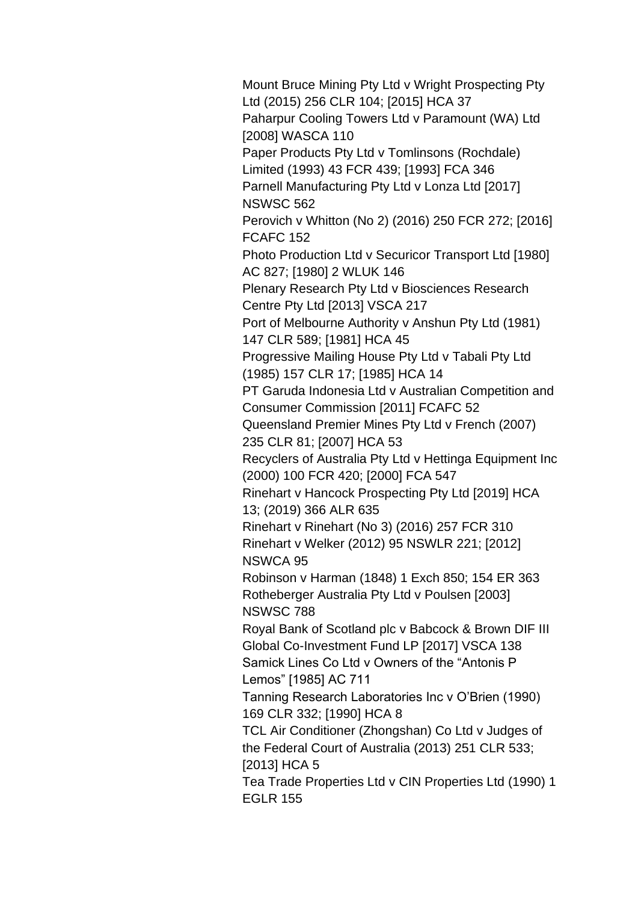Mount Bruce Mining Pty Ltd v Wright Prospecting Pty Ltd (2015) 256 CLR 104; [2015] HCA 37

Paharpur Cooling Towers Ltd v Paramount (WA) Ltd [2008] WASCA 110

Paper Products Pty Ltd v Tomlinsons (Rochdale) Limited (1993) 43 FCR 439; [1993] FCA 346

Parnell Manufacturing Pty Ltd v Lonza Ltd [2017] NSWSC 562

Perovich v Whitton (No 2) (2016) 250 FCR 272; [2016] FCAFC 152

Photo Production Ltd v Securicor Transport Ltd [1980] AC 827; [1980] 2 WLUK 146

Plenary Research Pty Ltd v Biosciences Research Centre Pty Ltd [2013] VSCA 217

Port of Melbourne Authority v Anshun Pty Ltd (1981) 147 CLR 589; [1981] HCA 45

Progressive Mailing House Pty Ltd v Tabali Pty Ltd (1985) 157 CLR 17; [1985] HCA 14

PT Garuda Indonesia Ltd v Australian Competition and Consumer Commission [2011] FCAFC 52

Queensland Premier Mines Pty Ltd v French (2007) 235 CLR 81; [2007] HCA 53

Recyclers of Australia Pty Ltd v Hettinga Equipment Inc (2000) 100 FCR 420; [2000] FCA 547

Rinehart v Hancock Prospecting Pty Ltd [2019] HCA 13; (2019) 366 ALR 635

Rinehart v Rinehart (No 3) (2016) 257 FCR 310

Rinehart v Welker (2012) 95 NSWLR 221; [2012] NSWCA 95

Robinson v Harman (1848) 1 Exch 850; 154 ER 363

Rotheberger Australia Pty Ltd v Poulsen [2003] NSWSC 788

Royal Bank of Scotland plc v Babcock & Brown DIF III Global Co-Investment Fund LP [2017] VSCA 138

Samick Lines Co Ltd v Owners of the "Antonis P Lemos" [1985] AC 711

Tanning Research Laboratories Inc v O'Brien (1990) 169 CLR 332; [1990] HCA 8

TCL Air Conditioner (Zhongshan) Co Ltd v Judges of the Federal Court of Australia (2013) 251 CLR 533; [2013] HCA 5

Tea Trade Properties Ltd v CIN Properties Ltd (1990) 1 EGLR 155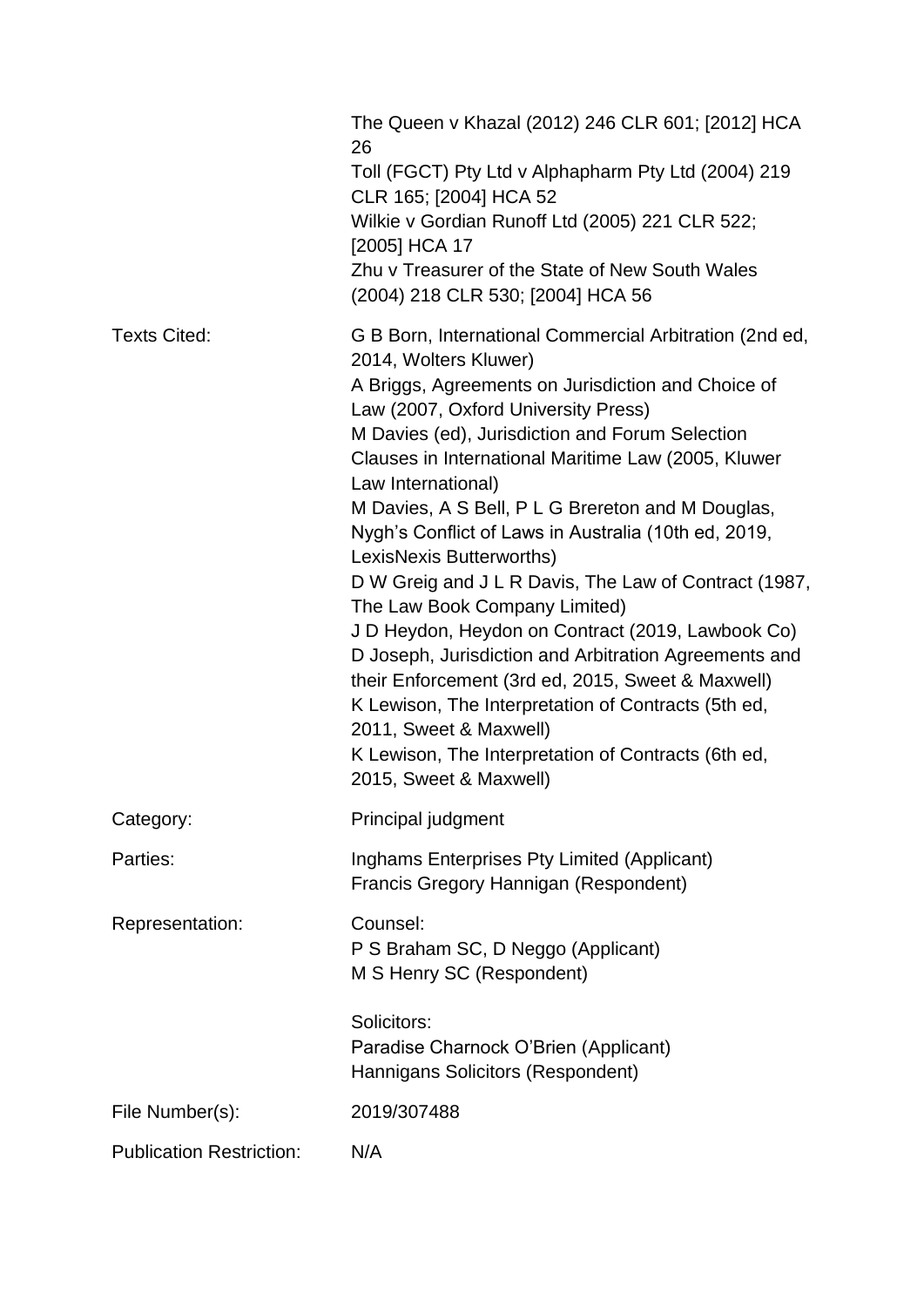| | |
|---|---|
| | The Queen v Khazal (2012) 246 CLR 601; [2012] HCA 26<br>Toll (FGCT) Pty Ltd v Alphapharm Pty Ltd (2004) 219 CLR 165; [2004] HCA 52<br>Wilkie v Gordian Runoff Ltd (2005) 221 CLR 522; [2005] HCA 17<br>Zhu v Treasurer of the State of New South Wales (2004) 218 CLR 530; [2004] HCA 56 |
| Texts Cited: | G B Born, International Commercial Arbitration (2nd ed, 2014, Wolters Kluwer)<br>A Briggs, Agreements on Jurisdiction and Choice of Law (2007, Oxford University Press)<br>M Davies (ed), Jurisdiction and Forum Selection Clauses in International Maritime Law (2005, Kluwer Law International)<br>M Davies, A S Bell, P L G Brereton and M Douglas, Nygh's Conflict of Laws in Australia (10th ed, 2019, LexisNexis Butterworths)<br>D W Greig and J L R Davis, The Law of Contract (1987, The Law Book Company Limited)<br>J D Heydon, Heydon on Contract (2019, Lawbook Co)<br>D Joseph, Jurisdiction and Arbitration Agreements and their Enforcement (3rd ed, 2015, Sweet & Maxwell)<br>K Lewison, The Interpretation of Contracts (5th ed, 2011, Sweet & Maxwell)<br>K Lewison, The Interpretation of Contracts (6th ed, 2015, Sweet & Maxwell) |
| Category: | Principal judgment |
| Parties: | Inghams Enterprises Pty Limited (Applicant)<br>Francis Gregory Hannigan (Respondent) |
| Representation: | Counsel:<br>P S Braham SC, D Neggo (Applicant)<br>M S Henry SC (Respondent)<br><br>Solicitors:<br>Paradise Charnock O'Brien (Applicant)<br>Hannigans Solicitors (Respondent) |
| File Number(s): | 2019/307488 |
| Publication Restriction: | N/A |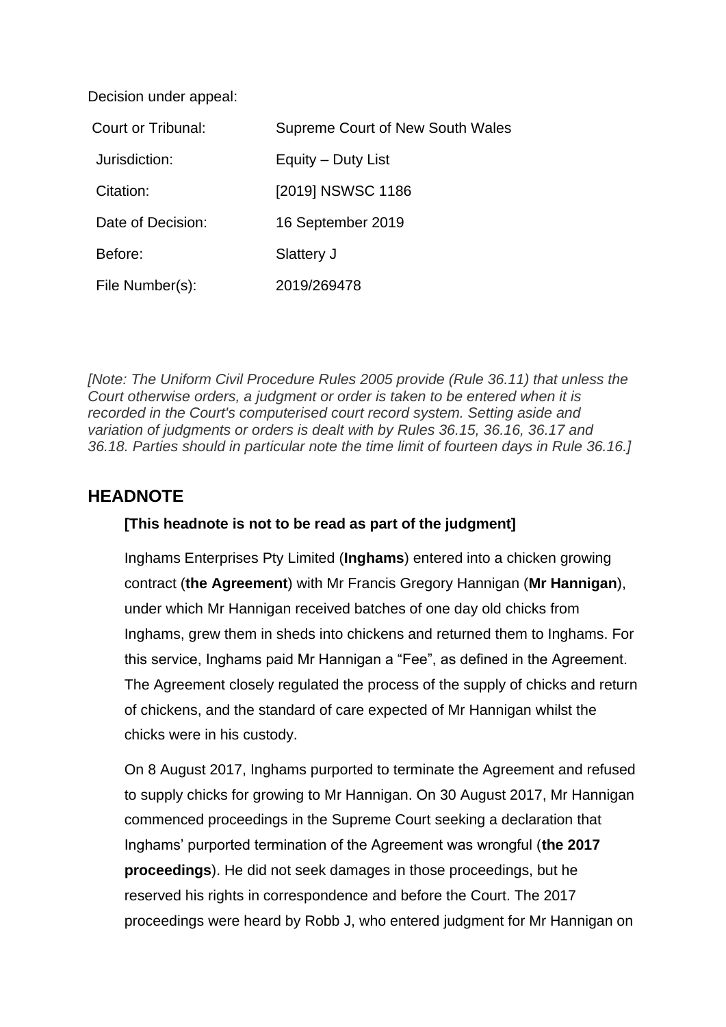Decision under appeal:

| | |
|---|---|
| Court or Tribunal: | Supreme Court of New South Wales |
| Jurisdiction: | Equity – Duty List |
| Citation: | [2019] NSWSC 1186 |
| Date of Decision: | 16 September 2019 |
| Before: | Slattery J |
| File Number(s): | 2019/269478 |

*[Note: The Uniform Civil Procedure Rules 2005 provide (Rule 36.11) that unless the Court otherwise orders, a judgment or order is taken to be entered when it is recorded in the Court's computerised court record system. Setting aside and variation of judgments or orders is dealt with by Rules 36.15, 36.16, 36.17 and 36.18. Parties should in particular note the time limit of fourteen days in Rule 36.16.]*

## HEADNOTE

**[This headnote is not to be read as part of the judgment]**

Inghams Enterprises Pty Limited (**Inghams**) entered into a chicken growing contract (**the Agreement**) with Mr Francis Gregory Hannigan (**Mr Hannigan**), under which Mr Hannigan received batches of one day old chicks from Inghams, grew them in sheds into chickens and returned them to Inghams. For this service, Inghams paid Mr Hannigan a "Fee", as defined in the Agreement. The Agreement closely regulated the process of the supply of chicks and return of chickens, and the standard of care expected of Mr Hannigan whilst the chicks were in his custody.

On 8 August 2017, Inghams purported to terminate the Agreement and refused to supply chicks for growing to Mr Hannigan. On 30 August 2017, Mr Hannigan commenced proceedings in the Supreme Court seeking a declaration that Inghams' purported termination of the Agreement was wrongful (**the 2017 proceedings**). He did not seek damages in those proceedings, but he reserved his rights in correspondence and before the Court. The 2017 proceedings were heard by Robb J, who entered judgment for Mr Hannigan on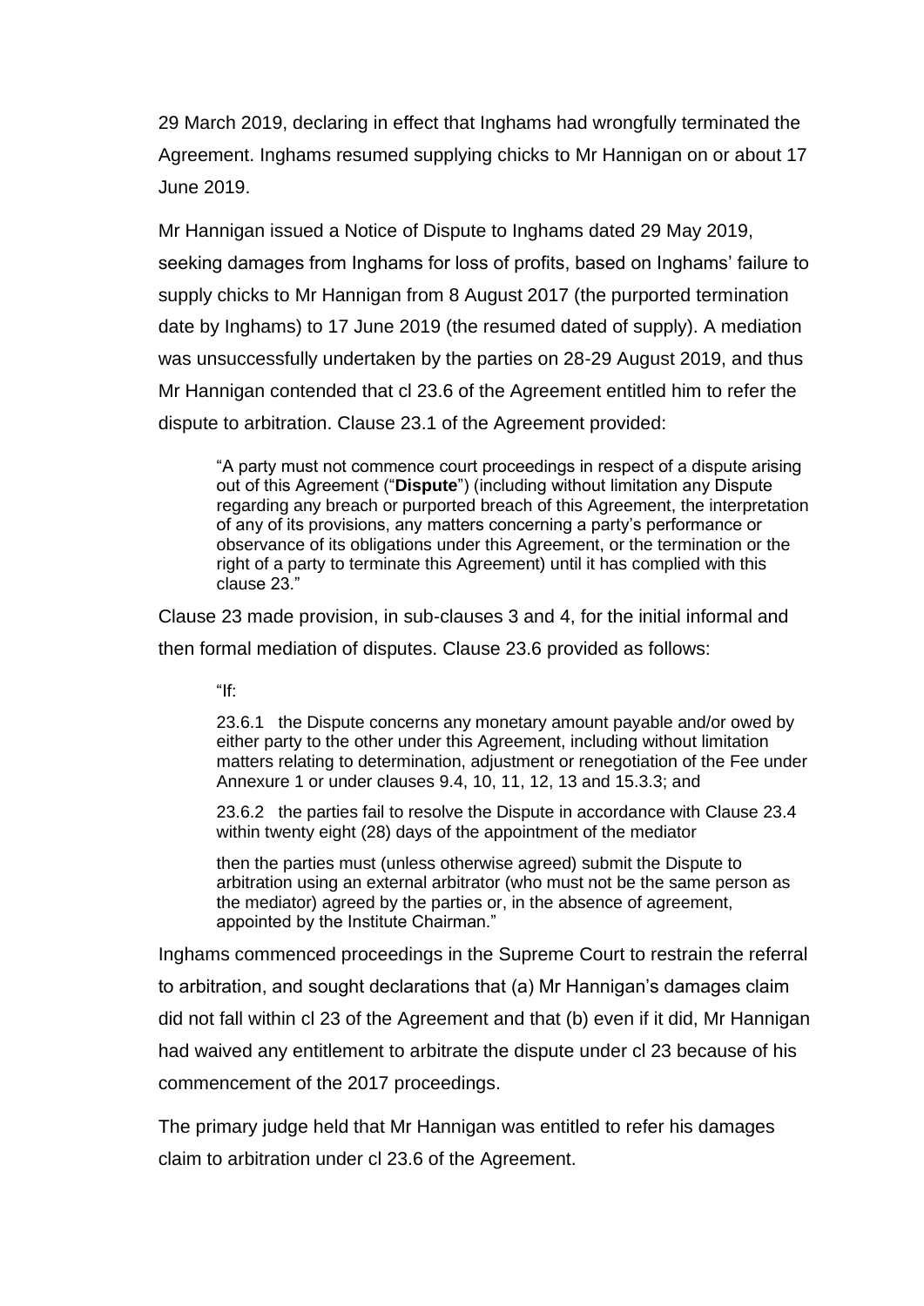29 March 2019, declaring in effect that Inghams had wrongfully terminated the Agreement. Inghams resumed supplying chicks to Mr Hannigan on or about 17 June 2019.

Mr Hannigan issued a Notice of Dispute to Inghams dated 29 May 2019, seeking damages from Inghams for loss of profits, based on Inghams' failure to supply chicks to Mr Hannigan from 8 August 2017 (the purported termination date by Inghams) to 17 June 2019 (the resumed dated of supply). A mediation was unsuccessfully undertaken by the parties on 28-29 August 2019, and thus Mr Hannigan contended that cl 23.6 of the Agreement entitled him to refer the dispute to arbitration. Clause 23.1 of the Agreement provided:

> "A party must not commence court proceedings in respect of a dispute arising out of this Agreement ("**Dispute**") (including without limitation any Dispute regarding any breach or purported breach of this Agreement, the interpretation of any of its provisions, any matters concerning a party's performance or observance of its obligations under this Agreement, or the termination or the right of a party to terminate this Agreement) until it has complied with this clause 23."

Clause 23 made provision, in sub-clauses 3 and 4, for the initial informal and then formal mediation of disputes. Clause 23.6 provided as follows:

> "If:
>
> 23.6.1 the Dispute concerns any monetary amount payable and/or owed by either party to the other under this Agreement, including without limitation matters relating to determination, adjustment or renegotiation of the Fee under Annexure 1 or under clauses 9.4, 10, 11, 12, 13 and 15.3.3; and
>
> 23.6.2 the parties fail to resolve the Dispute in accordance with Clause 23.4 within twenty eight (28) days of the appointment of the mediator
>
> then the parties must (unless otherwise agreed) submit the Dispute to arbitration using an external arbitrator (who must not be the same person as the mediator) agreed by the parties or, in the absence of agreement, appointed by the Institute Chairman."

Inghams commenced proceedings in the Supreme Court to restrain the referral to arbitration, and sought declarations that (a) Mr Hannigan's damages claim did not fall within cl 23 of the Agreement and that (b) even if it did, Mr Hannigan had waived any entitlement to arbitrate the dispute under cl 23 because of his commencement of the 2017 proceedings.

The primary judge held that Mr Hannigan was entitled to refer his damages claim to arbitration under cl 23.6 of the Agreement.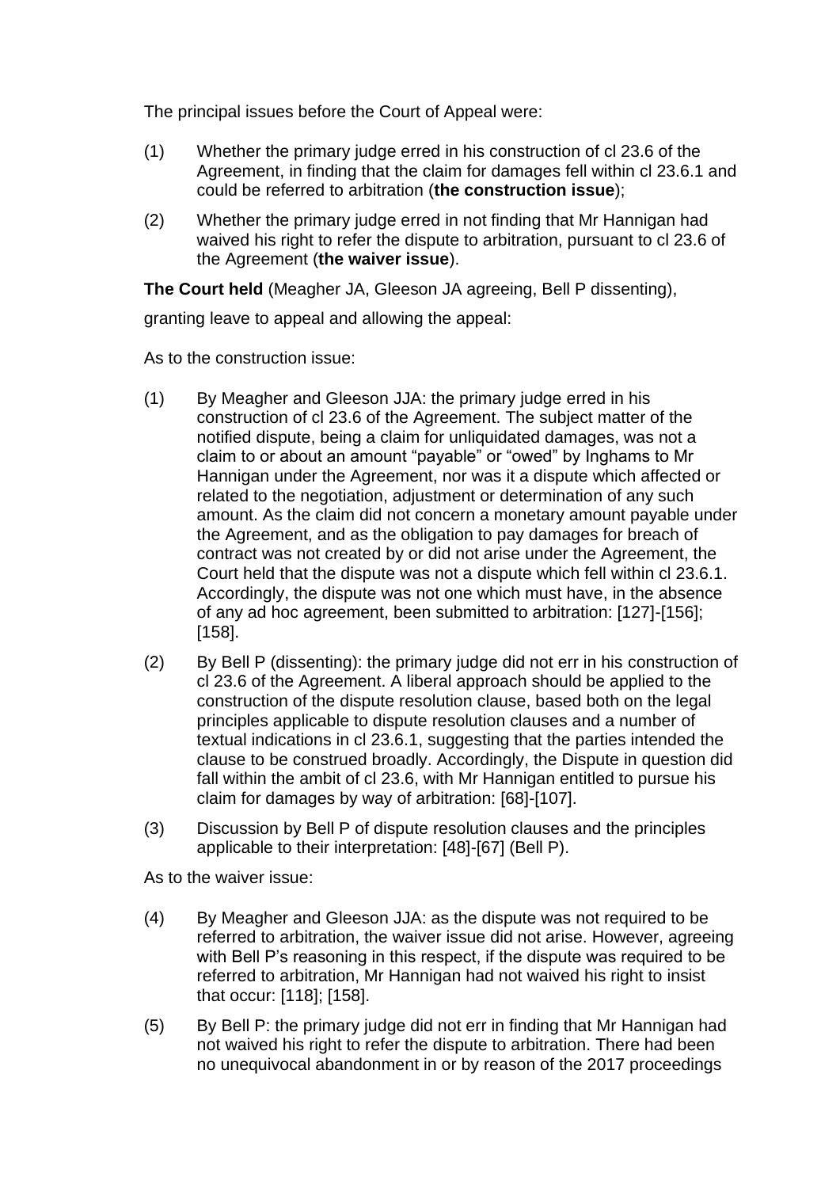The principal issues before the Court of Appeal were:

(1) Whether the primary judge erred in his construction of cl 23.6 of the Agreement, in finding that the claim for damages fell within cl 23.6.1 and could be referred to arbitration (**the construction issue**);

(2) Whether the primary judge erred in not finding that Mr Hannigan had waived his right to refer the dispute to arbitration, pursuant to cl 23.6 of the Agreement (**the waiver issue**).

**The Court held** (Meagher JA, Gleeson JA agreeing, Bell P dissenting),

granting leave to appeal and allowing the appeal:

As to the construction issue:

(1) By Meagher and Gleeson JJA: the primary judge erred in his construction of cl 23.6 of the Agreement. The subject matter of the notified dispute, being a claim for unliquidated damages, was not a claim to or about an amount "payable" or "owed" by Inghams to Mr Hannigan under the Agreement, nor was it a dispute which affected or related to the negotiation, adjustment or determination of any such amount. As the claim did not concern a monetary amount payable under the Agreement, and as the obligation to pay damages for breach of contract was not created by or did not arise under the Agreement, the Court held that the dispute was not a dispute which fell within cl 23.6.1. Accordingly, the dispute was not one which must have, in the absence of any ad hoc agreement, been submitted to arbitration: [127]-[156]; [158].

(2) By Bell P (dissenting): the primary judge did not err in his construction of cl 23.6 of the Agreement. A liberal approach should be applied to the construction of the dispute resolution clause, based both on the legal principles applicable to dispute resolution clauses and a number of textual indications in cl 23.6.1, suggesting that the parties intended the clause to be construed broadly. Accordingly, the Dispute in question did fall within the ambit of cl 23.6, with Mr Hannigan entitled to pursue his claim for damages by way of arbitration: [68]-[107].

(3) Discussion by Bell P of dispute resolution clauses and the principles applicable to their interpretation: [48]-[67] (Bell P).

As to the waiver issue:

(4) By Meagher and Gleeson JJA: as the dispute was not required to be referred to arbitration, the waiver issue did not arise. However, agreeing with Bell P's reasoning in this respect, if the dispute was required to be referred to arbitration, Mr Hannigan had not waived his right to insist that occur: [118]; [158].

(5) By Bell P: the primary judge did not err in finding that Mr Hannigan had not waived his right to refer the dispute to arbitration. There had been no unequivocal abandonment in or by reason of the 2017 proceedings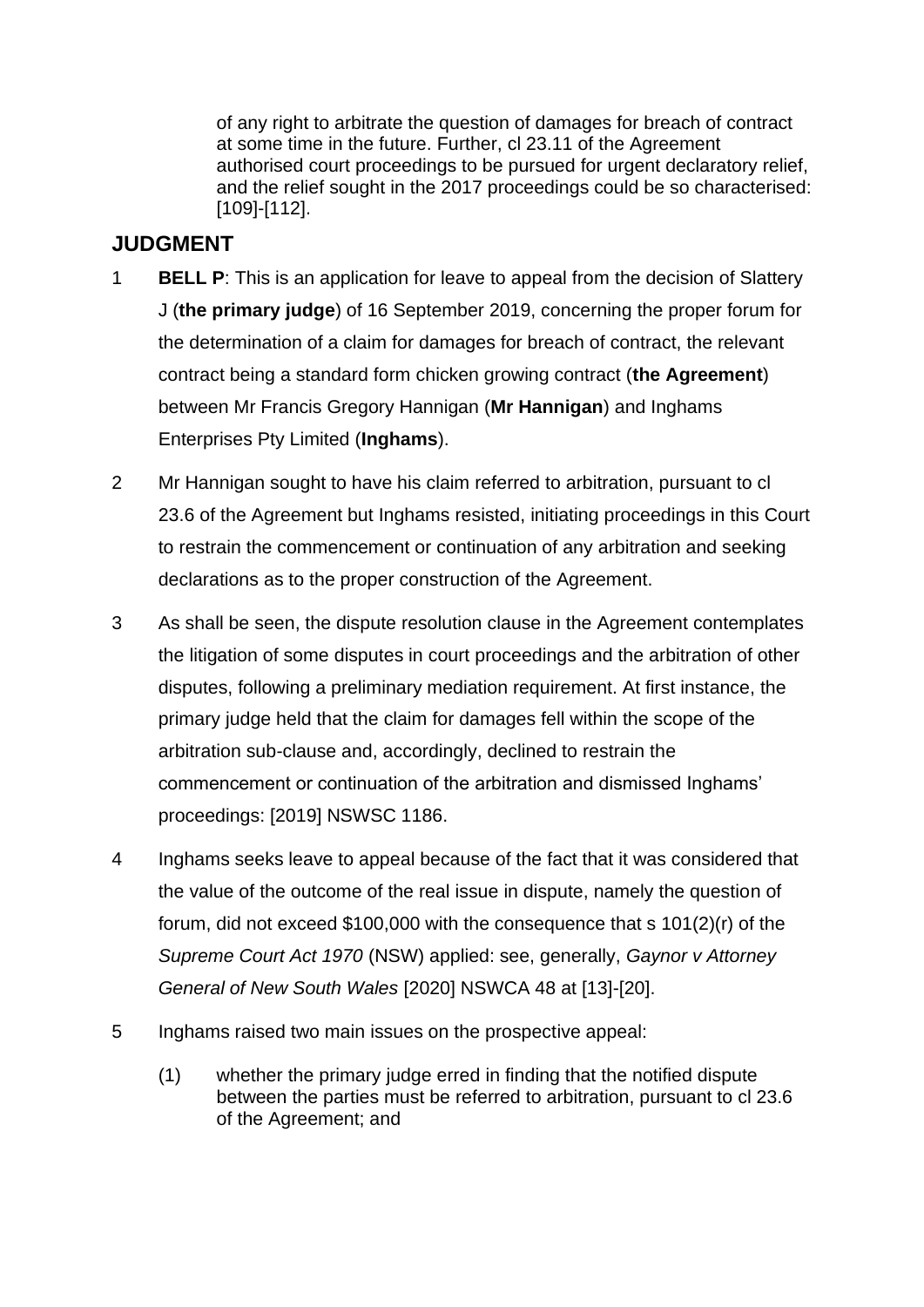of any right to arbitrate the question of damages for breach of contract at some time in the future. Further, cl 23.11 of the Agreement authorised court proceedings to be pursued for urgent declaratory relief, and the relief sought in the 2017 proceedings could be so characterised: [109]-[112].

## JUDGMENT

1 **BELL P**: This is an application for leave to appeal from the decision of Slattery J (**the primary judge**) of 16 September 2019, concerning the proper forum for the determination of a claim for damages for breach of contract, the relevant contract being a standard form chicken growing contract (**the Agreement**) between Mr Francis Gregory Hannigan (**Mr Hannigan**) and Inghams Enterprises Pty Limited (**Inghams**).

2 Mr Hannigan sought to have his claim referred to arbitration, pursuant to cl 23.6 of the Agreement but Inghams resisted, initiating proceedings in this Court to restrain the commencement or continuation of any arbitration and seeking declarations as to the proper construction of the Agreement.

3 As shall be seen, the dispute resolution clause in the Agreement contemplates the litigation of some disputes in court proceedings and the arbitration of other disputes, following a preliminary mediation requirement. At first instance, the primary judge held that the claim for damages fell within the scope of the arbitration sub-clause and, accordingly, declined to restrain the commencement or continuation of the arbitration and dismissed Inghams' proceedings: [2019] NSWSC 1186.

4 Inghams seeks leave to appeal because of the fact that it was considered that the value of the outcome of the real issue in dispute, namely the question of forum, did not exceed $100,000 with the consequence that s 101(2)(r) of the *Supreme Court Act 1970* (NSW) applied: see, generally, *Gaynor v Attorney General of New South Wales* [2020] NSWCA 48 at [13]-[20].

5 Inghams raised two main issues on the prospective appeal:

(1) whether the primary judge erred in finding that the notified dispute between the parties must be referred to arbitration, pursuant to cl 23.6 of the Agreement; and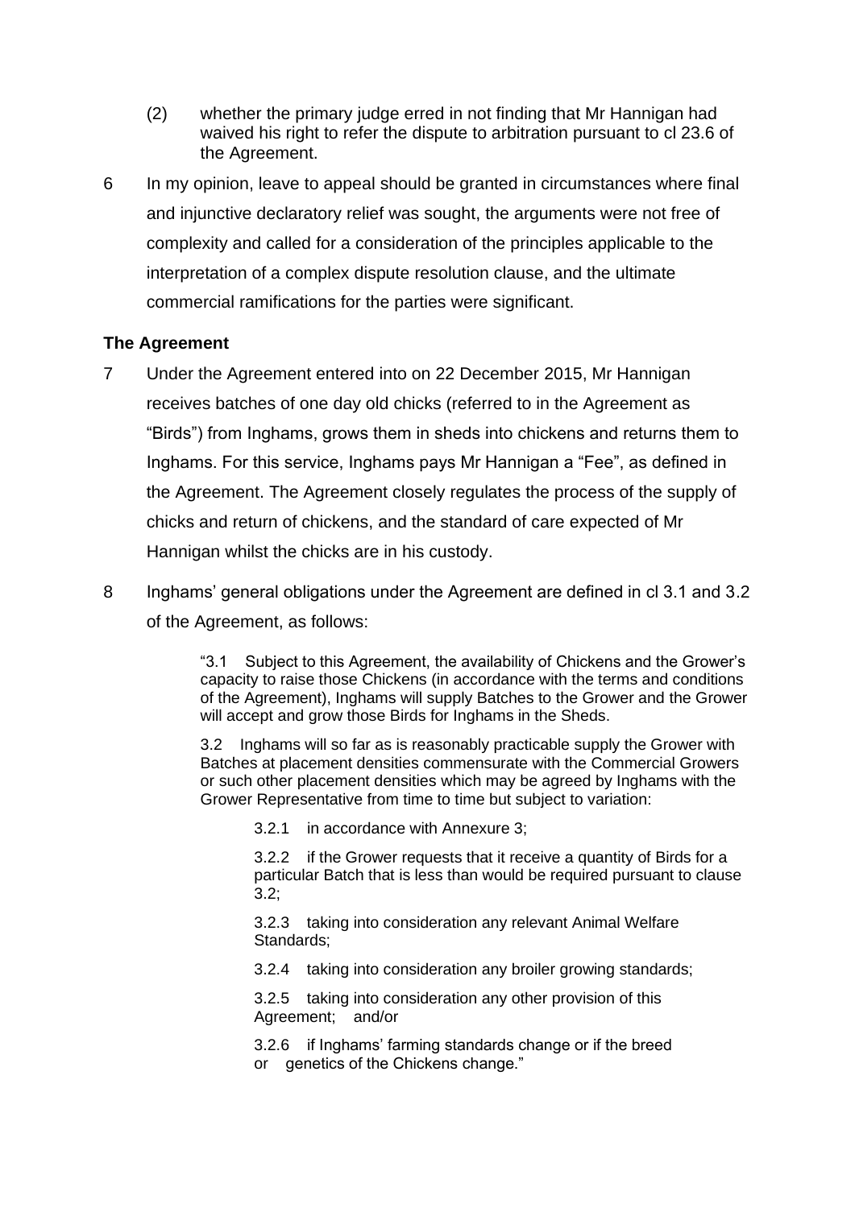(2) whether the primary judge erred in not finding that Mr Hannigan had waived his right to refer the dispute to arbitration pursuant to cl 23.6 of the Agreement.

6 In my opinion, leave to appeal should be granted in circumstances where final and injunctive declaratory relief was sought, the arguments were not free of complexity and called for a consideration of the principles applicable to the interpretation of a complex dispute resolution clause, and the ultimate commercial ramifications for the parties were significant.

**The Agreement**

7 Under the Agreement entered into on 22 December 2015, Mr Hannigan receives batches of one day old chicks (referred to in the Agreement as "Birds") from Inghams, grows them in sheds into chickens and returns them to Inghams. For this service, Inghams pays Mr Hannigan a "Fee", as defined in the Agreement. The Agreement closely regulates the process of the supply of chicks and return of chickens, and the standard of care expected of Mr Hannigan whilst the chicks are in his custody.

8 Inghams' general obligations under the Agreement are defined in cl 3.1 and 3.2 of the Agreement, as follows:

> "3.1 Subject to this Agreement, the availability of Chickens and the Grower's capacity to raise those Chickens (in accordance with the terms and conditions of the Agreement), Inghams will supply Batches to the Grower and the Grower will accept and grow those Birds for Inghams in the Sheds.
>
> 3.2 Inghams will so far as is reasonably practicable supply the Grower with Batches at placement densities commensurate with the Commercial Growers or such other placement densities which may be agreed by Inghams with the Grower Representative from time to time but subject to variation:
>
> 3.2.1 in accordance with Annexure 3;
>
> 3.2.2 if the Grower requests that it receive a quantity of Birds for a particular Batch that is less than would be required pursuant to clause 3.2;
>
> 3.2.3 taking into consideration any relevant Animal Welfare Standards;
>
> 3.2.4 taking into consideration any broiler growing standards;
>
> 3.2.5 taking into consideration any other provision of this Agreement; and/or
>
> 3.2.6 if Inghams' farming standards change or if the breed or genetics of the Chickens change."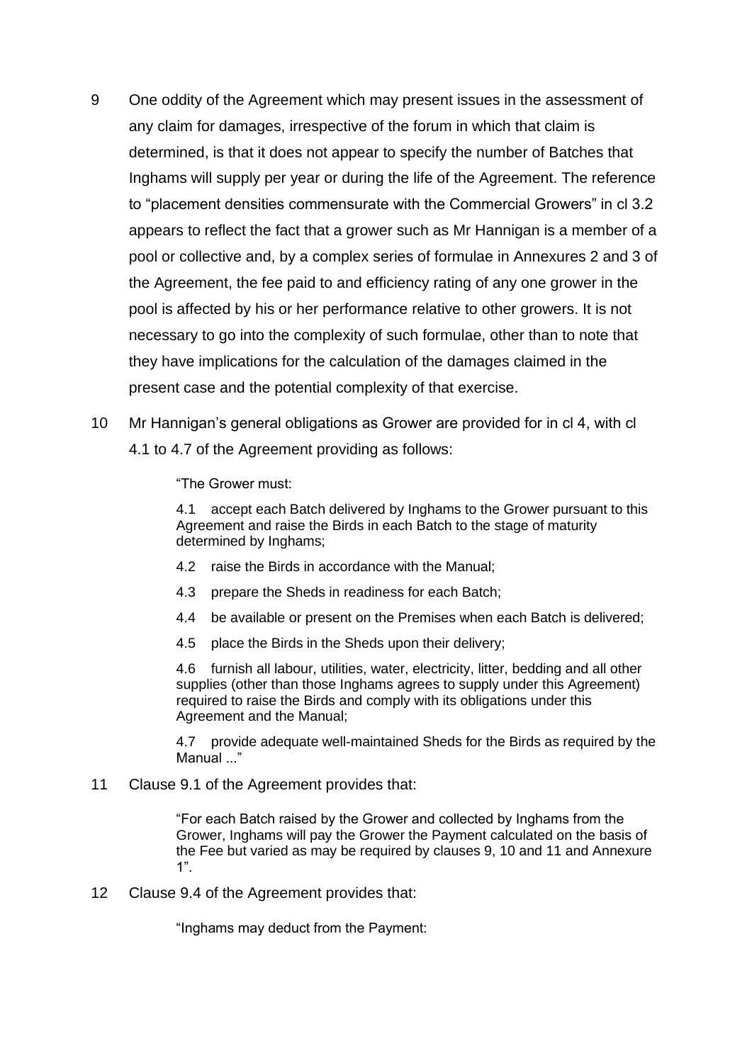9 One oddity of the Agreement which may present issues in the assessment of any claim for damages, irrespective of the forum in which that claim is determined, is that it does not appear to specify the number of Batches that Inghams will supply per year or during the life of the Agreement. The reference to "placement densities commensurate with the Commercial Growers" in cl 3.2 appears to reflect the fact that a grower such as Mr Hannigan is a member of a pool or collective and, by a complex series of formulae in Annexures 2 and 3 of the Agreement, the fee paid to and efficiency rating of any one grower in the pool is affected by his or her performance relative to other growers. It is not necessary to go into the complexity of such formulae, other than to note that they have implications for the calculation of the damages claimed in the present case and the potential complexity of that exercise.

10 Mr Hannigan's general obligations as Grower are provided for in cl 4, with cl 4.1 to 4.7 of the Agreement providing as follows:

> "The Grower must:
>
> 4.1 accept each Batch delivered by Inghams to the Grower pursuant to this Agreement and raise the Birds in each Batch to the stage of maturity determined by Inghams;
>
> 4.2 raise the Birds in accordance with the Manual;
>
> 4.3 prepare the Sheds in readiness for each Batch;
>
> 4.4 be available or present on the Premises when each Batch is delivered;
>
> 4.5 place the Birds in the Sheds upon their delivery;
>
> 4.6 furnish all labour, utilities, water, electricity, litter, bedding and all other supplies (other than those Inghams agrees to supply under this Agreement) required to raise the Birds and comply with its obligations under this Agreement and the Manual;
>
> 4.7 provide adequate well-maintained Sheds for the Birds as required by the Manual ..."

11 Clause 9.1 of the Agreement provides that:

> "For each Batch raised by the Grower and collected by Inghams from the Grower, Inghams will pay the Grower the Payment calculated on the basis of the Fee but varied as may be required by clauses 9, 10 and 11 and Annexure 1".

12 Clause 9.4 of the Agreement provides that:

> "Inghams may deduct from the Payment: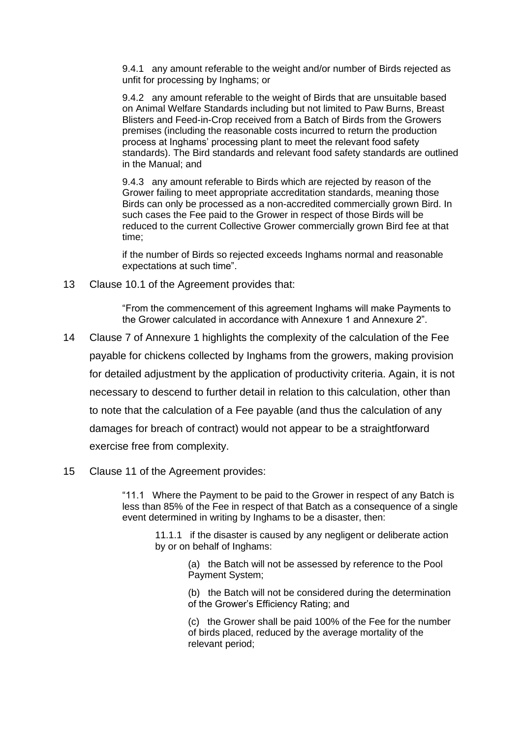9.4.1 any amount referable to the weight and/or number of Birds rejected as unfit for processing by Inghams; or

9.4.2 any amount referable to the weight of Birds that are unsuitable based on Animal Welfare Standards including but not limited to Paw Burns, Breast Blisters and Feed-in-Crop received from a Batch of Birds from the Growers premises (including the reasonable costs incurred to return the production process at Inghams' processing plant to meet the relevant food safety standards). The Bird standards and relevant food safety standards are outlined in the Manual; and

9.4.3 any amount referable to Birds which are rejected by reason of the Grower failing to meet appropriate accreditation standards, meaning those Birds can only be processed as a non-accredited commercially grown Bird. In such cases the Fee paid to the Grower in respect of those Birds will be reduced to the current Collective Grower commercially grown Bird fee at that time;

if the number of Birds so rejected exceeds Inghams normal and reasonable expectations at such time".

13 Clause 10.1 of the Agreement provides that:

> "From the commencement of this agreement Inghams will make Payments to the Grower calculated in accordance with Annexure 1 and Annexure 2".

14 Clause 7 of Annexure 1 highlights the complexity of the calculation of the Fee payable for chickens collected by Inghams from the growers, making provision for detailed adjustment by the application of productivity criteria. Again, it is not necessary to descend to further detail in relation to this calculation, other than to note that the calculation of a Fee payable (and thus the calculation of any damages for breach of contract) would not appear to be a straightforward exercise free from complexity.

15 Clause 11 of the Agreement provides:

> "11.1 Where the Payment to be paid to the Grower in respect of any Batch is less than 85% of the Fee in respect of that Batch as a consequence of a single event determined in writing by Inghams to be a disaster, then:
>
> 11.1.1 if the disaster is caused by any negligent or deliberate action by or on behalf of Inghams:
>
> (a) the Batch will not be assessed by reference to the Pool Payment System;
>
> (b) the Batch will not be considered during the determination of the Grower's Efficiency Rating; and
>
> (c) the Grower shall be paid 100% of the Fee for the number of birds placed, reduced by the average mortality of the relevant period;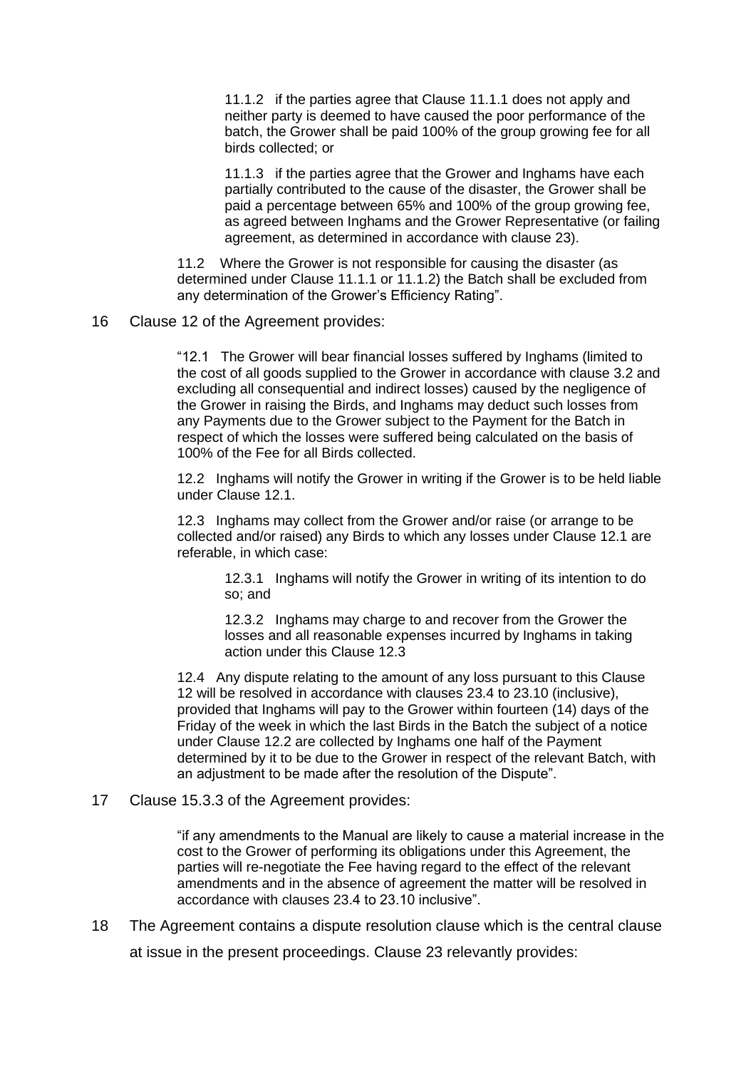11.1.2 if the parties agree that Clause 11.1.1 does not apply and neither party is deemed to have caused the poor performance of the batch, the Grower shall be paid 100% of the group growing fee for all birds collected; or

11.1.3 if the parties agree that the Grower and Inghams have each partially contributed to the cause of the disaster, the Grower shall be paid a percentage between 65% and 100% of the group growing fee, as agreed between Inghams and the Grower Representative (or failing agreement, as determined in accordance with clause 23).

11.2 Where the Grower is not responsible for causing the disaster (as determined under Clause 11.1.1 or 11.1.2) the Batch shall be excluded from any determination of the Grower's Efficiency Rating".

16 Clause 12 of the Agreement provides:

"12.1 The Grower will bear financial losses suffered by Inghams (limited to the cost of all goods supplied to the Grower in accordance with clause 3.2 and excluding all consequential and indirect losses) caused by the negligence of the Grower in raising the Birds, and Inghams may deduct such losses from any Payments due to the Grower subject to the Payment for the Batch in respect of which the losses were suffered being calculated on the basis of 100% of the Fee for all Birds collected.

12.2 Inghams will notify the Grower in writing if the Grower is to be held liable under Clause 12.1.

12.3 Inghams may collect from the Grower and/or raise (or arrange to be collected and/or raised) any Birds to which any losses under Clause 12.1 are referable, in which case:

12.3.1 Inghams will notify the Grower in writing of its intention to do so; and

12.3.2 Inghams may charge to and recover from the Grower the losses and all reasonable expenses incurred by Inghams in taking action under this Clause 12.3

12.4 Any dispute relating to the amount of any loss pursuant to this Clause 12 will be resolved in accordance with clauses 23.4 to 23.10 (inclusive), provided that Inghams will pay to the Grower within fourteen (14) days of the Friday of the week in which the last Birds in the Batch the subject of a notice under Clause 12.2 are collected by Inghams one half of the Payment determined by it to be due to the Grower in respect of the relevant Batch, with an adjustment to be made after the resolution of the Dispute".

17 Clause 15.3.3 of the Agreement provides:

"if any amendments to the Manual are likely to cause a material increase in the cost to the Grower of performing its obligations under this Agreement, the parties will re-negotiate the Fee having regard to the effect of the relevant amendments and in the absence of agreement the matter will be resolved in accordance with clauses 23.4 to 23.10 inclusive".

18 The Agreement contains a dispute resolution clause which is the central clause at issue in the present proceedings. Clause 23 relevantly provides: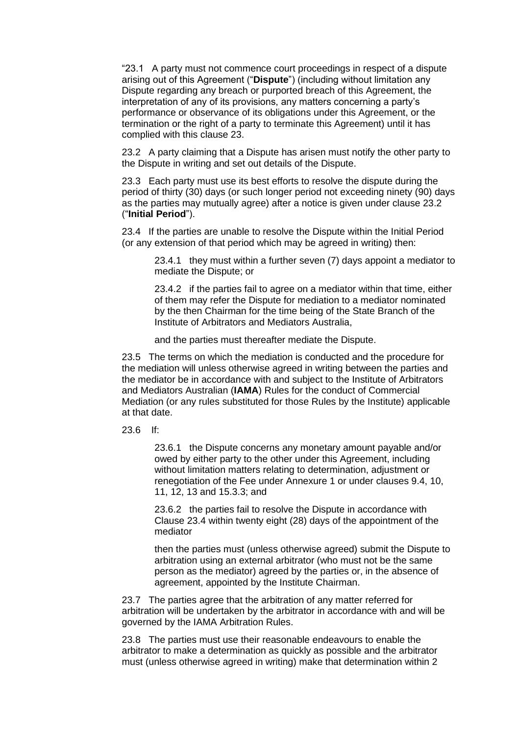"23.1 A party must not commence court proceedings in respect of a dispute arising out of this Agreement ("**Dispute**") (including without limitation any Dispute regarding any breach or purported breach of this Agreement, the interpretation of any of its provisions, any matters concerning a party's performance or observance of its obligations under this Agreement, or the termination or the right of a party to terminate this Agreement) until it has complied with this clause 23.

23.2 A party claiming that a Dispute has arisen must notify the other party to the Dispute in writing and set out details of the Dispute.

23.3 Each party must use its best efforts to resolve the dispute during the period of thirty (30) days (or such longer period not exceeding ninety (90) days as the parties may mutually agree) after a notice is given under clause 23.2 ("**Initial Period**").

23.4 If the parties are unable to resolve the Dispute within the Initial Period (or any extension of that period which may be agreed in writing) then:

> 23.4.1 they must within a further seven (7) days appoint a mediator to mediate the Dispute; or
>
> 23.4.2 if the parties fail to agree on a mediator within that time, either of them may refer the Dispute for mediation to a mediator nominated by the then Chairman for the time being of the State Branch of the Institute of Arbitrators and Mediators Australia,
>
> and the parties must thereafter mediate the Dispute.

23.5 The terms on which the mediation is conducted and the procedure for the mediation will unless otherwise agreed in writing between the parties and the mediator be in accordance with and subject to the Institute of Arbitrators and Mediators Australian (**IAMA**) Rules for the conduct of Commercial Mediation (or any rules substituted for those Rules by the Institute) applicable at that date.

23.6 If:

> 23.6.1 the Dispute concerns any monetary amount payable and/or owed by either party to the other under this Agreement, including without limitation matters relating to determination, adjustment or renegotiation of the Fee under Annexure 1 or under clauses 9.4, 10, 11, 12, 13 and 15.3.3; and
>
> 23.6.2 the parties fail to resolve the Dispute in accordance with Clause 23.4 within twenty eight (28) days of the appointment of the mediator
>
> then the parties must (unless otherwise agreed) submit the Dispute to arbitration using an external arbitrator (who must not be the same person as the mediator) agreed by the parties or, in the absence of agreement, appointed by the Institute Chairman.

23.7 The parties agree that the arbitration of any matter referred for arbitration will be undertaken by the arbitrator in accordance with and will be governed by the IAMA Arbitration Rules.

23.8 The parties must use their reasonable endeavours to enable the arbitrator to make a determination as quickly as possible and the arbitrator must (unless otherwise agreed in writing) make that determination within 2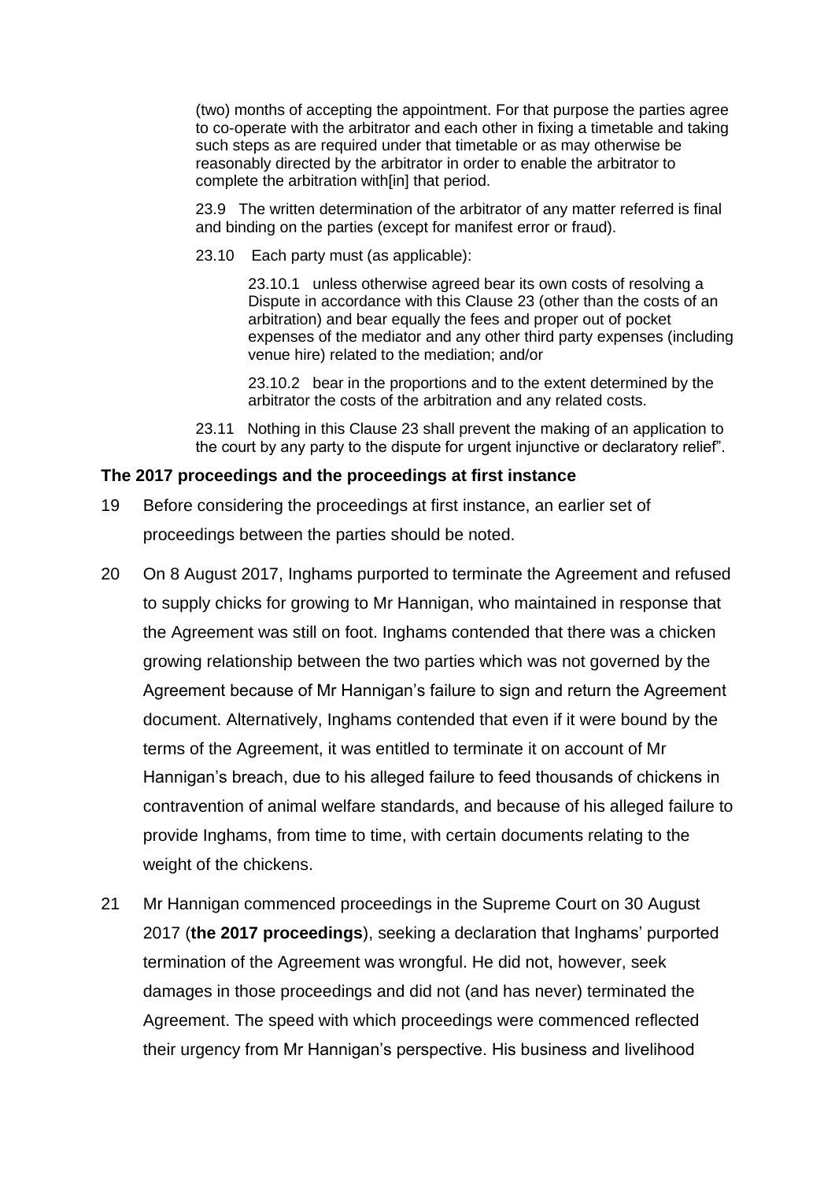(two) months of accepting the appointment. For that purpose the parties agree to co-operate with the arbitrator and each other in fixing a timetable and taking such steps as are required under that timetable or as may otherwise be reasonably directed by the arbitrator in order to enable the arbitrator to complete the arbitration with[in] that period.

23.9 The written determination of the arbitrator of any matter referred is final and binding on the parties (except for manifest error or fraud).

23.10 Each party must (as applicable):

23.10.1 unless otherwise agreed bear its own costs of resolving a Dispute in accordance with this Clause 23 (other than the costs of an arbitration) and bear equally the fees and proper out of pocket expenses of the mediator and any other third party expenses (including venue hire) related to the mediation; and/or

23.10.2 bear in the proportions and to the extent determined by the arbitrator the costs of the arbitration and any related costs.

23.11 Nothing in this Clause 23 shall prevent the making of an application to the court by any party to the dispute for urgent injunctive or declaratory relief".

**The 2017 proceedings and the proceedings at first instance**

19 Before considering the proceedings at first instance, an earlier set of proceedings between the parties should be noted.

20 On 8 August 2017, Inghams purported to terminate the Agreement and refused to supply chicks for growing to Mr Hannigan, who maintained in response that the Agreement was still on foot. Inghams contended that there was a chicken growing relationship between the two parties which was not governed by the Agreement because of Mr Hannigan's failure to sign and return the Agreement document. Alternatively, Inghams contended that even if it were bound by the terms of the Agreement, it was entitled to terminate it on account of Mr Hannigan's breach, due to his alleged failure to feed thousands of chickens in contravention of animal welfare standards, and because of his alleged failure to provide Inghams, from time to time, with certain documents relating to the weight of the chickens.

21 Mr Hannigan commenced proceedings in the Supreme Court on 30 August 2017 (**the 2017 proceedings**), seeking a declaration that Inghams' purported termination of the Agreement was wrongful. He did not, however, seek damages in those proceedings and did not (and has never) terminated the Agreement. The speed with which proceedings were commenced reflected their urgency from Mr Hannigan's perspective. His business and livelihood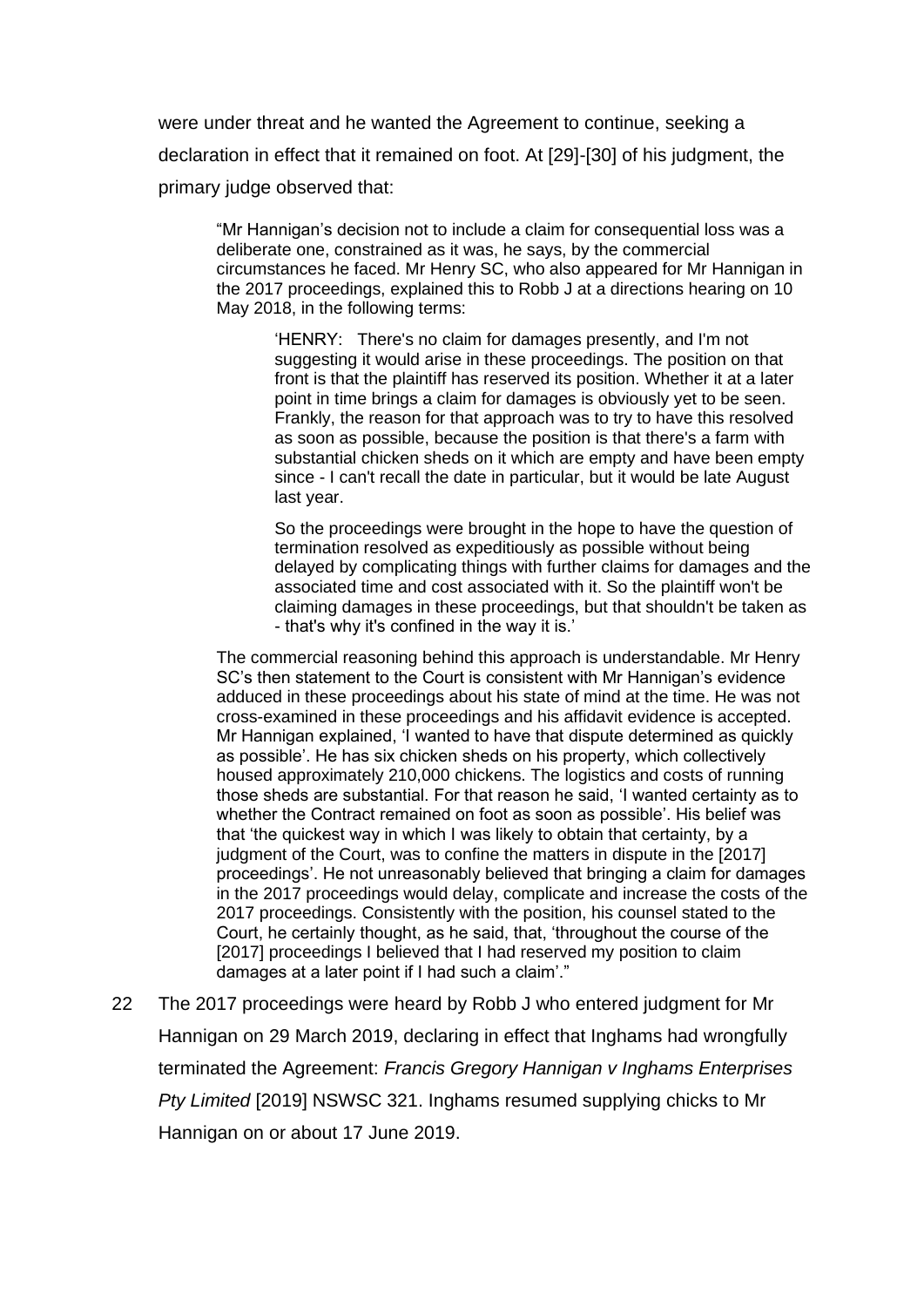were under threat and he wanted the Agreement to continue, seeking a declaration in effect that it remained on foot. At [29]-[30] of his judgment, the primary judge observed that:

> "Mr Hannigan's decision not to include a claim for consequential loss was a deliberate one, constrained as it was, he says, by the commercial circumstances he faced. Mr Henry SC, who also appeared for Mr Hannigan in the 2017 proceedings, explained this to Robb J at a directions hearing on 10 May 2018, in the following terms:
>
> > 'HENRY: There's no claim for damages presently, and I'm not suggesting it would arise in these proceedings. The position on that front is that the plaintiff has reserved its position. Whether it at a later point in time brings a claim for damages is obviously yet to be seen. Frankly, the reason for that approach was to try to have this resolved as soon as possible, because the position is that there's a farm with substantial chicken sheds on it which are empty and have been empty since - I can't recall the date in particular, but it would be late August last year.
> >
> > So the proceedings were brought in the hope to have the question of termination resolved as expeditiously as possible without being delayed by complicating things with further claims for damages and the associated time and cost associated with it. So the plaintiff won't be claiming damages in these proceedings, but that shouldn't be taken as - that's why it's confined in the way it is.'
>
> The commercial reasoning behind this approach is understandable. Mr Henry SC's then statement to the Court is consistent with Mr Hannigan's evidence adduced in these proceedings about his state of mind at the time. He was not cross-examined in these proceedings and his affidavit evidence is accepted. Mr Hannigan explained, 'I wanted to have that dispute determined as quickly as possible'. He has six chicken sheds on his property, which collectively housed approximately 210,000 chickens. The logistics and costs of running those sheds are substantial. For that reason he said, 'I wanted certainty as to whether the Contract remained on foot as soon as possible'. His belief was that 'the quickest way in which I was likely to obtain that certainty, by a judgment of the Court, was to confine the matters in dispute in the [2017] proceedings'. He not unreasonably believed that bringing a claim for damages in the 2017 proceedings would delay, complicate and increase the costs of the 2017 proceedings. Consistently with the position, his counsel stated to the Court, he certainly thought, as he said, that, 'throughout the course of the [2017] proceedings I believed that I had reserved my position to claim damages at a later point if I had such a claim'."

22 The 2017 proceedings were heard by Robb J who entered judgment for Mr Hannigan on 29 March 2019, declaring in effect that Inghams had wrongfully terminated the Agreement: *Francis Gregory Hannigan v Inghams Enterprises Pty Limited* [2019] NSWSC 321. Inghams resumed supplying chicks to Mr Hannigan on or about 17 June 2019.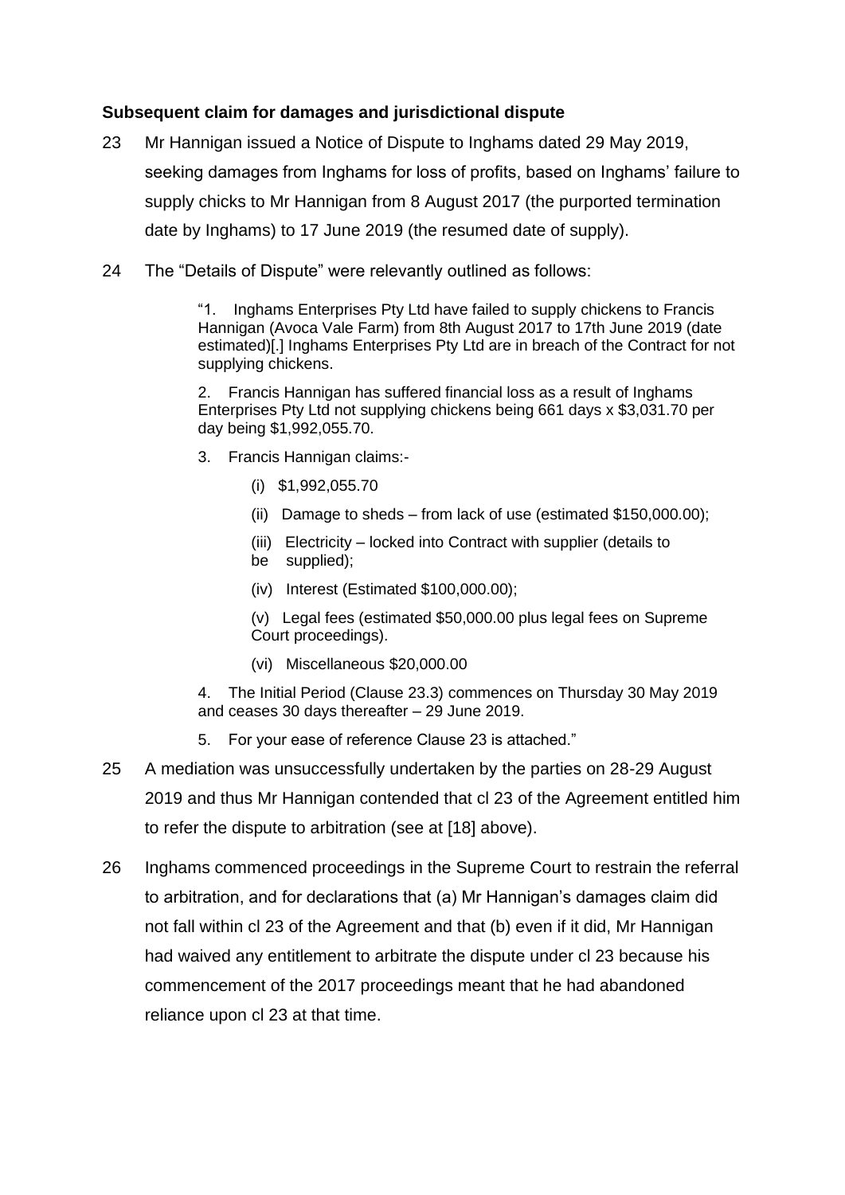### Subsequent claim for damages and jurisdictional dispute

23 Mr Hannigan issued a Notice of Dispute to Inghams dated 29 May 2019, seeking damages from Inghams for loss of profits, based on Inghams' failure to supply chicks to Mr Hannigan from 8 August 2017 (the purported termination date by Inghams) to 17 June 2019 (the resumed date of supply).

24 The "Details of Dispute" were relevantly outlined as follows:

> "1. Inghams Enterprises Pty Ltd have failed to supply chickens to Francis Hannigan (Avoca Vale Farm) from 8th August 2017 to 17th June 2019 (date estimated)[.] Inghams Enterprises Pty Ltd are in breach of the Contract for not supplying chickens.
>
> 2. Francis Hannigan has suffered financial loss as a result of Inghams Enterprises Pty Ltd not supplying chickens being 661 days x $3,031.70 per day being $1,992,055.70.
>
> 3. Francis Hannigan claims:-
>
> (i) $1,992,055.70
>
> (ii) Damage to sheds – from lack of use (estimated $150,000.00);
>
> (iii) Electricity – locked into Contract with supplier (details to be supplied);
>
> (iv) Interest (Estimated $100,000.00);
>
> (v) Legal fees (estimated $50,000.00 plus legal fees on Supreme Court proceedings).
>
> (vi) Miscellaneous $20,000.00
>
> 4. The Initial Period (Clause 23.3) commences on Thursday 30 May 2019 and ceases 30 days thereafter – 29 June 2019.
>
> 5. For your ease of reference Clause 23 is attached."

25 A mediation was unsuccessfully undertaken by the parties on 28-29 August 2019 and thus Mr Hannigan contended that cl 23 of the Agreement entitled him to refer the dispute to arbitration (see at [18] above).

26 Inghams commenced proceedings in the Supreme Court to restrain the referral to arbitration, and for declarations that (a) Mr Hannigan's damages claim did not fall within cl 23 of the Agreement and that (b) even if it did, Mr Hannigan had waived any entitlement to arbitrate the dispute under cl 23 because his commencement of the 2017 proceedings meant that he had abandoned reliance upon cl 23 at that time.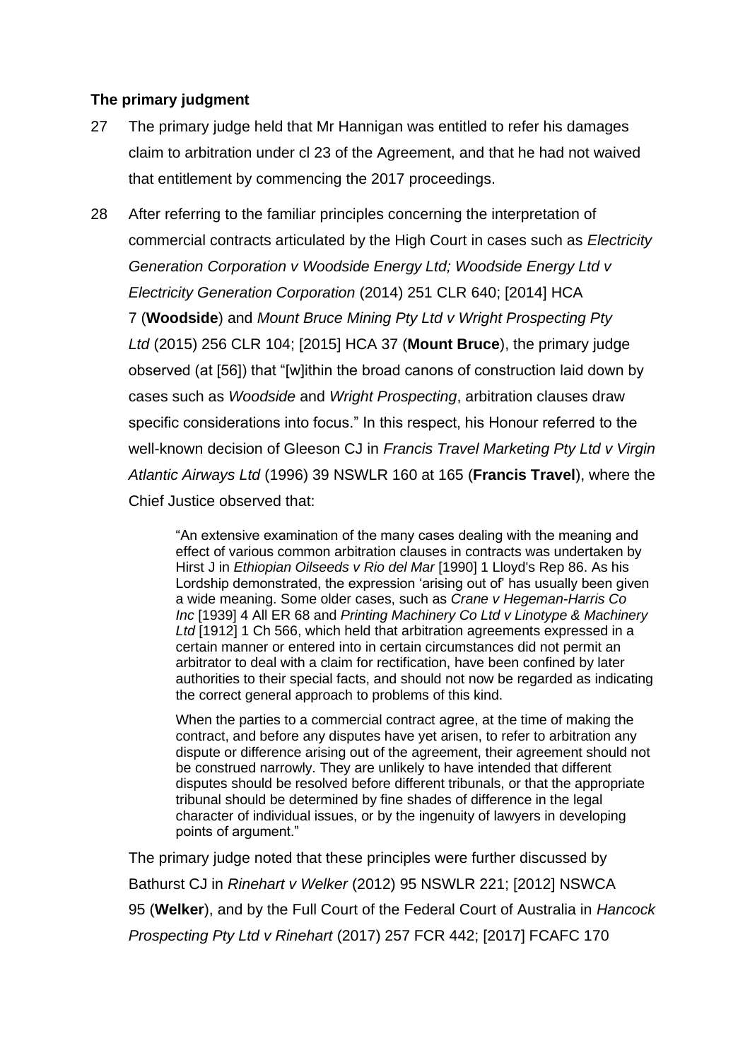### The primary judgment

27 The primary judge held that Mr Hannigan was entitled to refer his damages claim to arbitration under cl 23 of the Agreement, and that he had not waived that entitlement by commencing the 2017 proceedings.

28 After referring to the familiar principles concerning the interpretation of commercial contracts articulated by the High Court in cases such as *Electricity Generation Corporation v Woodside Energy Ltd; Woodside Energy Ltd v Electricity Generation Corporation* (2014) 251 CLR 640; [2014] HCA 7 (**Woodside**) and *Mount Bruce Mining Pty Ltd v Wright Prospecting Pty Ltd* (2015) 256 CLR 104; [2015] HCA 37 (**Mount Bruce**), the primary judge observed (at [56]) that "[w]ithin the broad canons of construction laid down by cases such as *Woodside* and *Wright Prospecting*, arbitration clauses draw specific considerations into focus." In this respect, his Honour referred to the well-known decision of Gleeson CJ in *Francis Travel Marketing Pty Ltd v Virgin Atlantic Airways Ltd* (1996) 39 NSWLR 160 at 165 (**Francis Travel**), where the Chief Justice observed that:

> "An extensive examination of the many cases dealing with the meaning and effect of various common arbitration clauses in contracts was undertaken by Hirst J in *Ethiopian Oilseeds v Rio del Mar* [1990] 1 Lloyd's Rep 86. As his Lordship demonstrated, the expression 'arising out of' has usually been given a wide meaning. Some older cases, such as *Crane v Hegeman-Harris Co Inc* [1939] 4 All ER 68 and *Printing Machinery Co Ltd v Linotype & Machinery Ltd* [1912] 1 Ch 566, which held that arbitration agreements expressed in a certain manner or entered into in certain circumstances did not permit an arbitrator to deal with a claim for rectification, have been confined by later authorities to their special facts, and should not now be regarded as indicating the correct general approach to problems of this kind.
>
> When the parties to a commercial contract agree, at the time of making the contract, and before any disputes have yet arisen, to refer to arbitration any dispute or difference arising out of the agreement, their agreement should not be construed narrowly. They are unlikely to have intended that different disputes should be resolved before different tribunals, or that the appropriate tribunal should be determined by fine shades of difference in the legal character of individual issues, or by the ingenuity of lawyers in developing points of argument."

The primary judge noted that these principles were further discussed by Bathurst CJ in *Rinehart v Welker* (2012) 95 NSWLR 221; [2012] NSWCA 95 (**Welker**), and by the Full Court of the Federal Court of Australia in *Hancock Prospecting Pty Ltd v Rinehart* (2017) 257 FCR 442; [2017] FCAFC 170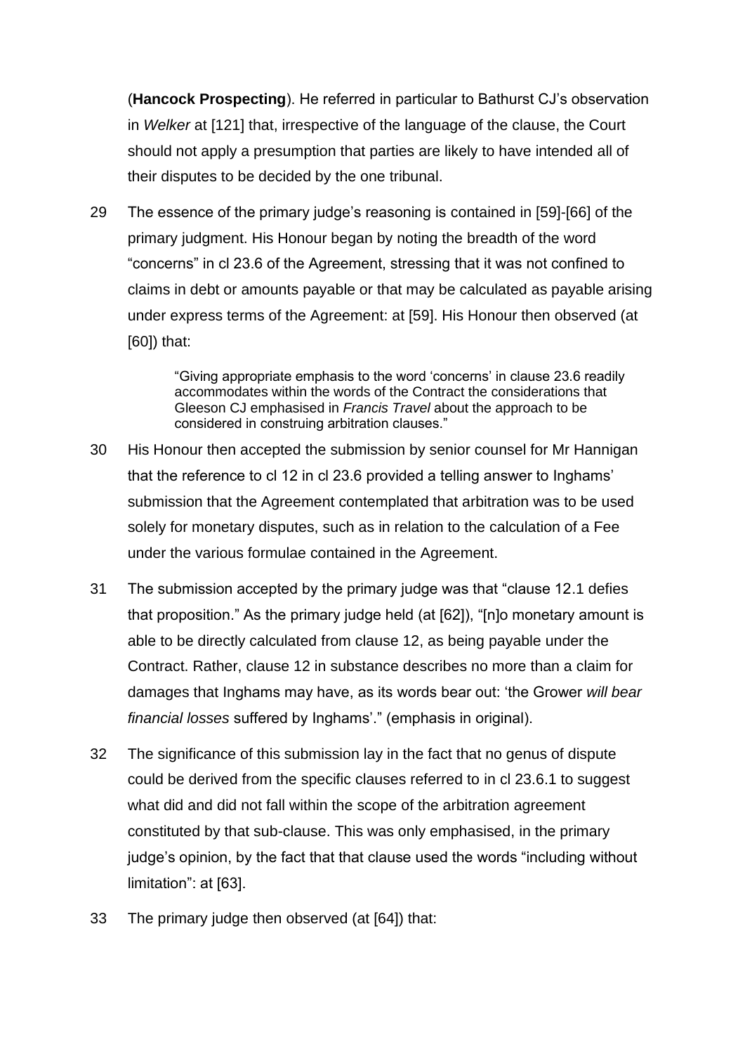(**Hancock Prospecting**). He referred in particular to Bathurst CJ's observation in *Welker* at [121] that, irrespective of the language of the clause, the Court should not apply a presumption that parties are likely to have intended all of their disputes to be decided by the one tribunal.

29 The essence of the primary judge's reasoning is contained in [59]-[66] of the primary judgment. His Honour began by noting the breadth of the word "concerns" in cl 23.6 of the Agreement, stressing that it was not confined to claims in debt or amounts payable or that may be calculated as payable arising under express terms of the Agreement: at [59]. His Honour then observed (at [60]) that:

> "Giving appropriate emphasis to the word 'concerns' in clause 23.6 readily accommodates within the words of the Contract the considerations that Gleeson CJ emphasised in *Francis Travel* about the approach to be considered in construing arbitration clauses."

30 His Honour then accepted the submission by senior counsel for Mr Hannigan that the reference to cl 12 in cl 23.6 provided a telling answer to Inghams' submission that the Agreement contemplated that arbitration was to be used solely for monetary disputes, such as in relation to the calculation of a Fee under the various formulae contained in the Agreement.

31 The submission accepted by the primary judge was that "clause 12.1 defies that proposition." As the primary judge held (at [62]), "[n]o monetary amount is able to be directly calculated from clause 12, as being payable under the Contract. Rather, clause 12 in substance describes no more than a claim for damages that Inghams may have, as its words bear out: 'the Grower *will bear financial losses* suffered by Inghams'." (emphasis in original).

32 The significance of this submission lay in the fact that no genus of dispute could be derived from the specific clauses referred to in cl 23.6.1 to suggest what did and did not fall within the scope of the arbitration agreement constituted by that sub-clause. This was only emphasised, in the primary judge's opinion, by the fact that that clause used the words "including without limitation": at [63].

33 The primary judge then observed (at [64]) that: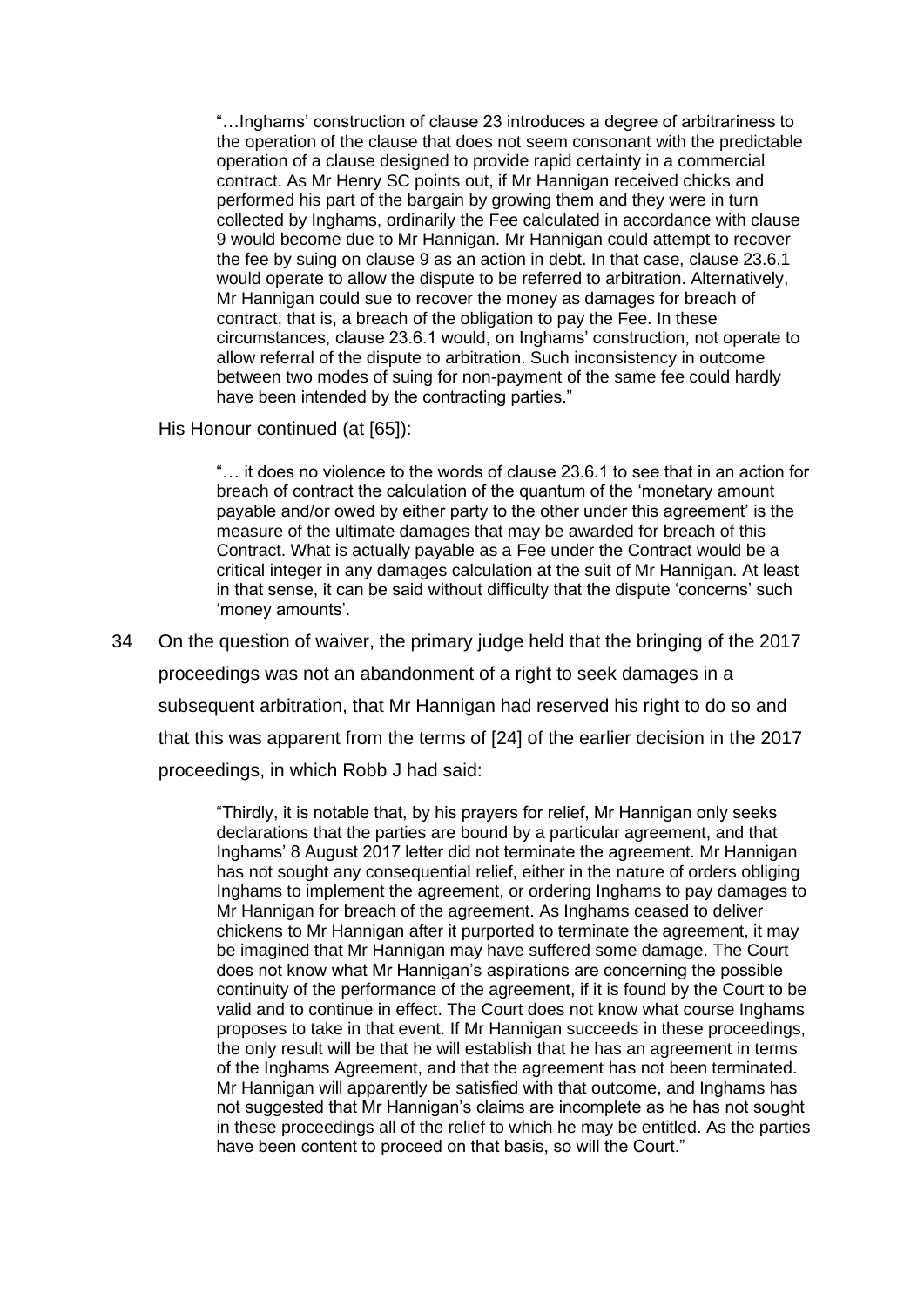> "…Inghams' construction of clause 23 introduces a degree of arbitrariness to the operation of the clause that does not seem consonant with the predictable operation of a clause designed to provide rapid certainty in a commercial contract. As Mr Henry SC points out, if Mr Hannigan received chicks and performed his part of the bargain by growing them and they were in turn collected by Inghams, ordinarily the Fee calculated in accordance with clause 9 would become due to Mr Hannigan. Mr Hannigan could attempt to recover the fee by suing on clause 9 as an action in debt. In that case, clause 23.6.1 would operate to allow the dispute to be referred to arbitration. Alternatively, Mr Hannigan could sue to recover the money as damages for breach of contract, that is, a breach of the obligation to pay the Fee. In these circumstances, clause 23.6.1 would, on Inghams' construction, not operate to allow referral of the dispute to arbitration. Such inconsistency in outcome between two modes of suing for non-payment of the same fee could hardly have been intended by the contracting parties."

His Honour continued (at [65]):

> "… it does no violence to the words of clause 23.6.1 to see that in an action for breach of contract the calculation of the quantum of the 'monetary amount payable and/or owed by either party to the other under this agreement' is the measure of the ultimate damages that may be awarded for breach of this Contract. What is actually payable as a Fee under the Contract would be a critical integer in any damages calculation at the suit of Mr Hannigan. At least in that sense, it can be said without difficulty that the dispute 'concerns' such 'money amounts'.

34 On the question of waiver, the primary judge held that the bringing of the 2017 proceedings was not an abandonment of a right to seek damages in a subsequent arbitration, that Mr Hannigan had reserved his right to do so and that this was apparent from the terms of [24] of the earlier decision in the 2017 proceedings, in which Robb J had said:

> "Thirdly, it is notable that, by his prayers for relief, Mr Hannigan only seeks declarations that the parties are bound by a particular agreement, and that Inghams' 8 August 2017 letter did not terminate the agreement. Mr Hannigan has not sought any consequential relief, either in the nature of orders obliging Inghams to implement the agreement, or ordering Inghams to pay damages to Mr Hannigan for breach of the agreement. As Inghams ceased to deliver chickens to Mr Hannigan after it purported to terminate the agreement, it may be imagined that Mr Hannigan may have suffered some damage. The Court does not know what Mr Hannigan's aspirations are concerning the possible continuity of the performance of the agreement, if it is found by the Court to be valid and to continue in effect. The Court does not know what course Inghams proposes to take in that event. If Mr Hannigan succeeds in these proceedings, the only result will be that he will establish that he has an agreement in terms of the Inghams Agreement, and that the agreement has not been terminated. Mr Hannigan will apparently be satisfied with that outcome, and Inghams has not suggested that Mr Hannigan's claims are incomplete as he has not sought in these proceedings all of the relief to which he may be entitled. As the parties have been content to proceed on that basis, so will the Court."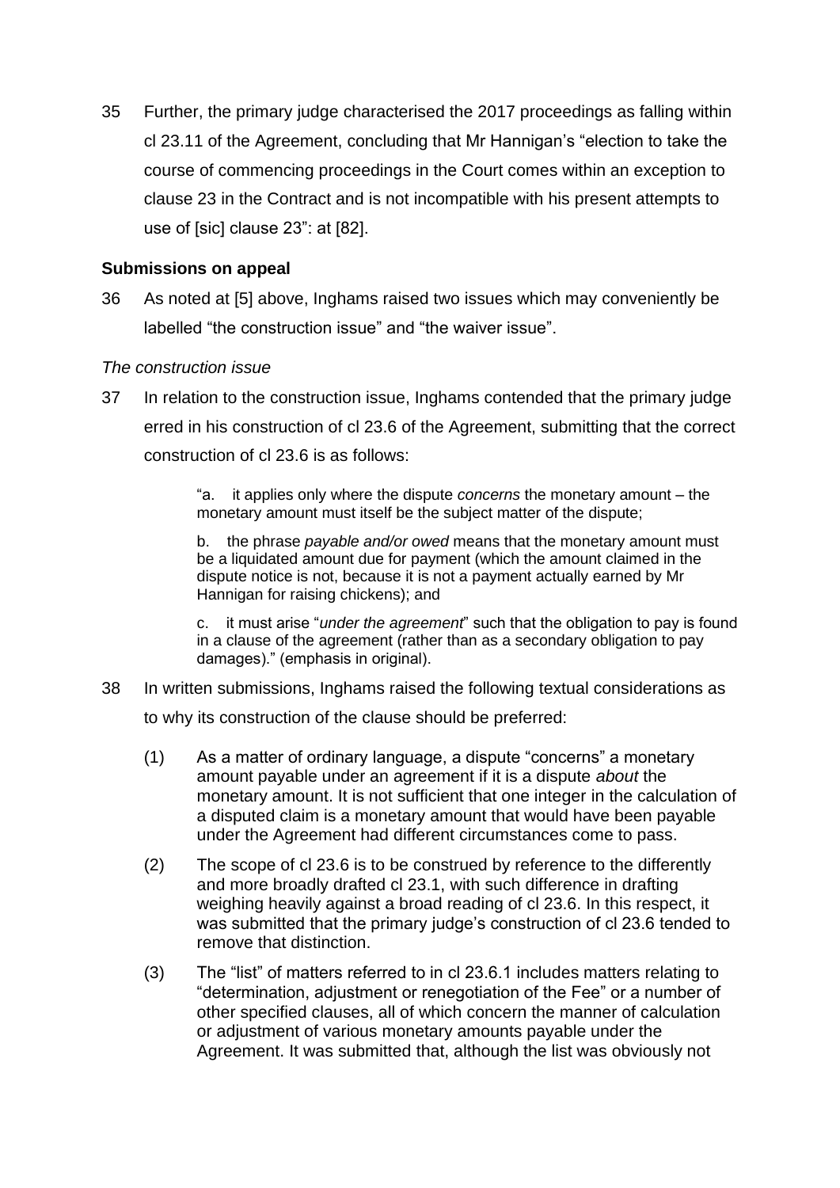35 Further, the primary judge characterised the 2017 proceedings as falling within cl 23.11 of the Agreement, concluding that Mr Hannigan's "election to take the course of commencing proceedings in the Court comes within an exception to clause 23 in the Contract and is not incompatible with his present attempts to use of [sic] clause 23": at [82].

## Submissions on appeal

36 As noted at [5] above, Inghams raised two issues which may conveniently be labelled "the construction issue" and "the waiver issue".

### *The construction issue*

37 In relation to the construction issue, Inghams contended that the primary judge erred in his construction of cl 23.6 of the Agreement, submitting that the correct construction of cl 23.6 is as follows:

> "a. it applies only where the dispute *concerns* the monetary amount – the monetary amount must itself be the subject matter of the dispute;
>
> b. the phrase *payable and/or owed* means that the monetary amount must be a liquidated amount due for payment (which the amount claimed in the dispute notice is not, because it is not a payment actually earned by Mr Hannigan for raising chickens); and
>
> c. it must arise "*under the agreement*" such that the obligation to pay is found in a clause of the agreement (rather than as a secondary obligation to pay damages)." (emphasis in original).

38 In written submissions, Inghams raised the following textual considerations as to why its construction of the clause should be preferred:

(1) As a matter of ordinary language, a dispute "concerns" a monetary amount payable under an agreement if it is a dispute *about* the monetary amount. It is not sufficient that one integer in the calculation of a disputed claim is a monetary amount that would have been payable under the Agreement had different circumstances come to pass.

(2) The scope of cl 23.6 is to be construed by reference to the differently and more broadly drafted cl 23.1, with such difference in drafting weighing heavily against a broad reading of cl 23.6. In this respect, it was submitted that the primary judge's construction of cl 23.6 tended to remove that distinction.

(3) The "list" of matters referred to in cl 23.6.1 includes matters relating to "determination, adjustment or renegotiation of the Fee" or a number of other specified clauses, all of which concern the manner of calculation or adjustment of various monetary amounts payable under the Agreement. It was submitted that, although the list was obviously not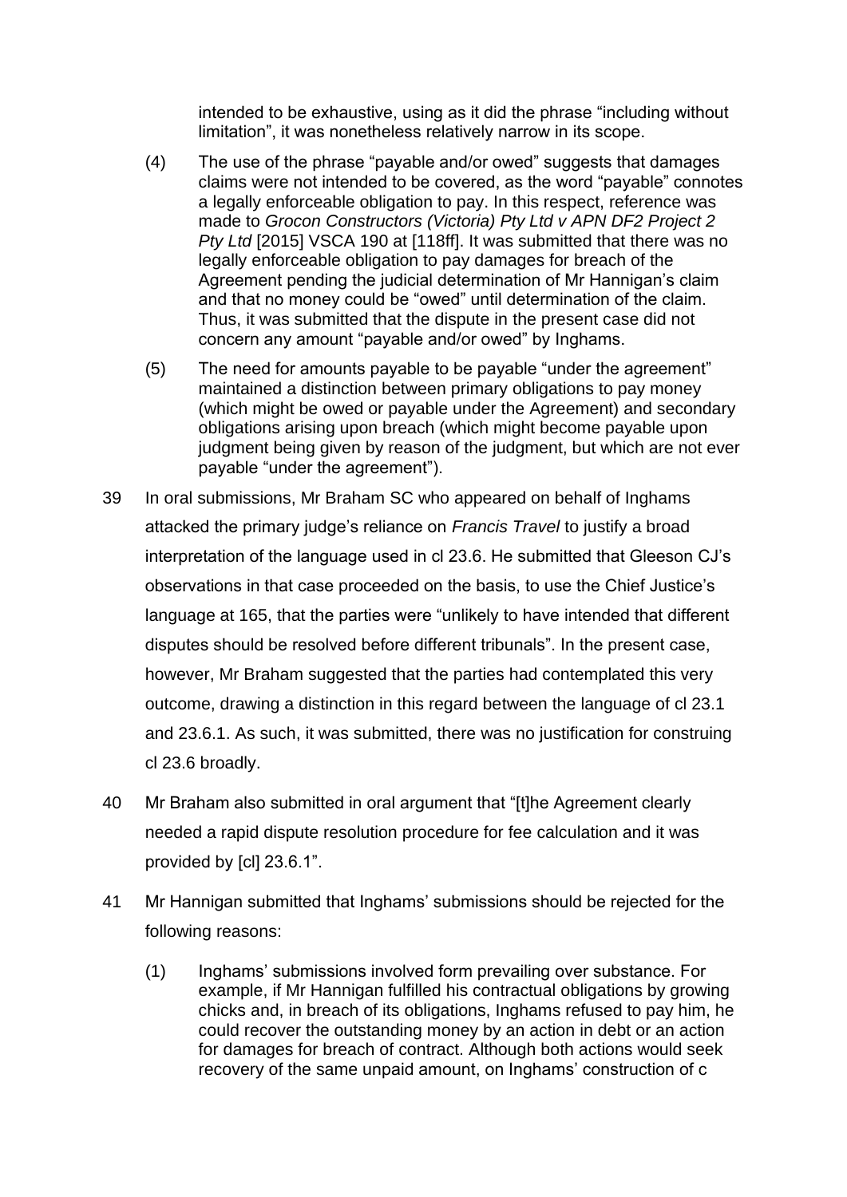intended to be exhaustive, using as it did the phrase "including without limitation", it was nonetheless relatively narrow in its scope.

(4) The use of the phrase "payable and/or owed" suggests that damages claims were not intended to be covered, as the word "payable" connotes a legally enforceable obligation to pay. In this respect, reference was made to *Grocon Constructors (Victoria) Pty Ltd v APN DF2 Project 2 Pty Ltd* [2015] VSCA 190 at [118ff]. It was submitted that there was no legally enforceable obligation to pay damages for breach of the Agreement pending the judicial determination of Mr Hannigan's claim and that no money could be "owed" until determination of the claim. Thus, it was submitted that the dispute in the present case did not concern any amount "payable and/or owed" by Inghams.

(5) The need for amounts payable to be payable "under the agreement" maintained a distinction between primary obligations to pay money (which might be owed or payable under the Agreement) and secondary obligations arising upon breach (which might become payable upon judgment being given by reason of the judgment, but which are not ever payable "under the agreement").

39 In oral submissions, Mr Braham SC who appeared on behalf of Inghams attacked the primary judge's reliance on *Francis Travel* to justify a broad interpretation of the language used in cl 23.6. He submitted that Gleeson CJ's observations in that case proceeded on the basis, to use the Chief Justice's language at 165, that the parties were "unlikely to have intended that different disputes should be resolved before different tribunals". In the present case, however, Mr Braham suggested that the parties had contemplated this very outcome, drawing a distinction in this regard between the language of cl 23.1 and 23.6.1. As such, it was submitted, there was no justification for construing cl 23.6 broadly.

40 Mr Braham also submitted in oral argument that "[t]he Agreement clearly needed a rapid dispute resolution procedure for fee calculation and it was provided by [cl] 23.6.1".

41 Mr Hannigan submitted that Inghams' submissions should be rejected for the following reasons:

(1) Inghams' submissions involved form prevailing over substance. For example, if Mr Hannigan fulfilled his contractual obligations by growing chicks and, in breach of its obligations, Inghams refused to pay him, he could recover the outstanding money by an action in debt or an action for damages for breach of contract. Although both actions would seek recovery of the same unpaid amount, on Inghams' construction of c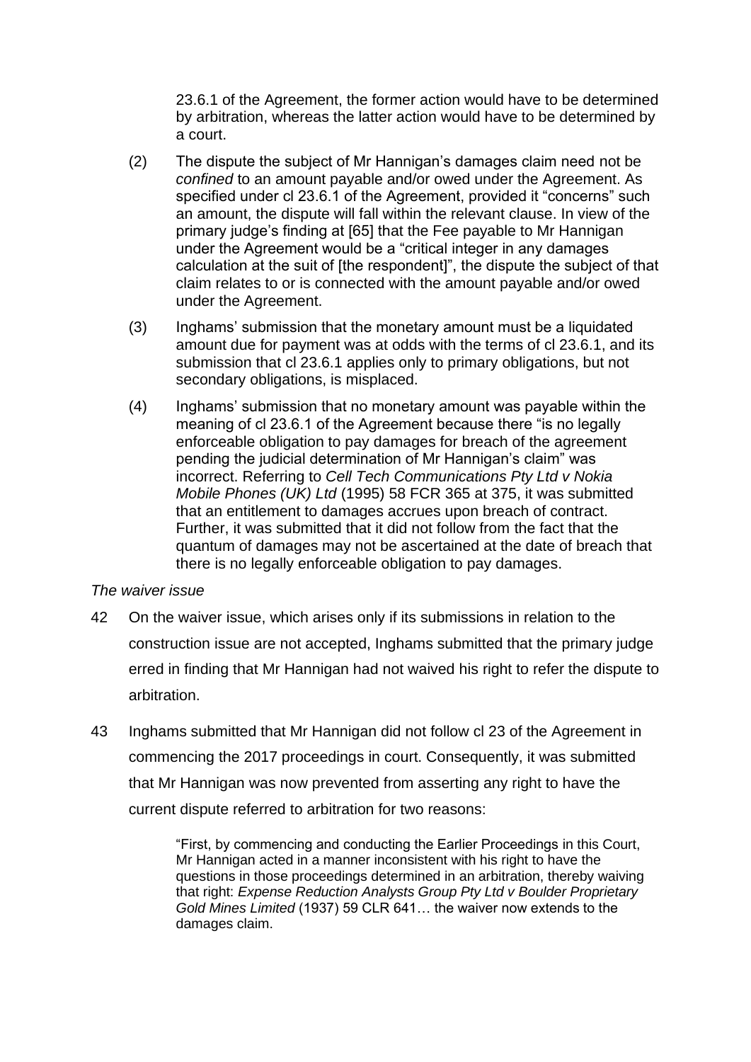23.6.1 of the Agreement, the former action would have to be determined by arbitration, whereas the latter action would have to be determined by a court.

(2) The dispute the subject of Mr Hannigan's damages claim need not be *confined* to an amount payable and/or owed under the Agreement. As specified under cl 23.6.1 of the Agreement, provided it "concerns" such an amount, the dispute will fall within the relevant clause. In view of the primary judge's finding at [65] that the Fee payable to Mr Hannigan under the Agreement would be a "critical integer in any damages calculation at the suit of [the respondent]", the dispute the subject of that claim relates to or is connected with the amount payable and/or owed under the Agreement.

(3) Inghams' submission that the monetary amount must be a liquidated amount due for payment was at odds with the terms of cl 23.6.1, and its submission that cl 23.6.1 applies only to primary obligations, but not secondary obligations, is misplaced.

(4) Inghams' submission that no monetary amount was payable within the meaning of cl 23.6.1 of the Agreement because there "is no legally enforceable obligation to pay damages for breach of the agreement pending the judicial determination of Mr Hannigan's claim" was incorrect. Referring to *Cell Tech Communications Pty Ltd v Nokia Mobile Phones (UK) Ltd* (1995) 58 FCR 365 at 375, it was submitted that an entitlement to damages accrues upon breach of contract. Further, it was submitted that it did not follow from the fact that the quantum of damages may not be ascertained at the date of breach that there is no legally enforceable obligation to pay damages.

*The waiver issue*

42 On the waiver issue, which arises only if its submissions in relation to the construction issue are not accepted, Inghams submitted that the primary judge erred in finding that Mr Hannigan had not waived his right to refer the dispute to arbitration.

43 Inghams submitted that Mr Hannigan did not follow cl 23 of the Agreement in commencing the 2017 proceedings in court. Consequently, it was submitted that Mr Hannigan was now prevented from asserting any right to have the current dispute referred to arbitration for two reasons:

> "First, by commencing and conducting the Earlier Proceedings in this Court, Mr Hannigan acted in a manner inconsistent with his right to have the questions in those proceedings determined in an arbitration, thereby waiving that right: *Expense Reduction Analysts Group Pty Ltd v Boulder Proprietary Gold Mines Limited* (1937) 59 CLR 641… the waiver now extends to the damages claim.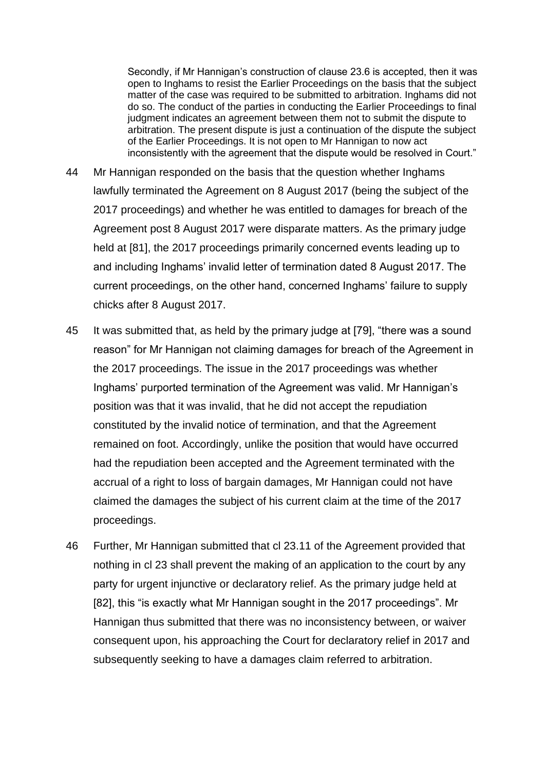> Secondly, if Mr Hannigan's construction of clause 23.6 is accepted, then it was open to Inghams to resist the Earlier Proceedings on the basis that the subject matter of the case was required to be submitted to arbitration. Inghams did not do so. The conduct of the parties in conducting the Earlier Proceedings to final judgment indicates an agreement between them not to submit the dispute to arbitration. The present dispute is just a continuation of the dispute the subject of the Earlier Proceedings. It is not open to Mr Hannigan to now act inconsistently with the agreement that the dispute would be resolved in Court."

44 Mr Hannigan responded on the basis that the question whether Inghams lawfully terminated the Agreement on 8 August 2017 (being the subject of the 2017 proceedings) and whether he was entitled to damages for breach of the Agreement post 8 August 2017 were disparate matters. As the primary judge held at [81], the 2017 proceedings primarily concerned events leading up to and including Inghams' invalid letter of termination dated 8 August 2017. The current proceedings, on the other hand, concerned Inghams' failure to supply chicks after 8 August 2017.

45 It was submitted that, as held by the primary judge at [79], "there was a sound reason" for Mr Hannigan not claiming damages for breach of the Agreement in the 2017 proceedings. The issue in the 2017 proceedings was whether Inghams' purported termination of the Agreement was valid. Mr Hannigan's position was that it was invalid, that he did not accept the repudiation constituted by the invalid notice of termination, and that the Agreement remained on foot. Accordingly, unlike the position that would have occurred had the repudiation been accepted and the Agreement terminated with the accrual of a right to loss of bargain damages, Mr Hannigan could not have claimed the damages the subject of his current claim at the time of the 2017 proceedings.

46 Further, Mr Hannigan submitted that cl 23.11 of the Agreement provided that nothing in cl 23 shall prevent the making of an application to the court by any party for urgent injunctive or declaratory relief. As the primary judge held at [82], this "is exactly what Mr Hannigan sought in the 2017 proceedings". Mr Hannigan thus submitted that there was no inconsistency between, or waiver consequent upon, his approaching the Court for declaratory relief in 2017 and subsequently seeking to have a damages claim referred to arbitration.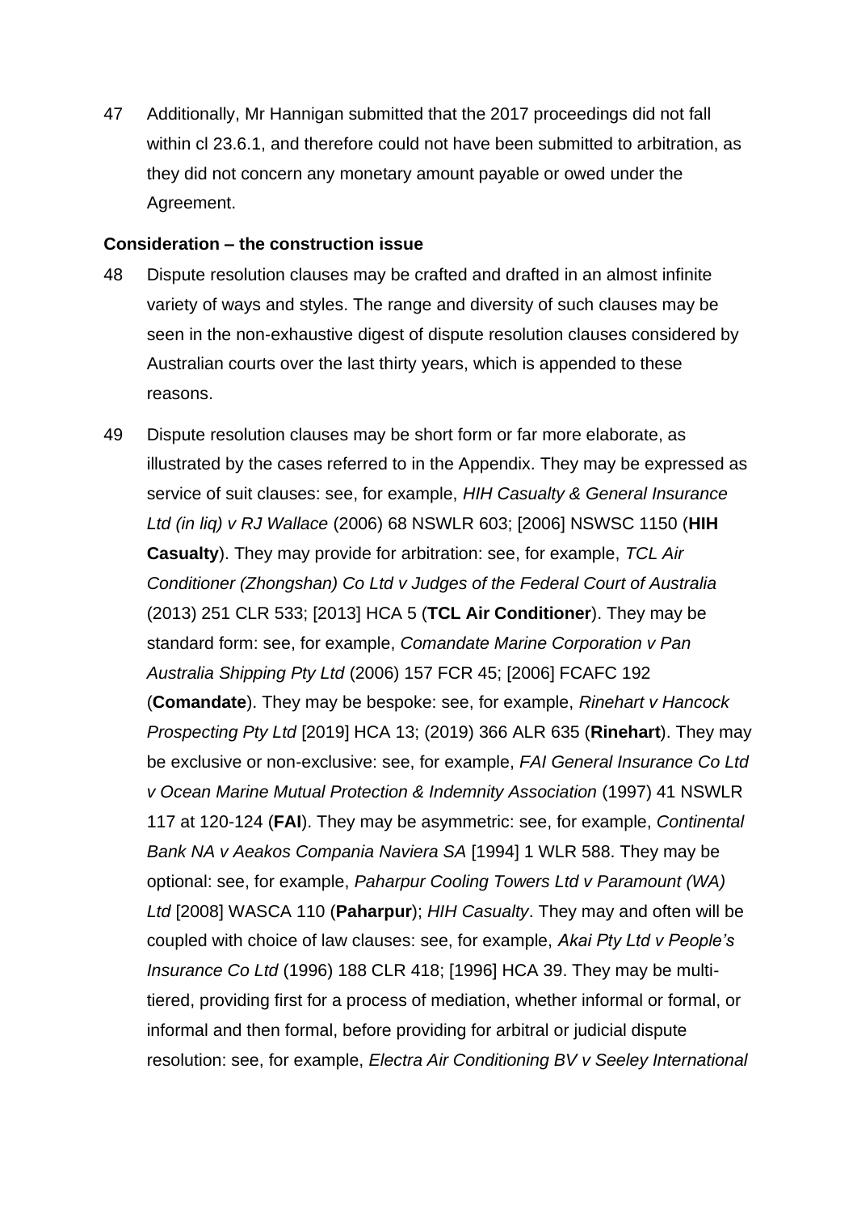47 Additionally, Mr Hannigan submitted that the 2017 proceedings did not fall within cl 23.6.1, and therefore could not have been submitted to arbitration, as they did not concern any monetary amount payable or owed under the Agreement.

**Consideration – the construction issue**

48 Dispute resolution clauses may be crafted and drafted in an almost infinite variety of ways and styles. The range and diversity of such clauses may be seen in the non-exhaustive digest of dispute resolution clauses considered by Australian courts over the last thirty years, which is appended to these reasons.

49 Dispute resolution clauses may be short form or far more elaborate, as illustrated by the cases referred to in the Appendix. They may be expressed as service of suit clauses: see, for example, *HIH Casualty & General Insurance Ltd (in liq) v RJ Wallace* (2006) 68 NSWLR 603; [2006] NSWSC 1150 (**HIH Casualty**). They may provide for arbitration: see, for example, *TCL Air Conditioner (Zhongshan) Co Ltd v Judges of the Federal Court of Australia* (2013) 251 CLR 533; [2013] HCA 5 (**TCL Air Conditioner**). They may be standard form: see, for example, *Comandate Marine Corporation v Pan Australia Shipping Pty Ltd* (2006) 157 FCR 45; [2006] FCAFC 192 (**Comandate**). They may be bespoke: see, for example, *Rinehart v Hancock Prospecting Pty Ltd* [2019] HCA 13; (2019) 366 ALR 635 (**Rinehart**). They may be exclusive or non-exclusive: see, for example, *FAI General Insurance Co Ltd v Ocean Marine Mutual Protection & Indemnity Association* (1997) 41 NSWLR 117 at 120-124 (**FAI**). They may be asymmetric: see, for example, *Continental Bank NA v Aeakos Compania Naviera SA* [1994] 1 WLR 588. They may be optional: see, for example, *Paharpur Cooling Towers Ltd v Paramount (WA) Ltd* [2008] WASCA 110 (**Paharpur**); *HIH Casualty*. They may and often will be coupled with choice of law clauses: see, for example, *Akai Pty Ltd v People's Insurance Co Ltd* (1996) 188 CLR 418; [1996] HCA 39. They may be multi-tiered, providing first for a process of mediation, whether informal or formal, or informal and then formal, before providing for arbitral or judicial dispute resolution: see, for example, *Electra Air Conditioning BV v Seeley International*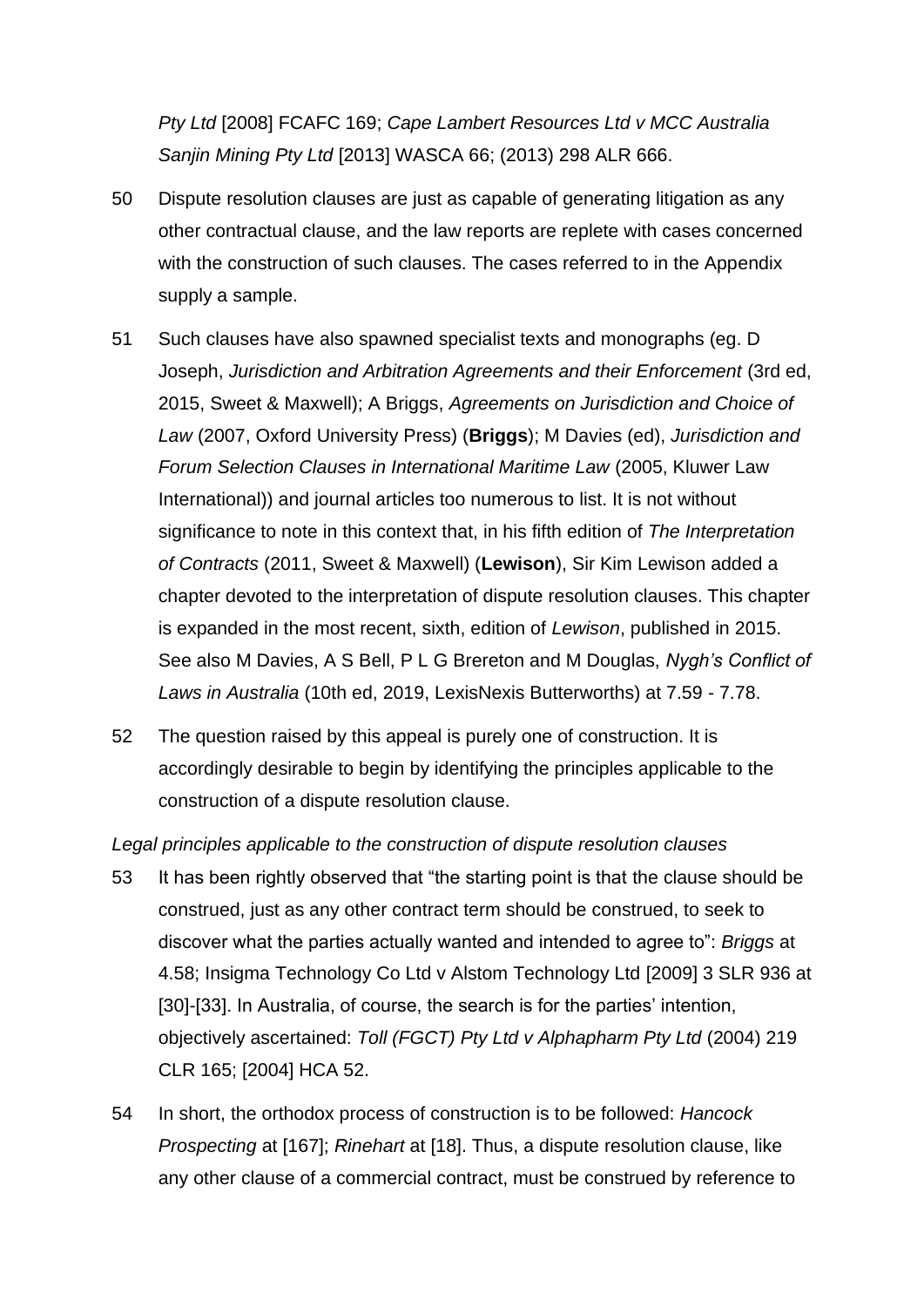*Pty Ltd* [2008] FCAFC 169; *Cape Lambert Resources Ltd v MCC Australia Sanjin Mining Pty Ltd* [2013] WASCA 66; (2013) 298 ALR 666.

50 Dispute resolution clauses are just as capable of generating litigation as any other contractual clause, and the law reports are replete with cases concerned with the construction of such clauses. The cases referred to in the Appendix supply a sample.

51 Such clauses have also spawned specialist texts and monographs (eg. D Joseph, *Jurisdiction and Arbitration Agreements and their Enforcement* (3rd ed, 2015, Sweet & Maxwell); A Briggs, *Agreements on Jurisdiction and Choice of Law* (2007, Oxford University Press) (**Briggs**); M Davies (ed), *Jurisdiction and Forum Selection Clauses in International Maritime Law* (2005, Kluwer Law International)) and journal articles too numerous to list. It is not without significance to note in this context that, in his fifth edition of *The Interpretation of Contracts* (2011, Sweet & Maxwell) (**Lewison**), Sir Kim Lewison added a chapter devoted to the interpretation of dispute resolution clauses. This chapter is expanded in the most recent, sixth, edition of *Lewison*, published in 2015. See also M Davies, A S Bell, P L G Brereton and M Douglas, *Nygh's Conflict of Laws in Australia* (10th ed, 2019, LexisNexis Butterworths) at 7.59 - 7.78.

52 The question raised by this appeal is purely one of construction. It is accordingly desirable to begin by identifying the principles applicable to the construction of a dispute resolution clause.

*Legal principles applicable to the construction of dispute resolution clauses*

53 It has been rightly observed that "the starting point is that the clause should be construed, just as any other contract term should be construed, to seek to discover what the parties actually wanted and intended to agree to": *Briggs* at 4.58; Insigma Technology Co Ltd v Alstom Technology Ltd [2009] 3 SLR 936 at [30]-[33]. In Australia, of course, the search is for the parties' intention, objectively ascertained: *Toll (FGCT) Pty Ltd v Alphapharm Pty Ltd* (2004) 219 CLR 165; [2004] HCA 52.

54 In short, the orthodox process of construction is to be followed: *Hancock Prospecting* at [167]; *Rinehart* at [18]. Thus, a dispute resolution clause, like any other clause of a commercial contract, must be construed by reference to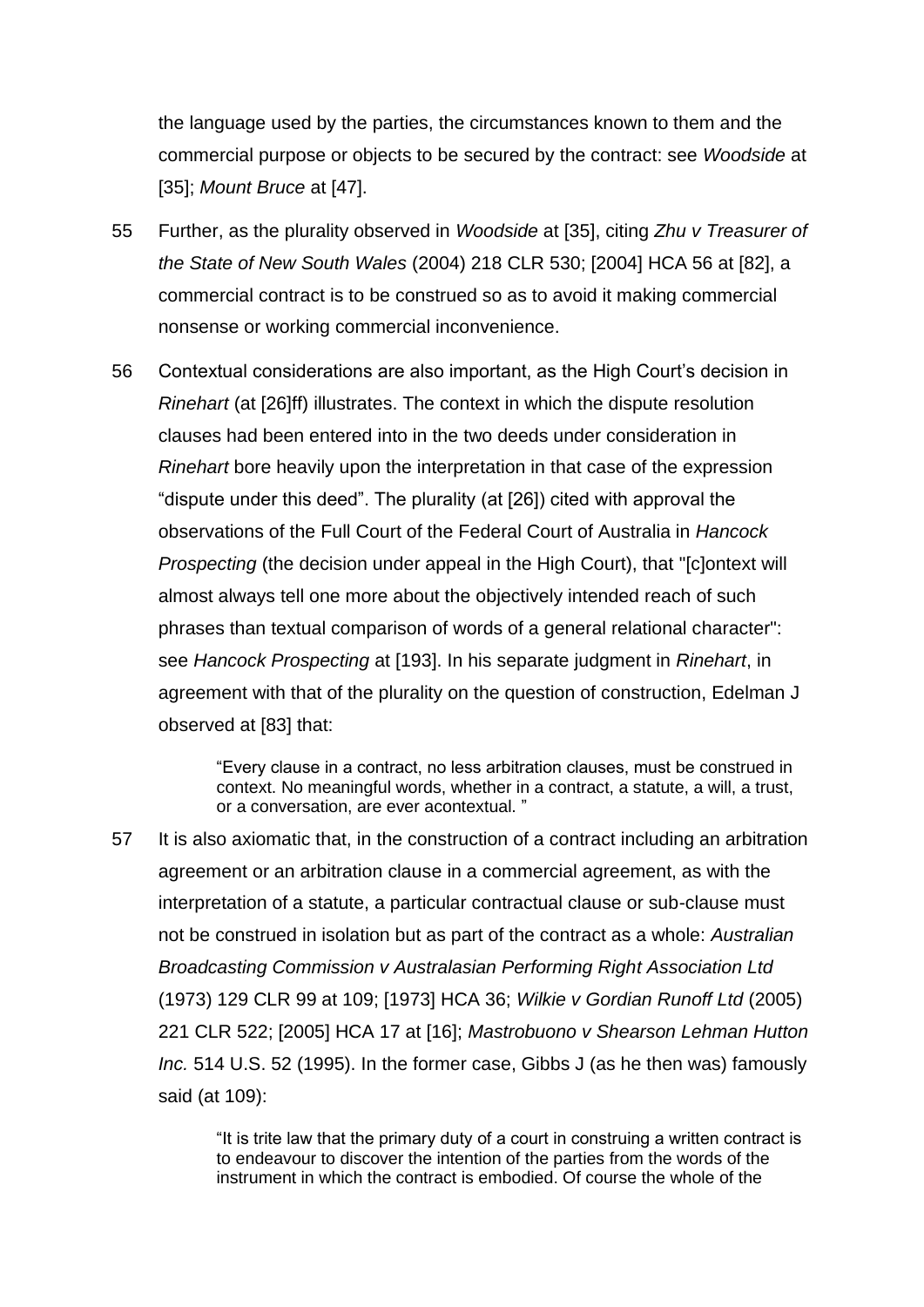the language used by the parties, the circumstances known to them and the commercial purpose or objects to be secured by the contract: see *Woodside* at [35]; *Mount Bruce* at [47].

55 Further, as the plurality observed in *Woodside* at [35], citing *Zhu v Treasurer of the State of New South Wales* (2004) 218 CLR 530; [2004] HCA 56 at [82], a commercial contract is to be construed so as to avoid it making commercial nonsense or working commercial inconvenience.

56 Contextual considerations are also important, as the High Court's decision in *Rinehart* (at [26]ff) illustrates. The context in which the dispute resolution clauses had been entered into in the two deeds under consideration in *Rinehart* bore heavily upon the interpretation in that case of the expression "dispute under this deed". The plurality (at [26]) cited with approval the observations of the Full Court of the Federal Court of Australia in *Hancock Prospecting* (the decision under appeal in the High Court), that "[c]ontext will almost always tell one more about the objectively intended reach of such phrases than textual comparison of words of a general relational character": see *Hancock Prospecting* at [193]. In his separate judgment in *Rinehart*, in agreement with that of the plurality on the question of construction, Edelman J observed at [83] that:

> "Every clause in a contract, no less arbitration clauses, must be construed in context. No meaningful words, whether in a contract, a statute, a will, a trust, or a conversation, are ever acontextual. "

57 It is also axiomatic that, in the construction of a contract including an arbitration agreement or an arbitration clause in a commercial agreement, as with the interpretation of a statute, a particular contractual clause or sub-clause must not be construed in isolation but as part of the contract as a whole: *Australian Broadcasting Commission v Australasian Performing Right Association Ltd* (1973) 129 CLR 99 at 109; [1973] HCA 36; *Wilkie v Gordian Runoff Ltd* (2005) 221 CLR 522; [2005] HCA 17 at [16]; *Mastrobuono v Shearson Lehman Hutton Inc.* 514 U.S. 52 (1995). In the former case, Gibbs J (as he then was) famously said (at 109):

> "It is trite law that the primary duty of a court in construing a written contract is to endeavour to discover the intention of the parties from the words of the instrument in which the contract is embodied. Of course the whole of the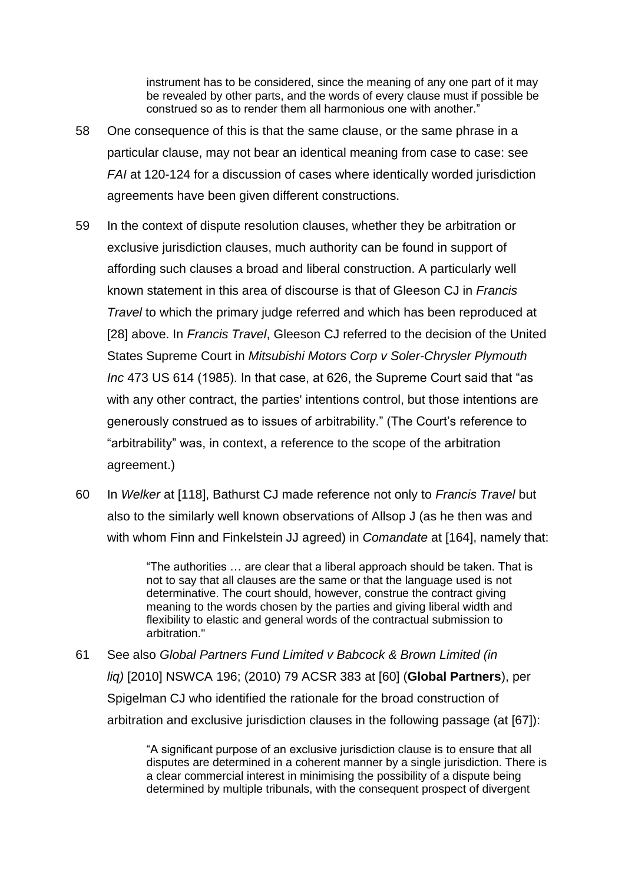> instrument has to be considered, since the meaning of any one part of it may be revealed by other parts, and the words of every clause must if possible be construed so as to render them all harmonious one with another."

58 One consequence of this is that the same clause, or the same phrase in a particular clause, may not bear an identical meaning from case to case: see *FAI* at 120-124 for a discussion of cases where identically worded jurisdiction agreements have been given different constructions.

59 In the context of dispute resolution clauses, whether they be arbitration or exclusive jurisdiction clauses, much authority can be found in support of affording such clauses a broad and liberal construction. A particularly well known statement in this area of discourse is that of Gleeson CJ in *Francis Travel* to which the primary judge referred and which has been reproduced at [28] above. In *Francis Travel*, Gleeson CJ referred to the decision of the United States Supreme Court in *Mitsubishi Motors Corp v Soler-Chrysler Plymouth Inc* 473 US 614 (1985). In that case, at 626, the Supreme Court said that "as with any other contract, the parties' intentions control, but those intentions are generously construed as to issues of arbitrability." (The Court's reference to "arbitrability" was, in context, a reference to the scope of the arbitration agreement.)

60 In *Welker* at [118], Bathurst CJ made reference not only to *Francis Travel* but also to the similarly well known observations of Allsop J (as he then was and with whom Finn and Finkelstein JJ agreed) in *Comandate* at [164], namely that:

> "The authorities … are clear that a liberal approach should be taken. That is not to say that all clauses are the same or that the language used is not determinative. The court should, however, construe the contract giving meaning to the words chosen by the parties and giving liberal width and flexibility to elastic and general words of the contractual submission to arbitration."

61 See also *Global Partners Fund Limited v Babcock & Brown Limited (in liq)* [2010] NSWCA 196; (2010) 79 ACSR 383 at [60] (**Global Partners**), per Spigelman CJ who identified the rationale for the broad construction of arbitration and exclusive jurisdiction clauses in the following passage (at [67]):

> "A significant purpose of an exclusive jurisdiction clause is to ensure that all disputes are determined in a coherent manner by a single jurisdiction. There is a clear commercial interest in minimising the possibility of a dispute being determined by multiple tribunals, with the consequent prospect of divergent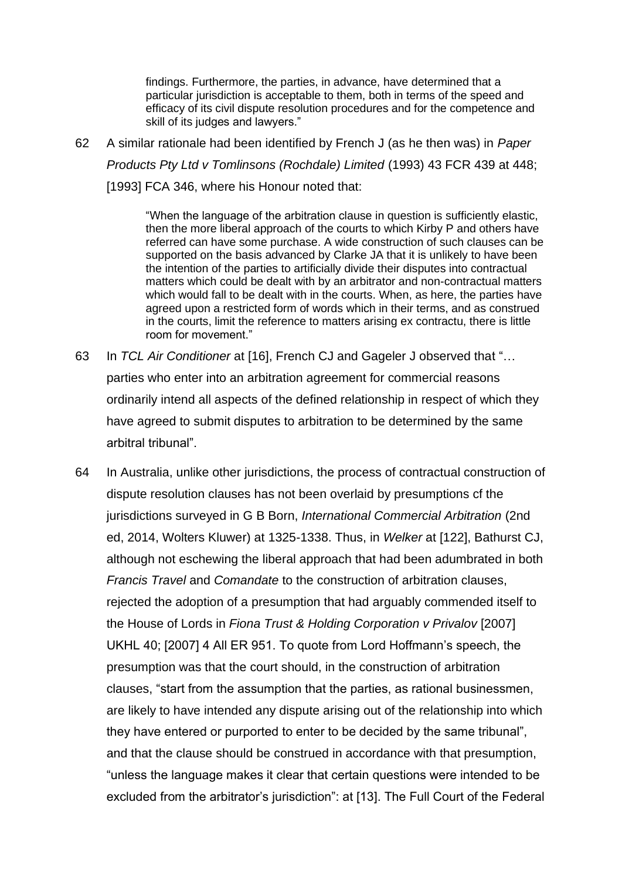> findings. Furthermore, the parties, in advance, have determined that a particular jurisdiction is acceptable to them, both in terms of the speed and efficacy of its civil dispute resolution procedures and for the competence and skill of its judges and lawyers."

62 A similar rationale had been identified by French J (as he then was) in *Paper Products Pty Ltd v Tomlinsons (Rochdale) Limited* (1993) 43 FCR 439 at 448; [1993] FCA 346, where his Honour noted that:

> "When the language of the arbitration clause in question is sufficiently elastic, then the more liberal approach of the courts to which Kirby P and others have referred can have some purchase. A wide construction of such clauses can be supported on the basis advanced by Clarke JA that it is unlikely to have been the intention of the parties to artificially divide their disputes into contractual matters which could be dealt with by an arbitrator and non-contractual matters which would fall to be dealt with in the courts. When, as here, the parties have agreed upon a restricted form of words which in their terms, and as construed in the courts, limit the reference to matters arising ex contractu, there is little room for movement."

63 In *TCL Air Conditioner* at [16], French CJ and Gageler J observed that "… parties who enter into an arbitration agreement for commercial reasons ordinarily intend all aspects of the defined relationship in respect of which they have agreed to submit disputes to arbitration to be determined by the same arbitral tribunal".

64 In Australia, unlike other jurisdictions, the process of contractual construction of dispute resolution clauses has not been overlaid by presumptions cf the jurisdictions surveyed in G B Born, *International Commercial Arbitration* (2nd ed, 2014, Wolters Kluwer) at 1325-1338. Thus, in *Welker* at [122], Bathurst CJ, although not eschewing the liberal approach that had been adumbrated in both *Francis Travel* and *Comandate* to the construction of arbitration clauses, rejected the adoption of a presumption that had arguably commended itself to the House of Lords in *Fiona Trust & Holding Corporation v Privalov* [2007] UKHL 40; [2007] 4 All ER 951. To quote from Lord Hoffmann's speech, the presumption was that the court should, in the construction of arbitration clauses, "start from the assumption that the parties, as rational businessmen, are likely to have intended any dispute arising out of the relationship into which they have entered or purported to enter to be decided by the same tribunal", and that the clause should be construed in accordance with that presumption, "unless the language makes it clear that certain questions were intended to be excluded from the arbitrator's jurisdiction": at [13]. The Full Court of the Federal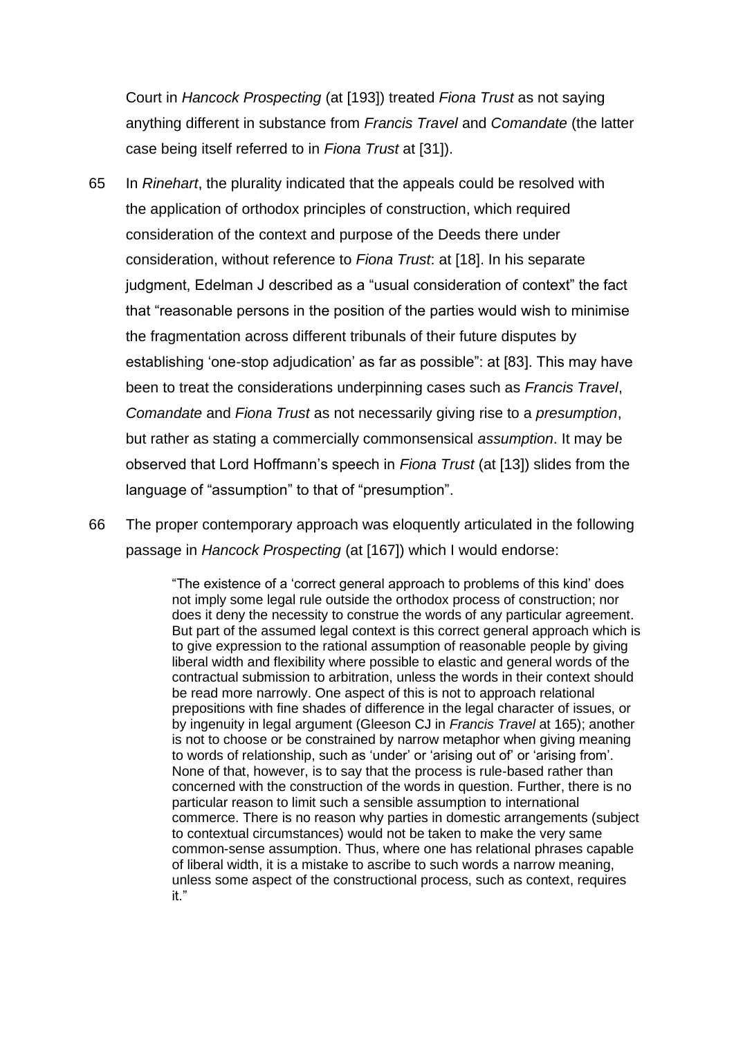Court in *Hancock Prospecting* (at [193]) treated *Fiona Trust* as not saying anything different in substance from *Francis Travel* and *Comandate* (the latter case being itself referred to in *Fiona Trust* at [31]).

65 In *Rinehart*, the plurality indicated that the appeals could be resolved with the application of orthodox principles of construction, which required consideration of the context and purpose of the Deeds there under consideration, without reference to *Fiona Trust*: at [18]. In his separate judgment, Edelman J described as a "usual consideration of context" the fact that "reasonable persons in the position of the parties would wish to minimise the fragmentation across different tribunals of their future disputes by establishing 'one-stop adjudication' as far as possible": at [83]. This may have been to treat the considerations underpinning cases such as *Francis Travel*, *Comandate* and *Fiona Trust* as not necessarily giving rise to a *presumption*, but rather as stating a commercially commonsensical *assumption*. It may be observed that Lord Hoffmann's speech in *Fiona Trust* (at [13]) slides from the language of "assumption" to that of "presumption".

66 The proper contemporary approach was eloquently articulated in the following passage in *Hancock Prospecting* (at [167]) which I would endorse:

> "The existence of a 'correct general approach to problems of this kind' does not imply some legal rule outside the orthodox process of construction; nor does it deny the necessity to construe the words of any particular agreement. But part of the assumed legal context is this correct general approach which is to give expression to the rational assumption of reasonable people by giving liberal width and flexibility where possible to elastic and general words of the contractual submission to arbitration, unless the words in their context should be read more narrowly. One aspect of this is not to approach relational prepositions with fine shades of difference in the legal character of issues, or by ingenuity in legal argument (Gleeson CJ in *Francis Travel* at 165); another is not to choose or be constrained by narrow metaphor when giving meaning to words of relationship, such as 'under' or 'arising out of' or 'arising from'. None of that, however, is to say that the process is rule-based rather than concerned with the construction of the words in question. Further, there is no particular reason to limit such a sensible assumption to international commerce. There is no reason why parties in domestic arrangements (subject to contextual circumstances) would not be taken to make the very same common-sense assumption. Thus, where one has relational phrases capable of liberal width, it is a mistake to ascribe to such words a narrow meaning, unless some aspect of the constructional process, such as context, requires it."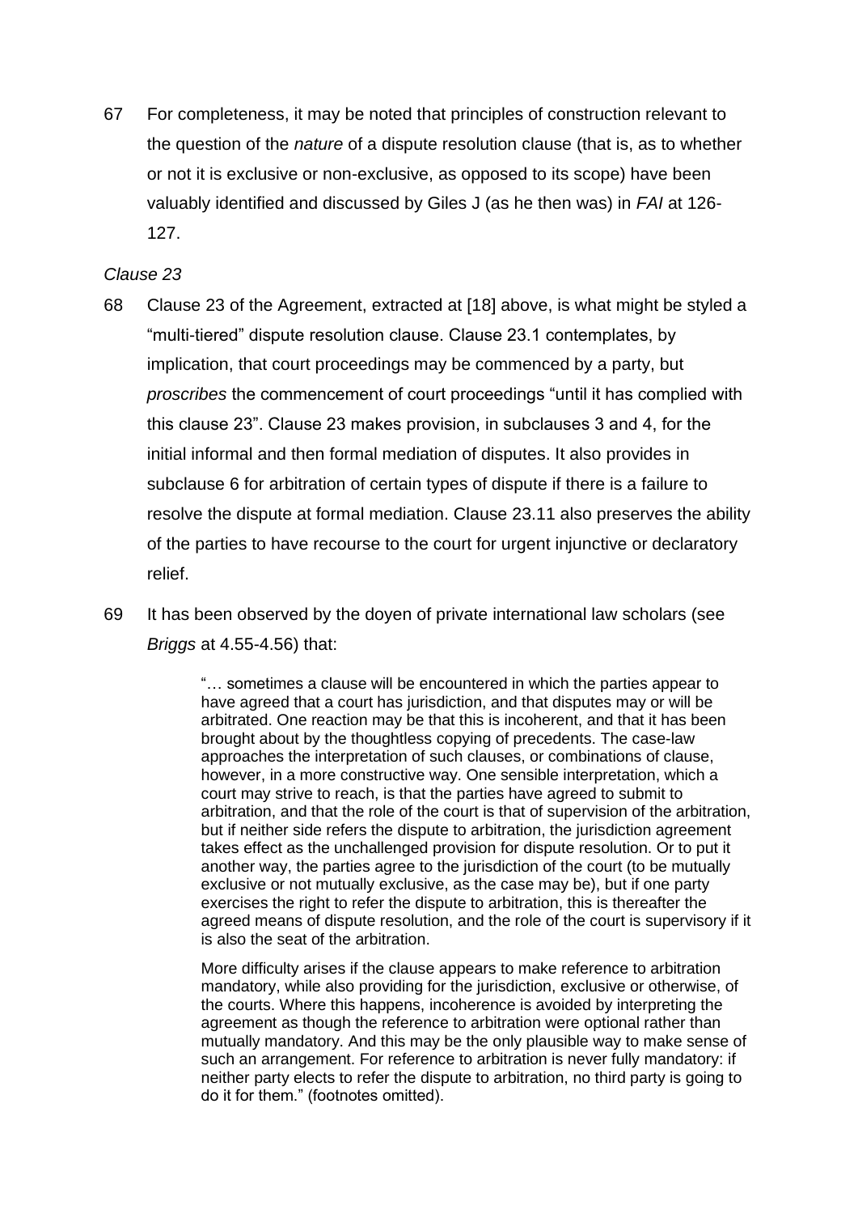67 For completeness, it may be noted that principles of construction relevant to the question of the *nature* of a dispute resolution clause (that is, as to whether or not it is exclusive or non-exclusive, as opposed to its scope) have been valuably identified and discussed by Giles J (as he then was) in *FAI* at 126-127.

*Clause 23*

68 Clause 23 of the Agreement, extracted at [18] above, is what might be styled a "multi-tiered" dispute resolution clause. Clause 23.1 contemplates, by implication, that court proceedings may be commenced by a party, but *proscribes* the commencement of court proceedings "until it has complied with this clause 23". Clause 23 makes provision, in subclauses 3 and 4, for the initial informal and then formal mediation of disputes. It also provides in subclause 6 for arbitration of certain types of dispute if there is a failure to resolve the dispute at formal mediation. Clause 23.11 also preserves the ability of the parties to have recourse to the court for urgent injunctive or declaratory relief.

69 It has been observed by the doyen of private international law scholars (see *Briggs* at 4.55-4.56) that:

> "… sometimes a clause will be encountered in which the parties appear to have agreed that a court has jurisdiction, and that disputes may or will be arbitrated. One reaction may be that this is incoherent, and that it has been brought about by the thoughtless copying of precedents. The case-law approaches the interpretation of such clauses, or combinations of clause, however, in a more constructive way. One sensible interpretation, which a court may strive to reach, is that the parties have agreed to submit to arbitration, and that the role of the court is that of supervision of the arbitration, but if neither side refers the dispute to arbitration, the jurisdiction agreement takes effect as the unchallenged provision for dispute resolution. Or to put it another way, the parties agree to the jurisdiction of the court (to be mutually exclusive or not mutually exclusive, as the case may be), but if one party exercises the right to refer the dispute to arbitration, this is thereafter the agreed means of dispute resolution, and the role of the court is supervisory if it is also the seat of the arbitration.
>
> More difficulty arises if the clause appears to make reference to arbitration mandatory, while also providing for the jurisdiction, exclusive or otherwise, of the courts. Where this happens, incoherence is avoided by interpreting the agreement as though the reference to arbitration were optional rather than mutually mandatory. And this may be the only plausible way to make sense of such an arrangement. For reference to arbitration is never fully mandatory: if neither party elects to refer the dispute to arbitration, no third party is going to do it for them." (footnotes omitted).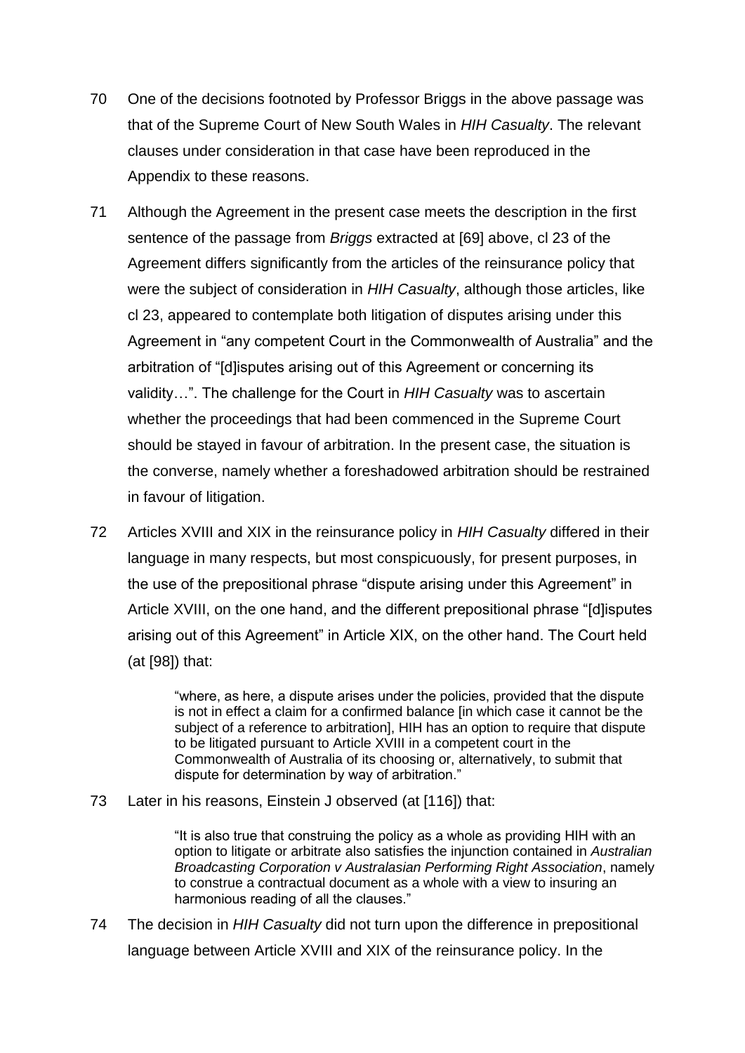70 One of the decisions footnoted by Professor Briggs in the above passage was that of the Supreme Court of New South Wales in *HIH Casualty*. The relevant clauses under consideration in that case have been reproduced in the Appendix to these reasons.

71 Although the Agreement in the present case meets the description in the first sentence of the passage from *Briggs* extracted at [69] above, cl 23 of the Agreement differs significantly from the articles of the reinsurance policy that were the subject of consideration in *HIH Casualty*, although those articles, like cl 23, appeared to contemplate both litigation of disputes arising under this Agreement in "any competent Court in the Commonwealth of Australia" and the arbitration of "[d]isputes arising out of this Agreement or concerning its validity…". The challenge for the Court in *HIH Casualty* was to ascertain whether the proceedings that had been commenced in the Supreme Court should be stayed in favour of arbitration. In the present case, the situation is the converse, namely whether a foreshadowed arbitration should be restrained in favour of litigation.

72 Articles XVIII and XIX in the reinsurance policy in *HIH Casualty* differed in their language in many respects, but most conspicuously, for present purposes, in the use of the prepositional phrase "dispute arising under this Agreement" in Article XVIII, on the one hand, and the different prepositional phrase "[d]isputes arising out of this Agreement" in Article XIX, on the other hand. The Court held (at [98]) that:

> "where, as here, a dispute arises under the policies, provided that the dispute is not in effect a claim for a confirmed balance [in which case it cannot be the subject of a reference to arbitration], HIH has an option to require that dispute to be litigated pursuant to Article XVIII in a competent court in the Commonwealth of Australia of its choosing or, alternatively, to submit that dispute for determination by way of arbitration."

73 Later in his reasons, Einstein J observed (at [116]) that:

> "It is also true that construing the policy as a whole as providing HIH with an option to litigate or arbitrate also satisfies the injunction contained in *Australian Broadcasting Corporation v Australasian Performing Right Association*, namely to construe a contractual document as a whole with a view to insuring an harmonious reading of all the clauses."

74 The decision in *HIH Casualty* did not turn upon the difference in prepositional language between Article XVIII and XIX of the reinsurance policy. In the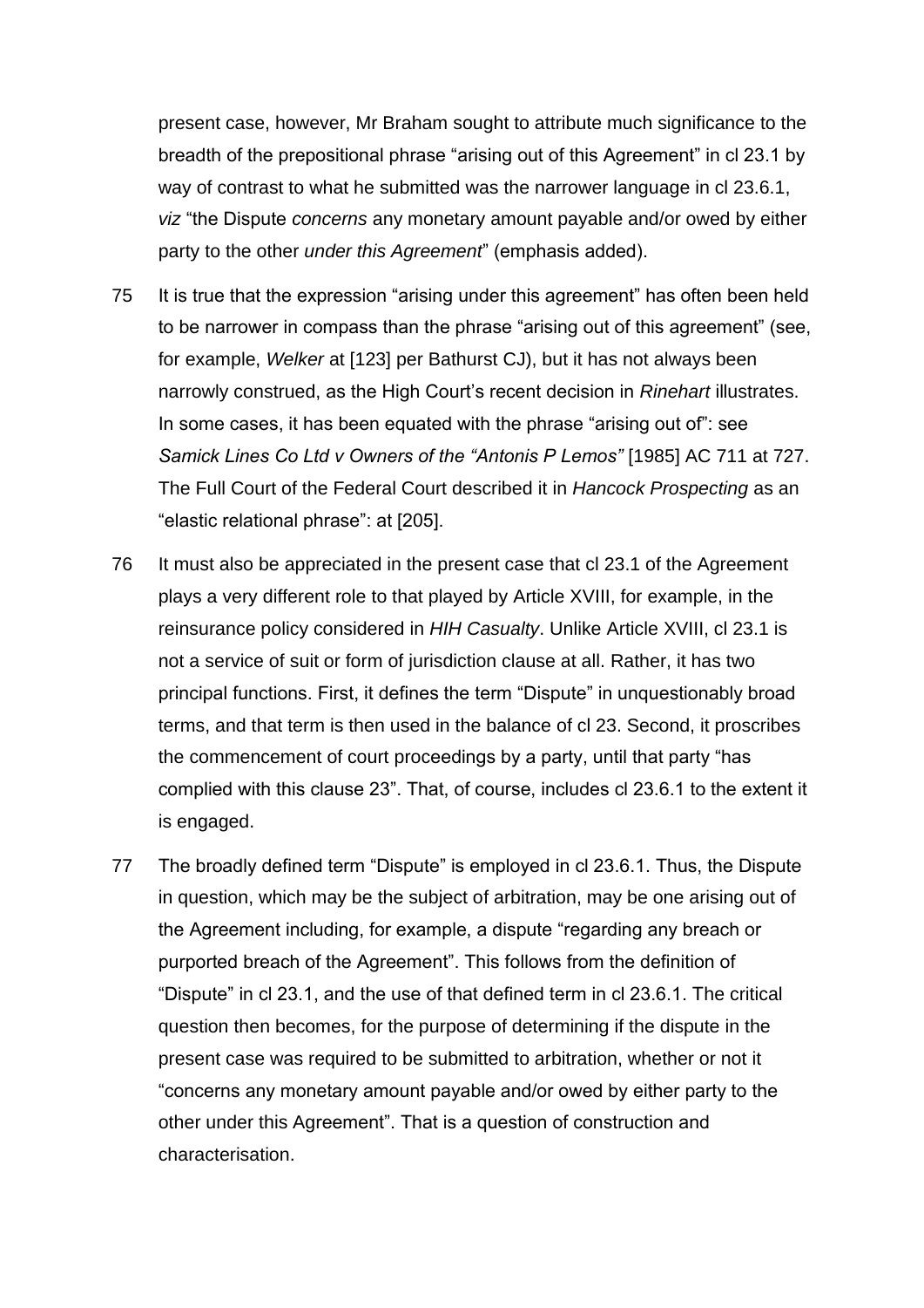present case, however, Mr Braham sought to attribute much significance to the breadth of the prepositional phrase "arising out of this Agreement" in cl 23.1 by way of contrast to what he submitted was the narrower language in cl 23.6.1, *viz* "the Dispute *concerns* any monetary amount payable and/or owed by either party to the other *under this Agreement*" (emphasis added).

75 It is true that the expression "arising under this agreement" has often been held to be narrower in compass than the phrase "arising out of this agreement" (see, for example, *Welker* at [123] per Bathurst CJ), but it has not always been narrowly construed, as the High Court's recent decision in *Rinehart* illustrates. In some cases, it has been equated with the phrase "arising out of": see *Samick Lines Co Ltd v Owners of the "Antonis P Lemos"* [1985] AC 711 at 727. The Full Court of the Federal Court described it in *Hancock Prospecting* as an "elastic relational phrase": at [205].

76 It must also be appreciated in the present case that cl 23.1 of the Agreement plays a very different role to that played by Article XVIII, for example, in the reinsurance policy considered in *HIH Casualty*. Unlike Article XVIII, cl 23.1 is not a service of suit or form of jurisdiction clause at all. Rather, it has two principal functions. First, it defines the term "Dispute" in unquestionably broad terms, and that term is then used in the balance of cl 23. Second, it proscribes the commencement of court proceedings by a party, until that party "has complied with this clause 23". That, of course, includes cl 23.6.1 to the extent it is engaged.

77 The broadly defined term "Dispute" is employed in cl 23.6.1. Thus, the Dispute in question, which may be the subject of arbitration, may be one arising out of the Agreement including, for example, a dispute "regarding any breach or purported breach of the Agreement". This follows from the definition of "Dispute" in cl 23.1, and the use of that defined term in cl 23.6.1. The critical question then becomes, for the purpose of determining if the dispute in the present case was required to be submitted to arbitration, whether or not it "concerns any monetary amount payable and/or owed by either party to the other under this Agreement". That is a question of construction and characterisation.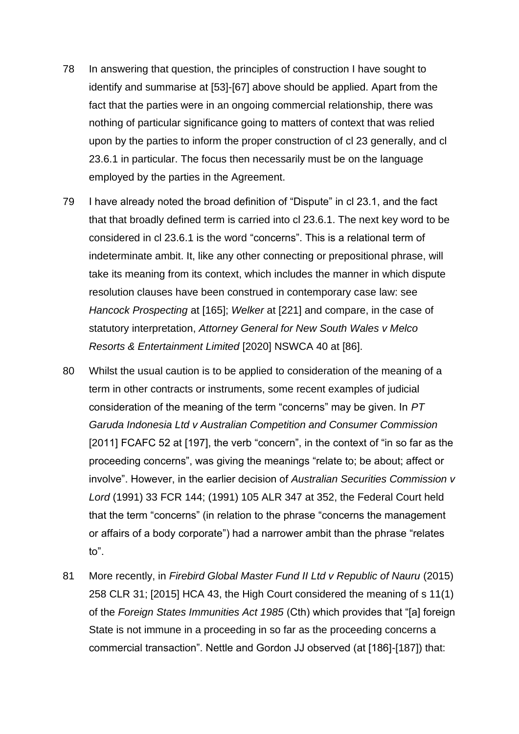78 In answering that question, the principles of construction I have sought to identify and summarise at [53]-[67] above should be applied. Apart from the fact that the parties were in an ongoing commercial relationship, there was nothing of particular significance going to matters of context that was relied upon by the parties to inform the proper construction of cl 23 generally, and cl 23.6.1 in particular. The focus then necessarily must be on the language employed by the parties in the Agreement.

79 I have already noted the broad definition of "Dispute" in cl 23.1, and the fact that that broadly defined term is carried into cl 23.6.1. The next key word to be considered in cl 23.6.1 is the word "concerns". This is a relational term of indeterminate ambit. It, like any other connecting or prepositional phrase, will take its meaning from its context, which includes the manner in which dispute resolution clauses have been construed in contemporary case law: see *Hancock Prospecting* at [165]; *Welker* at [221] and compare, in the case of statutory interpretation, *Attorney General for New South Wales v Melco Resorts & Entertainment Limited* [2020] NSWCA 40 at [86].

80 Whilst the usual caution is to be applied to consideration of the meaning of a term in other contracts or instruments, some recent examples of judicial consideration of the meaning of the term "concerns" may be given. In *PT Garuda Indonesia Ltd v Australian Competition and Consumer Commission* [2011] FCAFC 52 at [197], the verb "concern", in the context of "in so far as the proceeding concerns", was giving the meanings "relate to; be about; affect or involve". However, in the earlier decision of *Australian Securities Commission v Lord* (1991) 33 FCR 144; (1991) 105 ALR 347 at 352, the Federal Court held that the term "concerns" (in relation to the phrase "concerns the management or affairs of a body corporate") had a narrower ambit than the phrase "relates to".

81 More recently, in *Firebird Global Master Fund II Ltd v Republic of Nauru* (2015) 258 CLR 31; [2015] HCA 43, the High Court considered the meaning of s 11(1) of the *Foreign States Immunities Act 1985* (Cth) which provides that "[a] foreign State is not immune in a proceeding in so far as the proceeding concerns a commercial transaction". Nettle and Gordon JJ observed (at [186]-[187]) that: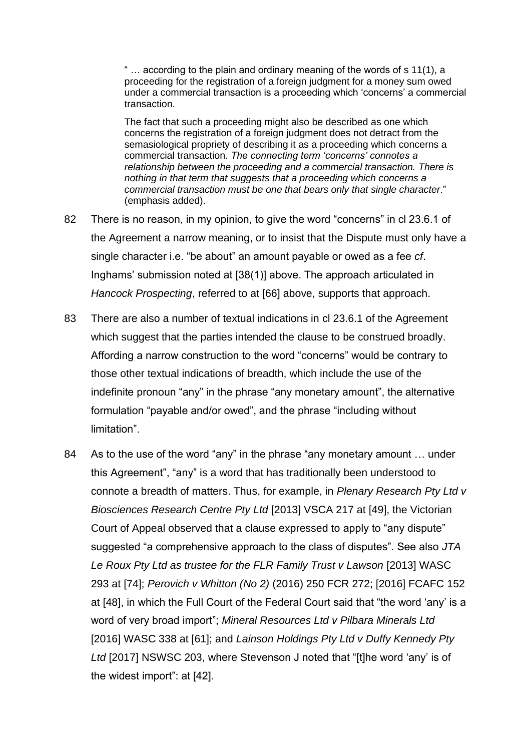> " … according to the plain and ordinary meaning of the words of s 11(1), a proceeding for the registration of a foreign judgment for a money sum owed under a commercial transaction is a proceeding which 'concerns' a commercial transaction.
>
> The fact that such a proceeding might also be described as one which concerns the registration of a foreign judgment does not detract from the semasiological propriety of describing it as a proceeding which concerns a commercial transaction. *The connecting term 'concerns' connotes a relationship between the proceeding and a commercial transaction. There is nothing in that term that suggests that a proceeding which concerns a commercial transaction must be one that bears only that single character*." (emphasis added).

82 There is no reason, in my opinion, to give the word "concerns" in cl 23.6.1 of the Agreement a narrow meaning, or to insist that the Dispute must only have a single character i.e. "be about" an amount payable or owed as a fee *cf*. Inghams' submission noted at [38(1)] above. The approach articulated in *Hancock Prospecting*, referred to at [66] above, supports that approach.

83 There are also a number of textual indications in cl 23.6.1 of the Agreement which suggest that the parties intended the clause to be construed broadly. Affording a narrow construction to the word "concerns" would be contrary to those other textual indications of breadth, which include the use of the indefinite pronoun "any" in the phrase "any monetary amount", the alternative formulation "payable and/or owed", and the phrase "including without limitation".

84 As to the use of the word "any" in the phrase "any monetary amount … under this Agreement", "any" is a word that has traditionally been understood to connote a breadth of matters. Thus, for example, in *Plenary Research Pty Ltd v Biosciences Research Centre Pty Ltd* [2013] VSCA 217 at [49], the Victorian Court of Appeal observed that a clause expressed to apply to "any dispute" suggested "a comprehensive approach to the class of disputes". See also *JTA Le Roux Pty Ltd as trustee for the FLR Family Trust v Lawson* [2013] WASC 293 at [74]; *Perovich v Whitton (No 2)* (2016) 250 FCR 272; [2016] FCAFC 152 at [48], in which the Full Court of the Federal Court said that "the word 'any' is a word of very broad import"; *Mineral Resources Ltd v Pilbara Minerals Ltd* [2016] WASC 338 at [61]; and *Lainson Holdings Pty Ltd v Duffy Kennedy Pty Ltd* [2017] NSWSC 203, where Stevenson J noted that "[t]he word 'any' is of the widest import": at [42].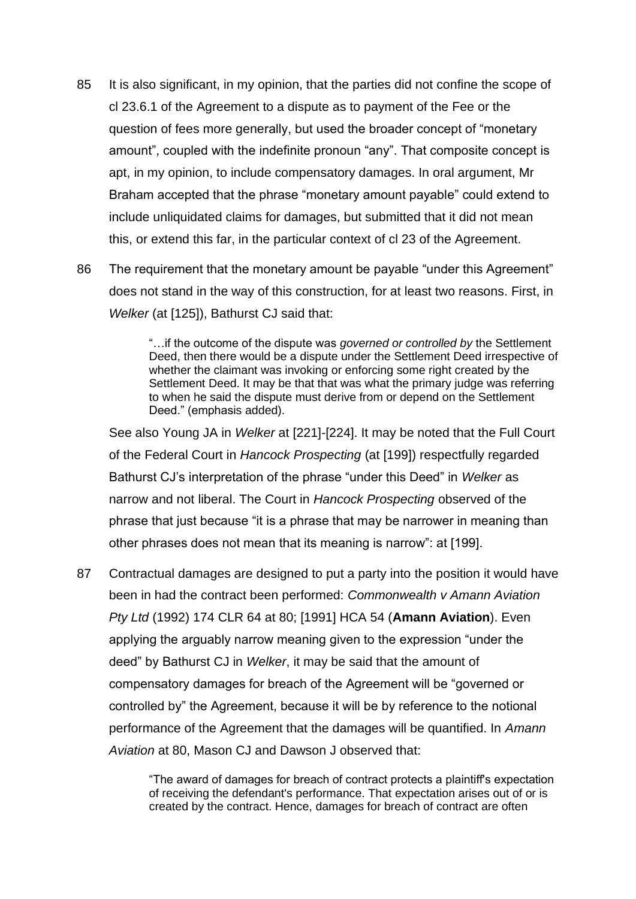85 It is also significant, in my opinion, that the parties did not confine the scope of cl 23.6.1 of the Agreement to a dispute as to payment of the Fee or the question of fees more generally, but used the broader concept of "monetary amount", coupled with the indefinite pronoun "any". That composite concept is apt, in my opinion, to include compensatory damages. In oral argument, Mr Braham accepted that the phrase "monetary amount payable" could extend to include unliquidated claims for damages, but submitted that it did not mean this, or extend this far, in the particular context of cl 23 of the Agreement.

86 The requirement that the monetary amount be payable "under this Agreement" does not stand in the way of this construction, for at least two reasons. First, in *Welker* (at [125]), Bathurst CJ said that:

> "…if the outcome of the dispute was *governed or controlled by* the Settlement Deed, then there would be a dispute under the Settlement Deed irrespective of whether the claimant was invoking or enforcing some right created by the Settlement Deed. It may be that that was what the primary judge was referring to when he said the dispute must derive from or depend on the Settlement Deed." (emphasis added).

See also Young JA in *Welker* at [221]-[224]. It may be noted that the Full Court of the Federal Court in *Hancock Prospecting* (at [199]) respectfully regarded Bathurst CJ's interpretation of the phrase "under this Deed" in *Welker* as narrow and not liberal. The Court in *Hancock Prospecting* observed of the phrase that just because "it is a phrase that may be narrower in meaning than other phrases does not mean that its meaning is narrow": at [199].

87 Contractual damages are designed to put a party into the position it would have been in had the contract been performed: *Commonwealth v Amann Aviation Pty Ltd* (1992) 174 CLR 64 at 80; [1991] HCA 54 (**Amann Aviation**). Even applying the arguably narrow meaning given to the expression "under the deed" by Bathurst CJ in *Welker*, it may be said that the amount of compensatory damages for breach of the Agreement will be "governed or controlled by" the Agreement, because it will be by reference to the notional performance of the Agreement that the damages will be quantified. In *Amann Aviation* at 80, Mason CJ and Dawson J observed that:

> "The award of damages for breach of contract protects a plaintiff's expectation of receiving the defendant's performance. That expectation arises out of or is created by the contract. Hence, damages for breach of contract are often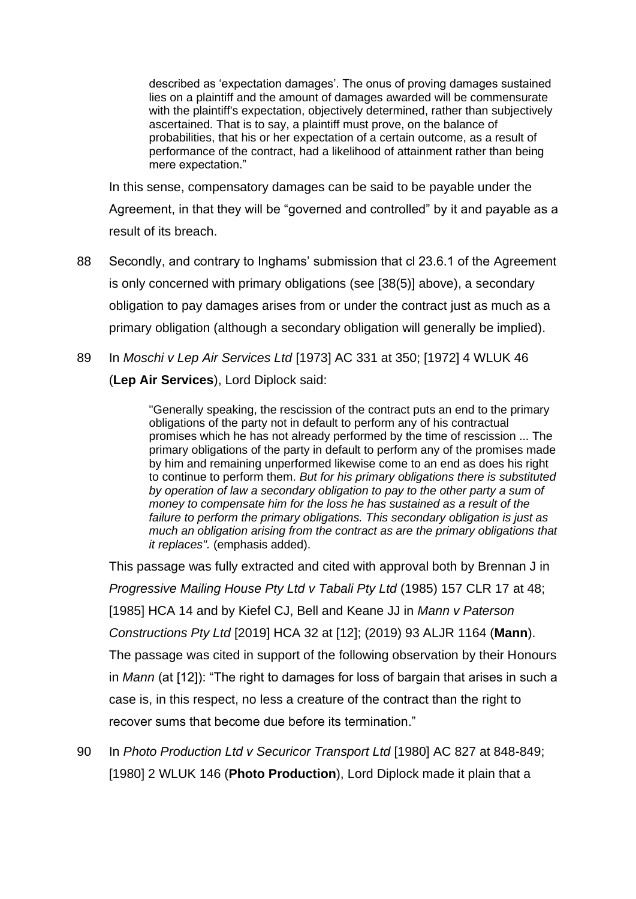> described as 'expectation damages'. The onus of proving damages sustained lies on a plaintiff and the amount of damages awarded will be commensurate with the plaintiff's expectation, objectively determined, rather than subjectively ascertained. That is to say, a plaintiff must prove, on the balance of probabilities, that his or her expectation of a certain outcome, as a result of performance of the contract, had a likelihood of attainment rather than being mere expectation."

In this sense, compensatory damages can be said to be payable under the Agreement, in that they will be "governed and controlled" by it and payable as a result of its breach.

88 Secondly, and contrary to Inghams' submission that cl 23.6.1 of the Agreement is only concerned with primary obligations (see [38(5)] above), a secondary obligation to pay damages arises from or under the contract just as much as a primary obligation (although a secondary obligation will generally be implied).

89 In *Moschi v Lep Air Services Ltd* [1973] AC 331 at 350; [1972] 4 WLUK 46 (**Lep Air Services**), Lord Diplock said:

> "Generally speaking, the rescission of the contract puts an end to the primary obligations of the party not in default to perform any of his contractual promises which he has not already performed by the time of rescission ... The primary obligations of the party in default to perform any of the promises made by him and remaining unperformed likewise come to an end as does his right to continue to perform them. *But for his primary obligations there is substituted by operation of law a secondary obligation to pay to the other party a sum of money to compensate him for the loss he has sustained as a result of the failure to perform the primary obligations. This secondary obligation is just as much an obligation arising from the contract as are the primary obligations that it replaces"*. (emphasis added).

This passage was fully extracted and cited with approval both by Brennan J in *Progressive Mailing House Pty Ltd v Tabali Pty Ltd* (1985) 157 CLR 17 at 48; [1985] HCA 14 and by Kiefel CJ, Bell and Keane JJ in *Mann v Paterson Constructions Pty Ltd* [2019] HCA 32 at [12]; (2019) 93 ALJR 1164 (**Mann**). The passage was cited in support of the following observation by their Honours in *Mann* (at [12]): "The right to damages for loss of bargain that arises in such a case is, in this respect, no less a creature of the contract than the right to recover sums that become due before its termination."

90 In *Photo Production Ltd v Securicor Transport Ltd* [1980] AC 827 at 848-849; [1980] 2 WLUK 146 (**Photo Production**), Lord Diplock made it plain that a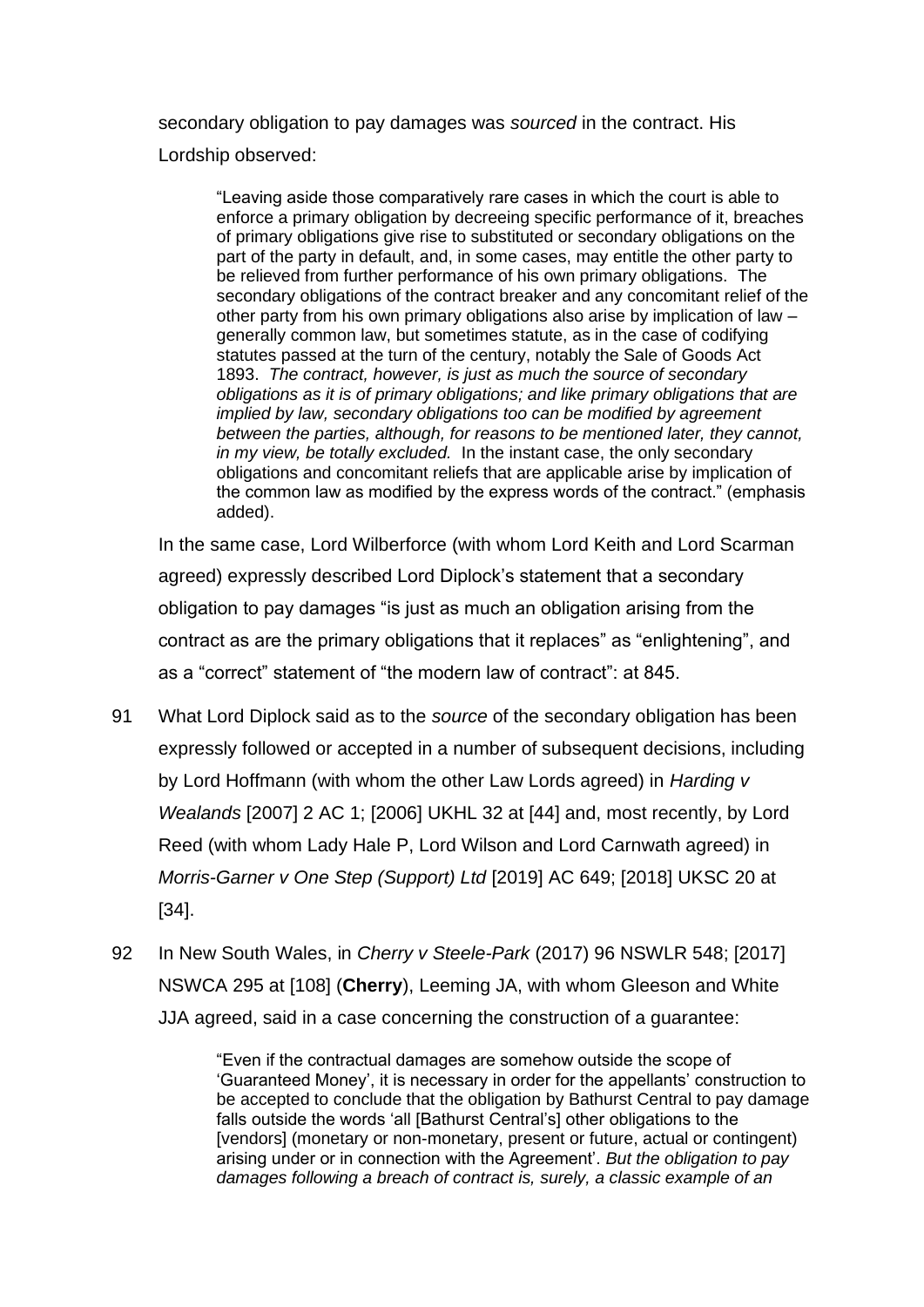secondary obligation to pay damages was *sourced* in the contract. His Lordship observed:

> "Leaving aside those comparatively rare cases in which the court is able to enforce a primary obligation by decreeing specific performance of it, breaches of primary obligations give rise to substituted or secondary obligations on the part of the party in default, and, in some cases, may entitle the other party to be relieved from further performance of his own primary obligations. The secondary obligations of the contract breaker and any concomitant relief of the other party from his own primary obligations also arise by implication of law – generally common law, but sometimes statute, as in the case of codifying statutes passed at the turn of the century, notably the Sale of Goods Act 1893. *The contract, however, is just as much the source of secondary obligations as it is of primary obligations; and like primary obligations that are implied by law, secondary obligations too can be modified by agreement between the parties, although, for reasons to be mentioned later, they cannot, in my view, be totally excluded.* In the instant case, the only secondary obligations and concomitant reliefs that are applicable arise by implication of the common law as modified by the express words of the contract." (emphasis added).

In the same case, Lord Wilberforce (with whom Lord Keith and Lord Scarman agreed) expressly described Lord Diplock's statement that a secondary obligation to pay damages "is just as much an obligation arising from the contract as are the primary obligations that it replaces" as "enlightening", and as a "correct" statement of "the modern law of contract": at 845.

91 What Lord Diplock said as to the *source* of the secondary obligation has been expressly followed or accepted in a number of subsequent decisions, including by Lord Hoffmann (with whom the other Law Lords agreed) in *Harding v Wealands* [2007] 2 AC 1; [2006] UKHL 32 at [44] and, most recently, by Lord Reed (with whom Lady Hale P, Lord Wilson and Lord Carnwath agreed) in *Morris-Garner v One Step (Support) Ltd* [2019] AC 649; [2018] UKSC 20 at [34].

92 In New South Wales, in *Cherry v Steele-Park* (2017) 96 NSWLR 548; [2017] NSWCA 295 at [108] (**Cherry**), Leeming JA, with whom Gleeson and White JJA agreed, said in a case concerning the construction of a guarantee:

> "Even if the contractual damages are somehow outside the scope of 'Guaranteed Money', it is necessary in order for the appellants' construction to be accepted to conclude that the obligation by Bathurst Central to pay damage falls outside the words 'all [Bathurst Central's] other obligations to the [vendors] (monetary or non-monetary, present or future, actual or contingent) arising under or in connection with the Agreement'. *But the obligation to pay damages following a breach of contract is, surely, a classic example of an*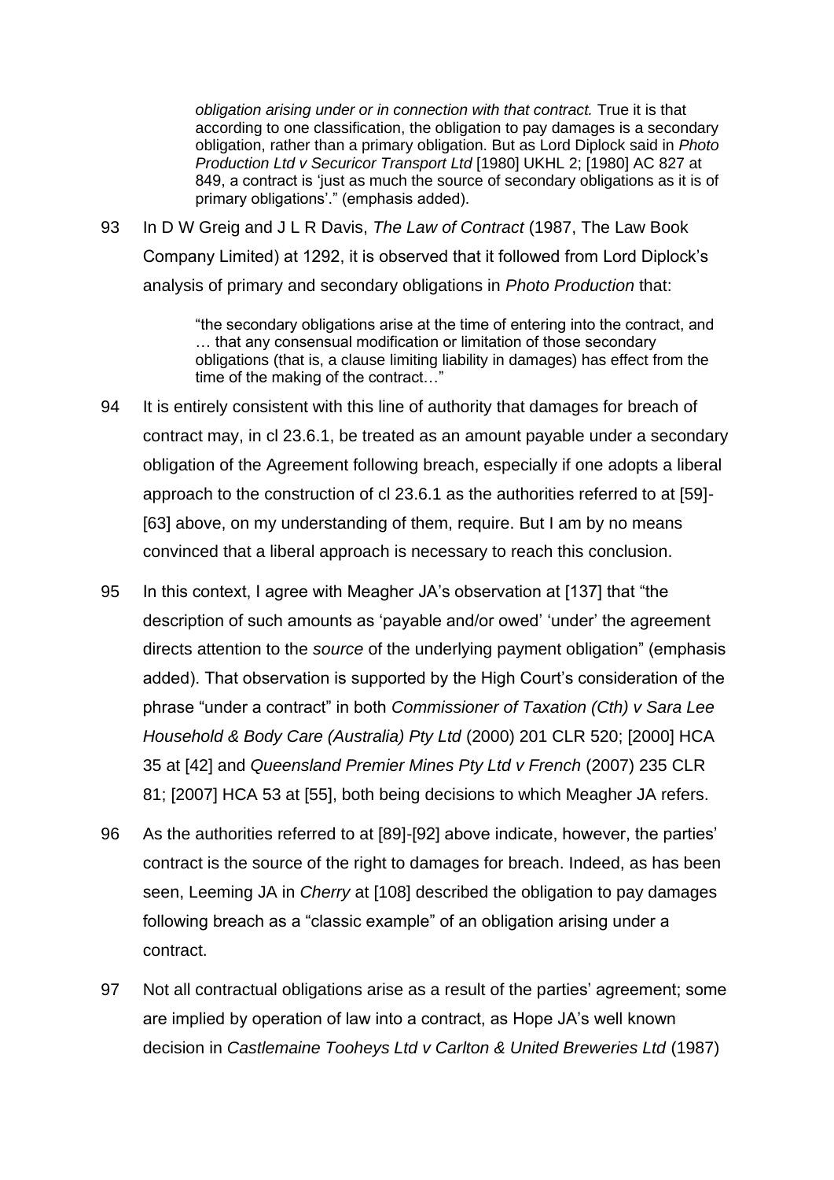> *obligation arising under or in connection with that contract.* True it is that according to one classification, the obligation to pay damages is a secondary obligation, rather than a primary obligation. But as Lord Diplock said in *Photo Production Ltd v Securicor Transport Ltd* [1980] UKHL 2; [1980] AC 827 at 849, a contract is 'just as much the source of secondary obligations as it is of primary obligations'." (emphasis added).

93 In D W Greig and J L R Davis, *The Law of Contract* (1987, The Law Book Company Limited) at 1292, it is observed that it followed from Lord Diplock's analysis of primary and secondary obligations in *Photo Production* that:

> "the secondary obligations arise at the time of entering into the contract, and … that any consensual modification or limitation of those secondary obligations (that is, a clause limiting liability in damages) has effect from the time of the making of the contract…"

94 It is entirely consistent with this line of authority that damages for breach of contract may, in cl 23.6.1, be treated as an amount payable under a secondary obligation of the Agreement following breach, especially if one adopts a liberal approach to the construction of cl 23.6.1 as the authorities referred to at [59]-[63] above, on my understanding of them, require. But I am by no means convinced that a liberal approach is necessary to reach this conclusion.

95 In this context, I agree with Meagher JA's observation at [137] that "the description of such amounts as 'payable and/or owed' 'under' the agreement directs attention to the *source* of the underlying payment obligation" (emphasis added). That observation is supported by the High Court's consideration of the phrase "under a contract" in both *Commissioner of Taxation (Cth) v Sara Lee Household & Body Care (Australia) Pty Ltd* (2000) 201 CLR 520; [2000] HCA 35 at [42] and *Queensland Premier Mines Pty Ltd v French* (2007) 235 CLR 81; [2007] HCA 53 at [55], both being decisions to which Meagher JA refers.

96 As the authorities referred to at [89]-[92] above indicate, however, the parties' contract is the source of the right to damages for breach. Indeed, as has been seen, Leeming JA in *Cherry* at [108] described the obligation to pay damages following breach as a "classic example" of an obligation arising under a contract.

97 Not all contractual obligations arise as a result of the parties' agreement; some are implied by operation of law into a contract, as Hope JA's well known decision in *Castlemaine Tooheys Ltd v Carlton & United Breweries Ltd* (1987)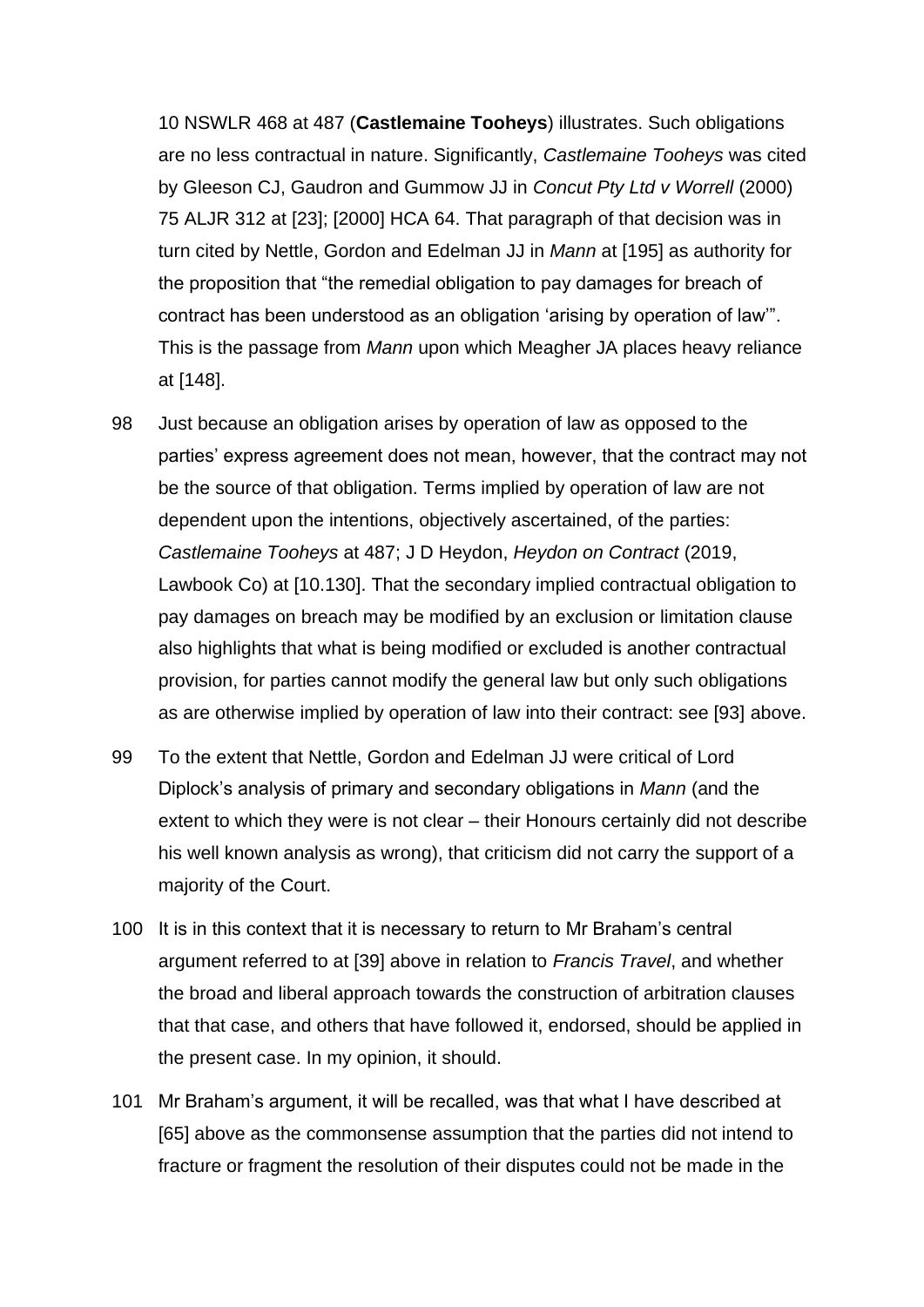10 NSWLR 468 at 487 (**Castlemaine Tooheys**) illustrates. Such obligations are no less contractual in nature. Significantly, *Castlemaine Tooheys* was cited by Gleeson CJ, Gaudron and Gummow JJ in *Concut Pty Ltd v Worrell* (2000) 75 ALJR 312 at [23]; [2000] HCA 64. That paragraph of that decision was in turn cited by Nettle, Gordon and Edelman JJ in *Mann* at [195] as authority for the proposition that "the remedial obligation to pay damages for breach of contract has been understood as an obligation 'arising by operation of law'". This is the passage from *Mann* upon which Meagher JA places heavy reliance at [148].

98 Just because an obligation arises by operation of law as opposed to the parties' express agreement does not mean, however, that the contract may not be the source of that obligation. Terms implied by operation of law are not dependent upon the intentions, objectively ascertained, of the parties: *Castlemaine Tooheys* at 487; J D Heydon, *Heydon on Contract* (2019, Lawbook Co) at [10.130]. That the secondary implied contractual obligation to pay damages on breach may be modified by an exclusion or limitation clause also highlights that what is being modified or excluded is another contractual provision, for parties cannot modify the general law but only such obligations as are otherwise implied by operation of law into their contract: see [93] above.

99 To the extent that Nettle, Gordon and Edelman JJ were critical of Lord Diplock's analysis of primary and secondary obligations in *Mann* (and the extent to which they were is not clear – their Honours certainly did not describe his well known analysis as wrong), that criticism did not carry the support of a majority of the Court.

100 It is in this context that it is necessary to return to Mr Braham's central argument referred to at [39] above in relation to *Francis Travel*, and whether the broad and liberal approach towards the construction of arbitration clauses that that case, and others that have followed it, endorsed, should be applied in the present case. In my opinion, it should.

101 Mr Braham's argument, it will be recalled, was that what I have described at [65] above as the commonsense assumption that the parties did not intend to fracture or fragment the resolution of their disputes could not be made in the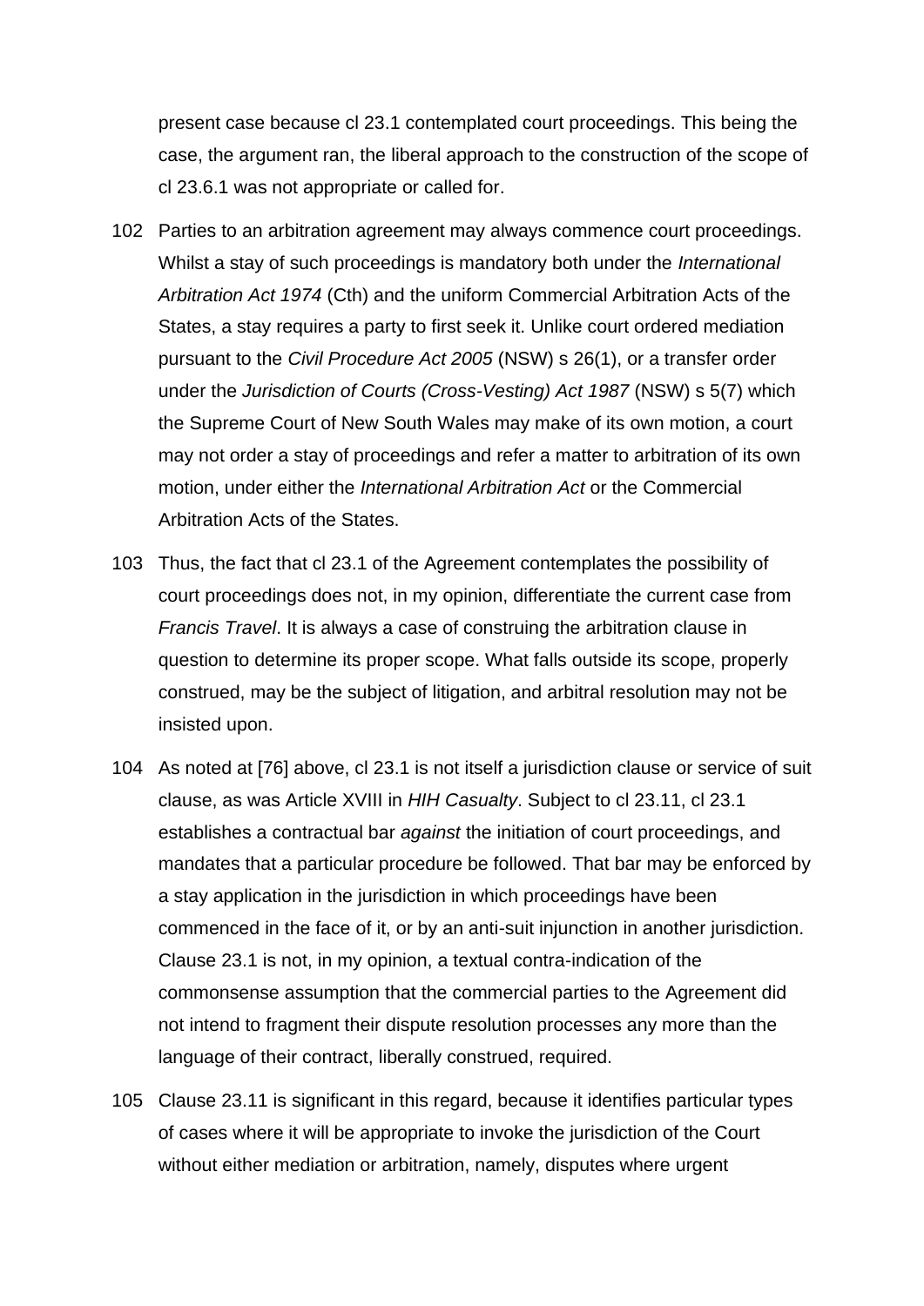present case because cl 23.1 contemplated court proceedings. This being the case, the argument ran, the liberal approach to the construction of the scope of cl 23.6.1 was not appropriate or called for.

102 Parties to an arbitration agreement may always commence court proceedings. Whilst a stay of such proceedings is mandatory both under the *International Arbitration Act 1974* (Cth) and the uniform Commercial Arbitration Acts of the States, a stay requires a party to first seek it. Unlike court ordered mediation pursuant to the *Civil Procedure Act 2005* (NSW) s 26(1), or a transfer order under the *Jurisdiction of Courts (Cross-Vesting) Act 1987* (NSW) s 5(7) which the Supreme Court of New South Wales may make of its own motion, a court may not order a stay of proceedings and refer a matter to arbitration of its own motion, under either the *International Arbitration Act* or the Commercial Arbitration Acts of the States.

103 Thus, the fact that cl 23.1 of the Agreement contemplates the possibility of court proceedings does not, in my opinion, differentiate the current case from *Francis Travel*. It is always a case of construing the arbitration clause in question to determine its proper scope. What falls outside its scope, properly construed, may be the subject of litigation, and arbitral resolution may not be insisted upon.

104 As noted at [76] above, cl 23.1 is not itself a jurisdiction clause or service of suit clause, as was Article XVIII in *HIH Casualty*. Subject to cl 23.11, cl 23.1 establishes a contractual bar *against* the initiation of court proceedings, and mandates that a particular procedure be followed. That bar may be enforced by a stay application in the jurisdiction in which proceedings have been commenced in the face of it, or by an anti-suit injunction in another jurisdiction. Clause 23.1 is not, in my opinion, a textual contra-indication of the commonsense assumption that the commercial parties to the Agreement did not intend to fragment their dispute resolution processes any more than the language of their contract, liberally construed, required.

105 Clause 23.11 is significant in this regard, because it identifies particular types of cases where it will be appropriate to invoke the jurisdiction of the Court without either mediation or arbitration, namely, disputes where urgent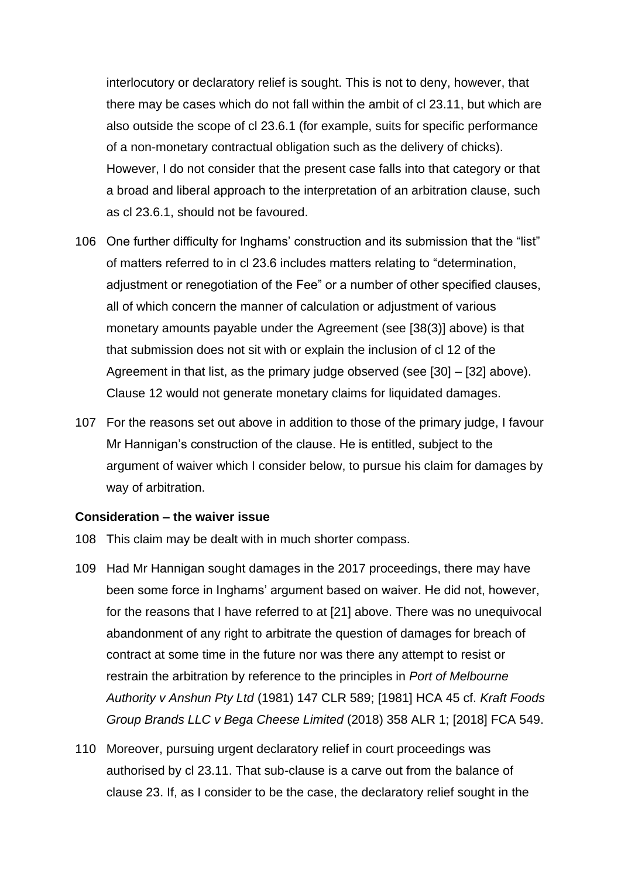interlocutory or declaratory relief is sought. This is not to deny, however, that there may be cases which do not fall within the ambit of cl 23.11, but which are also outside the scope of cl 23.6.1 (for example, suits for specific performance of a non-monetary contractual obligation such as the delivery of chicks). However, I do not consider that the present case falls into that category or that a broad and liberal approach to the interpretation of an arbitration clause, such as cl 23.6.1, should not be favoured.

106 One further difficulty for Inghams' construction and its submission that the "list" of matters referred to in cl 23.6 includes matters relating to "determination, adjustment or renegotiation of the Fee" or a number of other specified clauses, all of which concern the manner of calculation or adjustment of various monetary amounts payable under the Agreement (see [38(3)] above) is that that submission does not sit with or explain the inclusion of cl 12 of the Agreement in that list, as the primary judge observed (see [30] – [32] above). Clause 12 would not generate monetary claims for liquidated damages.

107 For the reasons set out above in addition to those of the primary judge, I favour Mr Hannigan's construction of the clause. He is entitled, subject to the argument of waiver which I consider below, to pursue his claim for damages by way of arbitration.

**Consideration – the waiver issue**

108 This claim may be dealt with in much shorter compass.

109 Had Mr Hannigan sought damages in the 2017 proceedings, there may have been some force in Inghams' argument based on waiver. He did not, however, for the reasons that I have referred to at [21] above. There was no unequivocal abandonment of any right to arbitrate the question of damages for breach of contract at some time in the future nor was there any attempt to resist or restrain the arbitration by reference to the principles in *Port of Melbourne Authority v Anshun Pty Ltd* (1981) 147 CLR 589; [1981] HCA 45 cf. *Kraft Foods Group Brands LLC v Bega Cheese Limited* (2018) 358 ALR 1; [2018] FCA 549.

110 Moreover, pursuing urgent declaratory relief in court proceedings was authorised by cl 23.11. That sub-clause is a carve out from the balance of clause 23. If, as I consider to be the case, the declaratory relief sought in the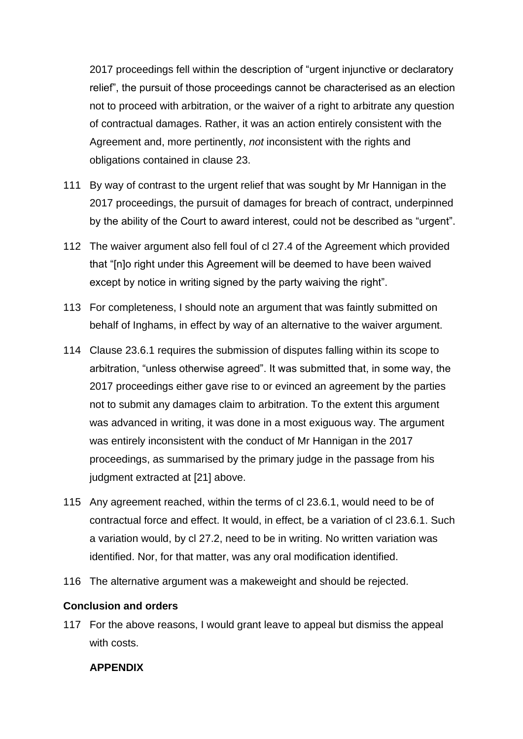2017 proceedings fell within the description of “urgent injunctive or declaratory relief”, the pursuit of those proceedings cannot be characterised as an election not to proceed with arbitration, or the waiver of a right to arbitrate any question of contractual damages. Rather, it was an action entirely consistent with the Agreement and, more pertinently, *not* inconsistent with the rights and obligations contained in clause 23.

111 By way of contrast to the urgent relief that was sought by Mr Hannigan in the 2017 proceedings, the pursuit of damages for breach of contract, underpinned by the ability of the Court to award interest, could not be described as “urgent”.

112 The waiver argument also fell foul of cl 27.4 of the Agreement which provided that “[n]o right under this Agreement will be deemed to have been waived except by notice in writing signed by the party waiving the right”.

113 For completeness, I should note an argument that was faintly submitted on behalf of Inghams, in effect by way of an alternative to the waiver argument.

114 Clause 23.6.1 requires the submission of disputes falling within its scope to arbitration, “unless otherwise agreed”. It was submitted that, in some way, the 2017 proceedings either gave rise to or evinced an agreement by the parties not to submit any damages claim to arbitration. To the extent this argument was advanced in writing, it was done in a most exiguous way. The argument was entirely inconsistent with the conduct of Mr Hannigan in the 2017 proceedings, as summarised by the primary judge in the passage from his judgment extracted at [21] above.

115 Any agreement reached, within the terms of cl 23.6.1, would need to be of contractual force and effect. It would, in effect, be a variation of cl 23.6.1. Such a variation would, by cl 27.2, need to be in writing. No written variation was identified. Nor, for that matter, was any oral modification identified.

116 The alternative argument was a makeweight and should be rejected.

## Conclusion and orders

117 For the above reasons, I would grant leave to appeal but dismiss the appeal with costs.

**APPENDIX**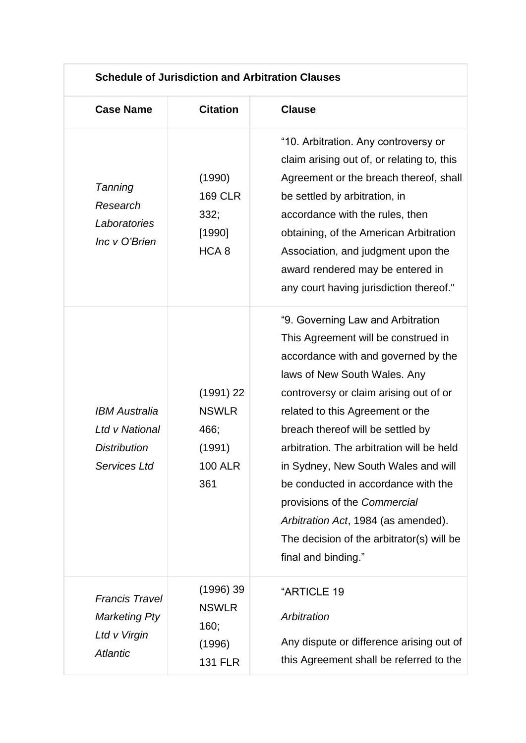| Schedule of Jurisdiction and Arbitration Clauses | | |
|---|---|---|
| **Case Name** | **Citation** | **Clause** |
| *Tanning Research Laboratories Inc v O'Brien* | (1990) 169 CLR 332; [1990] HCA 8 | "10. Arbitration. Any controversy or claim arising out of, or relating to, this Agreement or the breach thereof, shall be settled by arbitration, in accordance with the rules, then obtaining, of the American Arbitration Association, and judgment upon the award rendered may be entered in any court having jurisdiction thereof." |
| *IBM Australia Ltd v National Distribution Services Ltd* | (1991) 22 NSWLR 466; (1991) 100 ALR 361 | "9. Governing Law and Arbitration This Agreement will be construed in accordance with and governed by the laws of New South Wales. Any controversy or claim arising out of or related to this Agreement or the breach thereof will be settled by arbitration. The arbitration will be held in Sydney, New South Wales and will be conducted in accordance with the provisions of the *Commercial Arbitration Act*, 1984 (as amended). The decision of the arbitrator(s) will be final and binding." |
| *Francis Travel Marketing Pty Ltd v Virgin Atlantic* | (1996) 39 NSWLR 160; (1996) 131 FLR | "ARTICLE 19 *Arbitration* Any dispute or difference arising out of this Agreement shall be referred to the |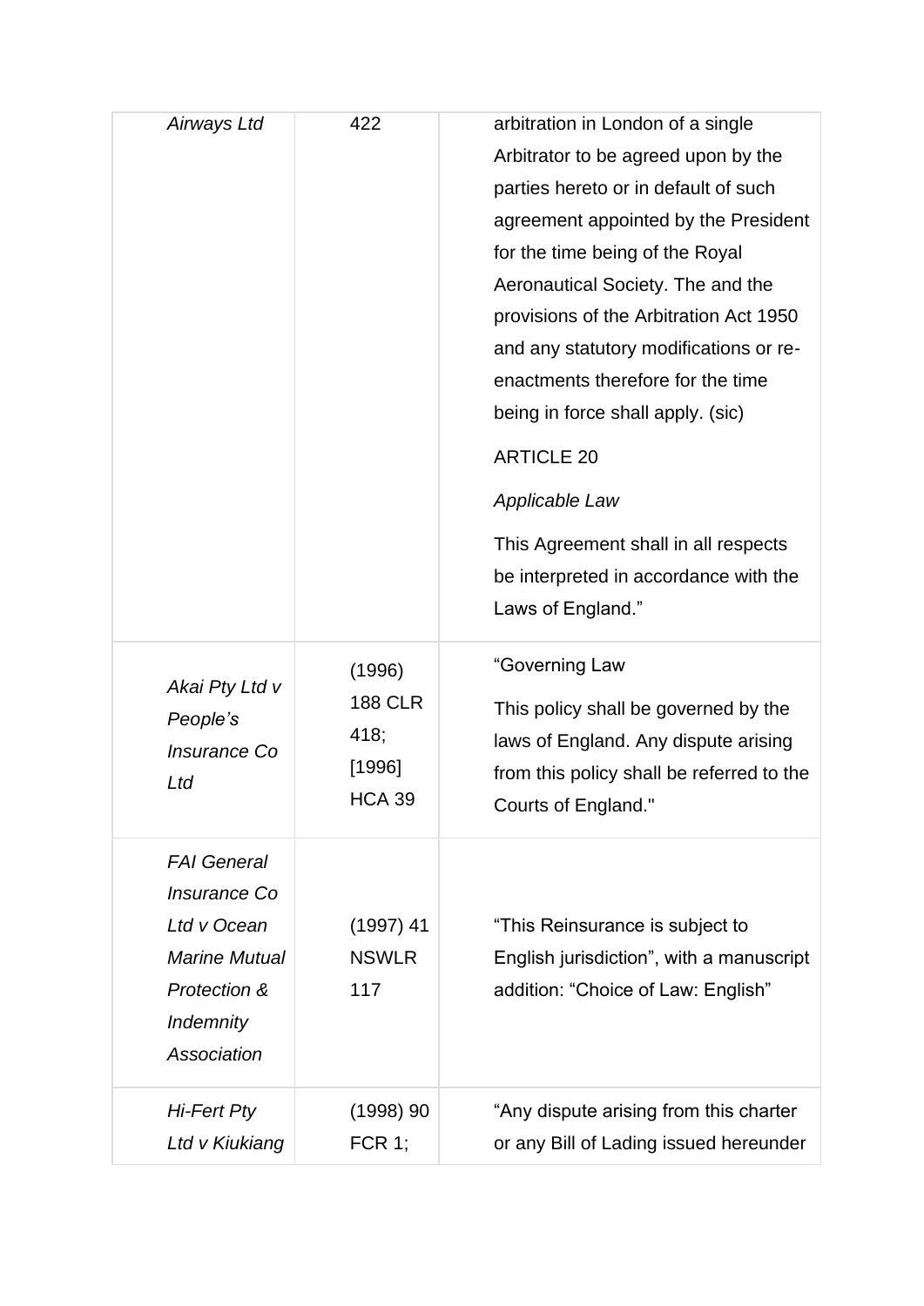| | | |
|---|---|---|
| *Airways Ltd* | 422 | arbitration in London of a single Arbitrator to be agreed upon by the parties hereto or in default of such agreement appointed by the President for the time being of the Royal Aeronautical Society. The and the provisions of the Arbitration Act 1950 and any statutory modifications or re-enactments therefore for the time being in force shall apply. (sic)<br><br>ARTICLE 20<br><br>*Applicable Law*<br><br>This Agreement shall in all respects be interpreted in accordance with the Laws of England." |
| *Akai Pty Ltd v People's Insurance Co Ltd* | (1996) 188 CLR 418; [1996] HCA 39 | "Governing Law<br><br>This policy shall be governed by the laws of England. Any dispute arising from this policy shall be referred to the Courts of England." |
| *FAI General Insurance Co Ltd v Ocean Marine Mutual Protection & Indemnity Association* | (1997) 41 NSWLR 117 | "This Reinsurance is subject to English jurisdiction", with a manuscript addition: "Choice of Law: English" |
| *Hi-Fert Pty Ltd v Kiukiang* | (1998) 90 FCR 1; | "Any dispute arising from this charter or any Bill of Lading issued hereunder |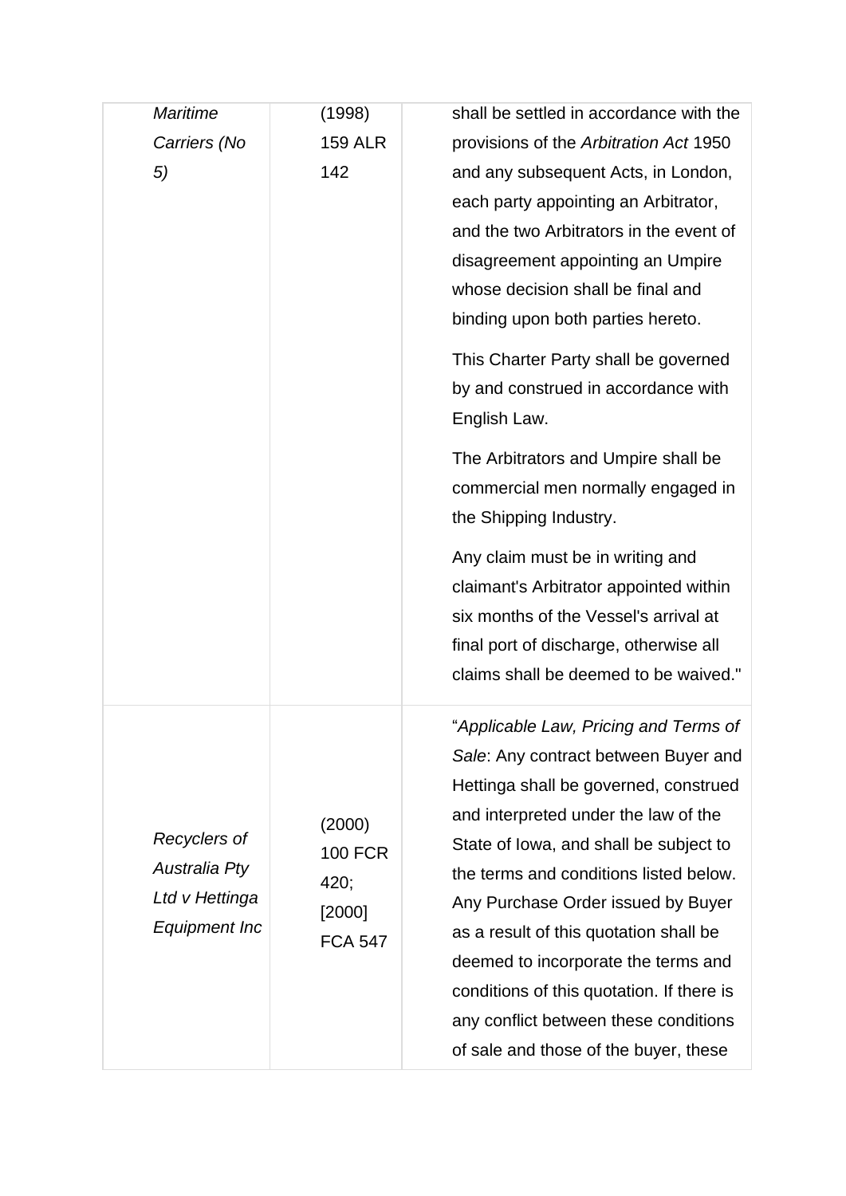| | | |
|---|---|---|
| *Maritime Carriers (No 5)* | (1998) 159 ALR 142 | shall be settled in accordance with the provisions of the *Arbitration Act* 1950 and any subsequent Acts, in London, each party appointing an Arbitrator, and the two Arbitrators in the event of disagreement appointing an Umpire whose decision shall be final and binding upon both parties hereto.<br><br>This Charter Party shall be governed by and construed in accordance with English Law.<br><br>The Arbitrators and Umpire shall be commercial men normally engaged in the Shipping Industry.<br><br>Any claim must be in writing and claimant's Arbitrator appointed within six months of the Vessel's arrival at final port of discharge, otherwise all claims shall be deemed to be waived." |
| *Recyclers of Australia Pty Ltd v Hettinga Equipment Inc* | (2000) 100 FCR 420; [2000] FCA 547 | "*Applicable Law, Pricing and Terms of Sale*: Any contract between Buyer and Hettinga shall be governed, construed and interpreted under the law of the State of Iowa, and shall be subject to the terms and conditions listed below. Any Purchase Order issued by Buyer as a result of this quotation shall be deemed to incorporate the terms and conditions of this quotation. If there is any conflict between these conditions of sale and those of the buyer, these |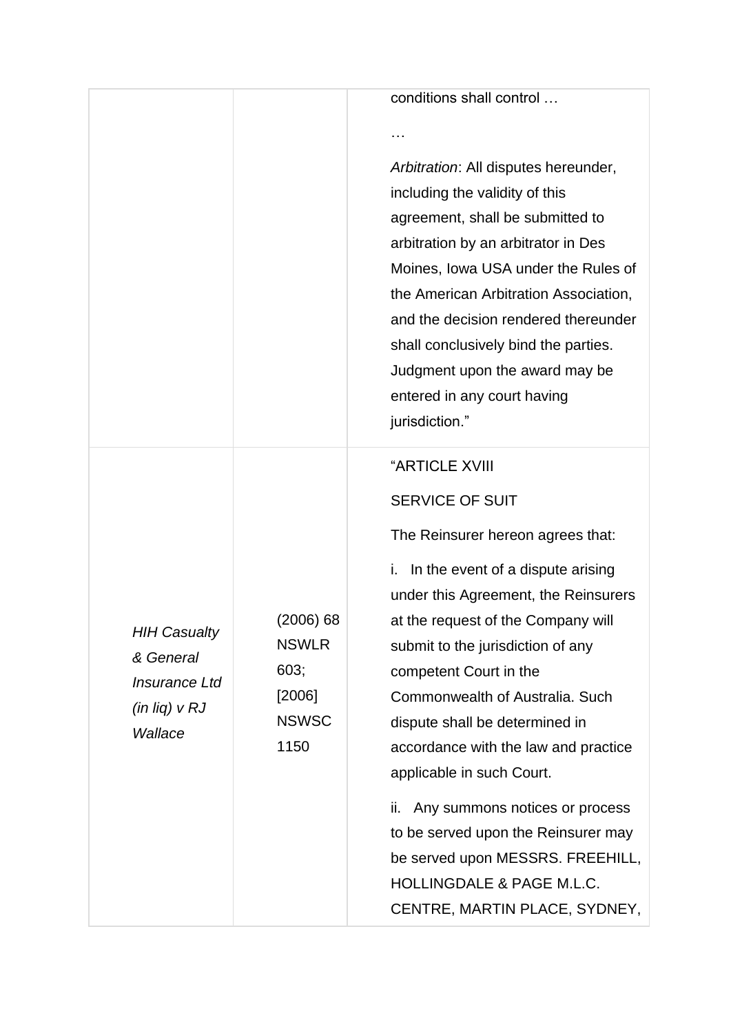| | | |
|---|---|---|
| | | conditions shall control …<br><br>…<br><br>*Arbitration*: All disputes hereunder, including the validity of this agreement, shall be submitted to arbitration by an arbitrator in Des Moines, Iowa USA under the Rules of the American Arbitration Association, and the decision rendered thereunder shall conclusively bind the parties. Judgment upon the award may be entered in any court having jurisdiction.” |
| *HIH Casualty & General Insurance Ltd (in liq) v RJ Wallace* | (2006) 68 NSWLR 603; [2006] NSWSC 1150 | “ARTICLE XVIII<br><br>SERVICE OF SUIT<br><br>The Reinsurer hereon agrees that:<br><br>i. In the event of a dispute arising under this Agreement, the Reinsurers at the request of the Company will submit to the jurisdiction of any competent Court in the Commonwealth of Australia. Such dispute shall be determined in accordance with the law and practice applicable in such Court.<br><br>ii. Any summons notices or process to be served upon the Reinsurer may be served upon MESSRS. FREEHILL, HOLLINGDALE & PAGE M.L.C. CENTRE, MARTIN PLACE, SYDNEY, |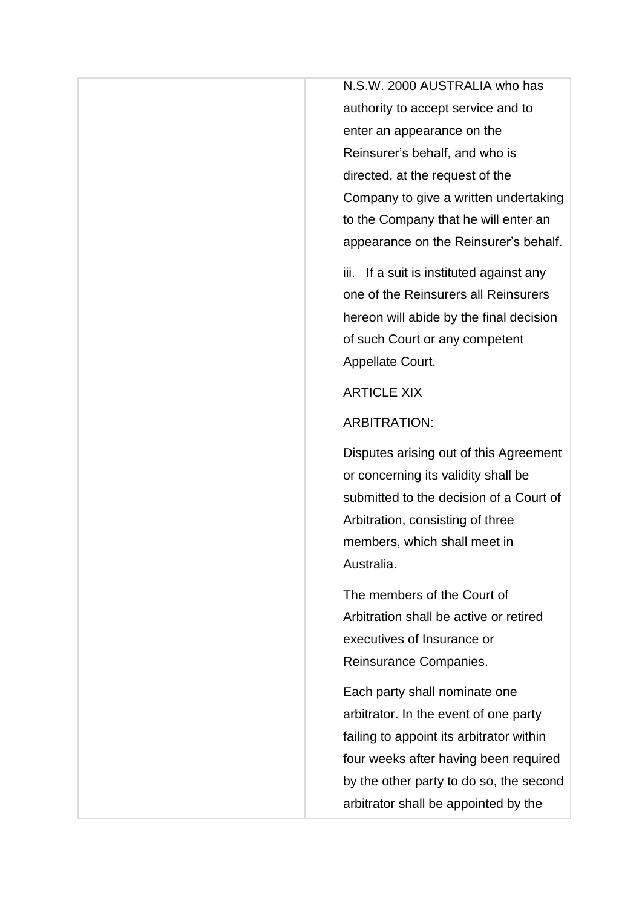| | | |
|---|---|---|
| | | N.S.W. 2000 AUSTRALIA who has authority to accept service and to enter an appearance on the Reinsurer's behalf, and who is directed, at the request of the Company to give a written undertaking to the Company that he will enter an appearance on the Reinsurer's behalf.<br><br>iii. If a suit is instituted against any one of the Reinsurers all Reinsurers hereon will abide by the final decision of such Court or any competent Appellate Court.<br><br>ARTICLE XIX<br><br>ARBITRATION:<br><br>Disputes arising out of this Agreement or concerning its validity shall be submitted to the decision of a Court of Arbitration, consisting of three members, which shall meet in Australia.<br><br>The members of the Court of Arbitration shall be active or retired executives of Insurance or Reinsurance Companies.<br><br>Each party shall nominate one arbitrator. In the event of one party failing to appoint its arbitrator within four weeks after having been required by the other party to do so, the second arbitrator shall be appointed by the |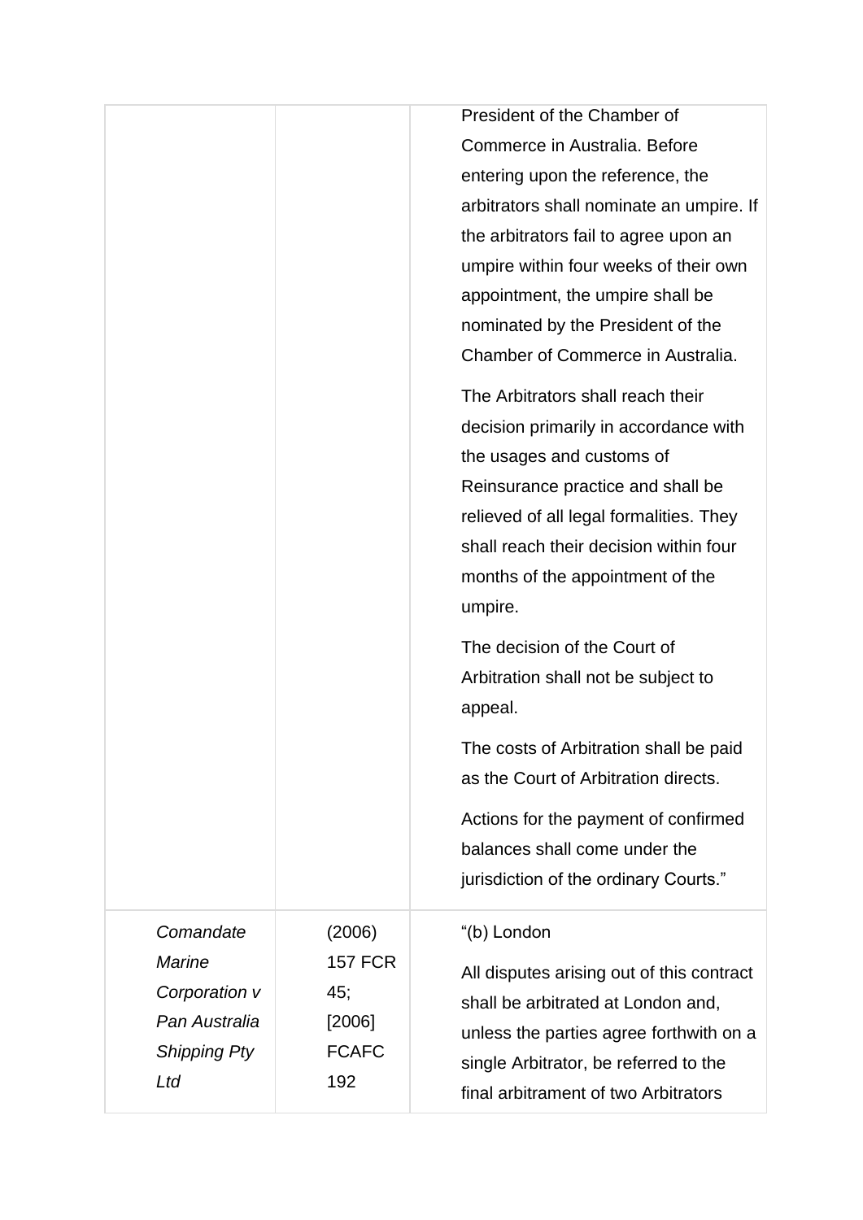| | | |
|---|---|---|
| | | President of the Chamber of Commerce in Australia. Before entering upon the reference, the arbitrators shall nominate an umpire. If the arbitrators fail to agree upon an umpire within four weeks of their own appointment, the umpire shall be nominated by the President of the Chamber of Commerce in Australia.<br><br>The Arbitrators shall reach their decision primarily in accordance with the usages and customs of Reinsurance practice and shall be relieved of all legal formalities. They shall reach their decision within four months of the appointment of the umpire.<br><br>The decision of the Court of Arbitration shall not be subject to appeal.<br><br>The costs of Arbitration shall be paid as the Court of Arbitration directs.<br><br>Actions for the payment of confirmed balances shall come under the jurisdiction of the ordinary Courts." |
| *Comandate Marine Corporation v Pan Australia Shipping Pty Ltd* | (2006) 157 FCR 45; [2006] FCAFC 192 | "(b) London<br><br>All disputes arising out of this contract shall be arbitrated at London and, unless the parties agree forthwith on a single Arbitrator, be referred to the final arbitrament of two Arbitrators |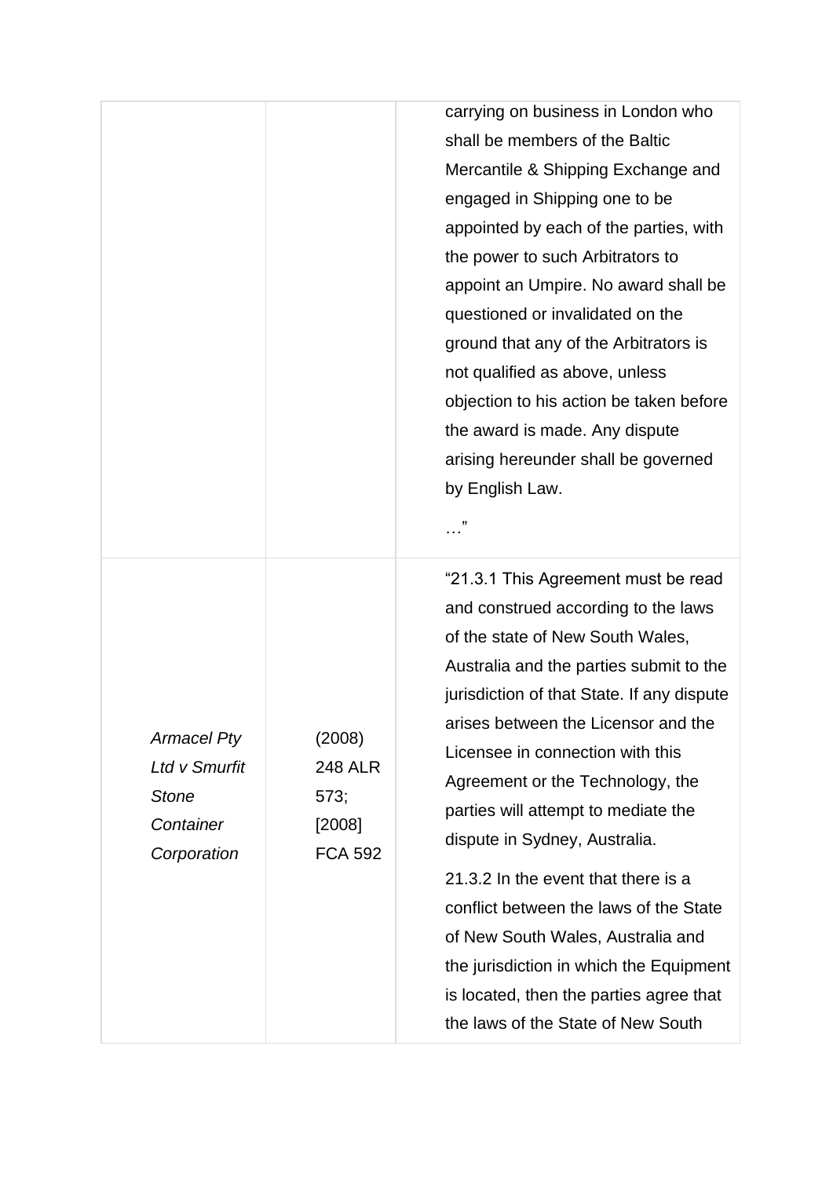| | | |
|---|---|---|
| | | carrying on business in London who shall be members of the Baltic Mercantile & Shipping Exchange and engaged in Shipping one to be appointed by each of the parties, with the power to such Arbitrators to appoint an Umpire. No award shall be questioned or invalidated on the ground that any of the Arbitrators is not qualified as above, unless objection to his action be taken before the award is made. Any dispute arising hereunder shall be governed by English Law. <br><br> …” |
| *Armacel Pty Ltd v Smurfit Stone Container Corporation* | (2008) 248 ALR 573; [2008] FCA 592 | “21.3.1 This Agreement must be read and construed according to the laws of the state of New South Wales, Australia and the parties submit to the jurisdiction of that State. If any dispute arises between the Licensor and the Licensee in connection with this Agreement or the Technology, the parties will attempt to mediate the dispute in Sydney, Australia. <br><br> 21.3.2 In the event that there is a conflict between the laws of the State of New South Wales, Australia and the jurisdiction in which the Equipment is located, then the parties agree that the laws of the State of New South |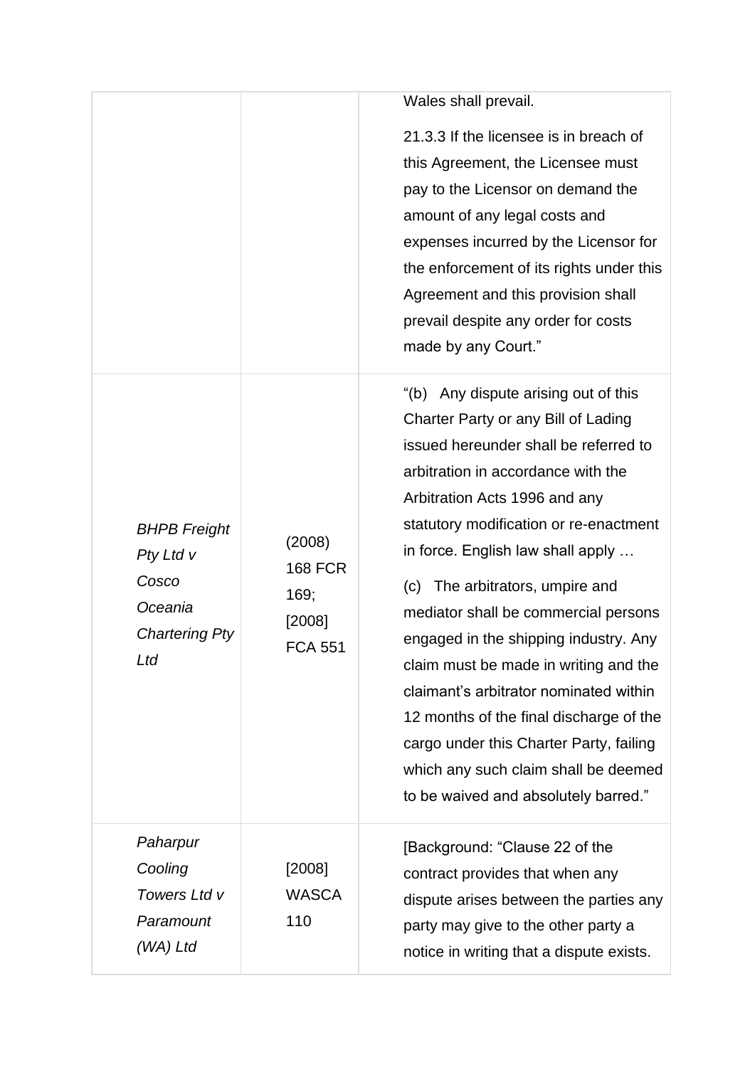| | | |
|---|---|---|
| | | Wales shall prevail.<br><br>21.3.3 If the licensee is in breach of this Agreement, the Licensee must pay to the Licensor on demand the amount of any legal costs and expenses incurred by the Licensor for the enforcement of its rights under this Agreement and this provision shall prevail despite any order for costs made by any Court.” |
| *BHPB Freight Pty Ltd v Cosco Oceania Chartering Pty Ltd* | (2008) 168 FCR 169; [2008] FCA 551 | “(b) Any dispute arising out of this Charter Party or any Bill of Lading issued hereunder shall be referred to arbitration in accordance with the Arbitration Acts 1996 and any statutory modification or re-enactment in force. English law shall apply …<br><br>(c) The arbitrators, umpire and mediator shall be commercial persons engaged in the shipping industry. Any claim must be made in writing and the claimant’s arbitrator nominated within 12 months of the final discharge of the cargo under this Charter Party, failing which any such claim shall be deemed to be waived and absolutely barred.” |
| *Paharpur Cooling Towers Ltd v Paramount (WA) Ltd* | [2008] WASCA 110 | [Background: “Clause 22 of the contract provides that when any dispute arises between the parties any party may give to the other party a notice in writing that a dispute exists. |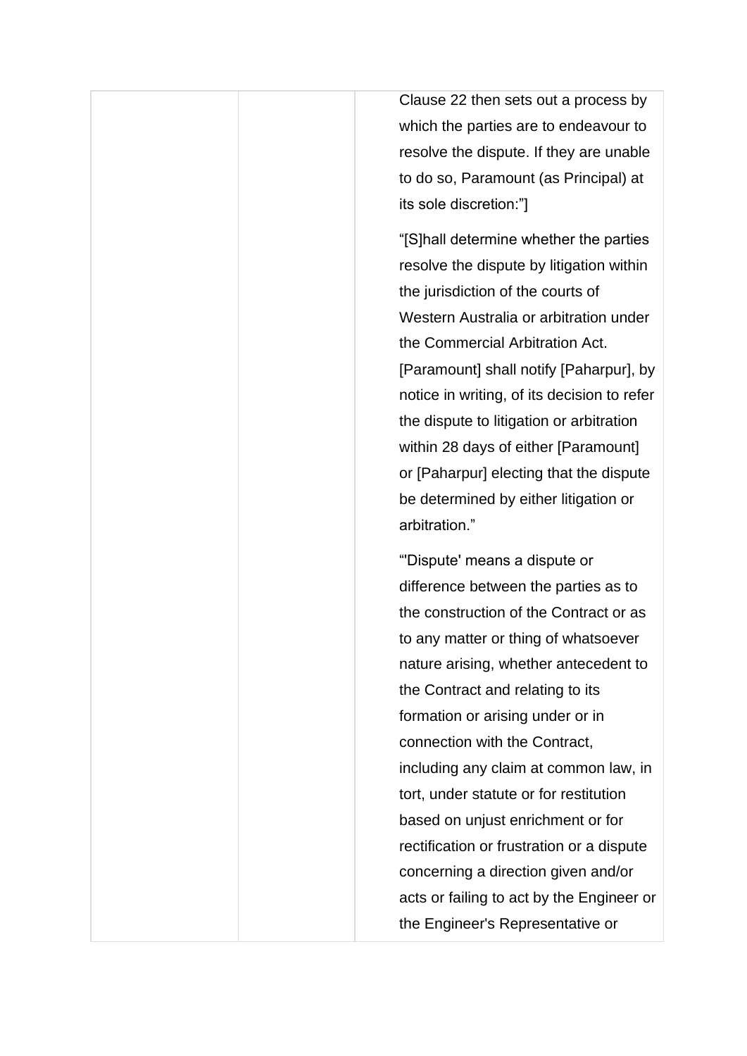| | | |
|---|---|---|
| | | Clause 22 then sets out a process by which the parties are to endeavour to resolve the dispute. If they are unable to do so, Paramount (as Principal) at its sole discretion:"]<br><br>"[S]hall determine whether the parties resolve the dispute by litigation within the jurisdiction of the courts of Western Australia or arbitration under the Commercial Arbitration Act. [Paramount] shall notify [Paharpur], by notice in writing, of its decision to refer the dispute to litigation or arbitration within 28 days of either [Paramount] or [Paharpur] electing that the dispute be determined by either litigation or arbitration."<br><br>"'Dispute' means a dispute or difference between the parties as to the construction of the Contract or as to any matter or thing of whatsoever nature arising, whether antecedent to the Contract and relating to its formation or arising under or in connection with the Contract, including any claim at common law, in tort, under statute or for restitution based on unjust enrichment or for rectification or frustration or a dispute concerning a direction given and/or acts or failing to act by the Engineer or the Engineer's Representative or |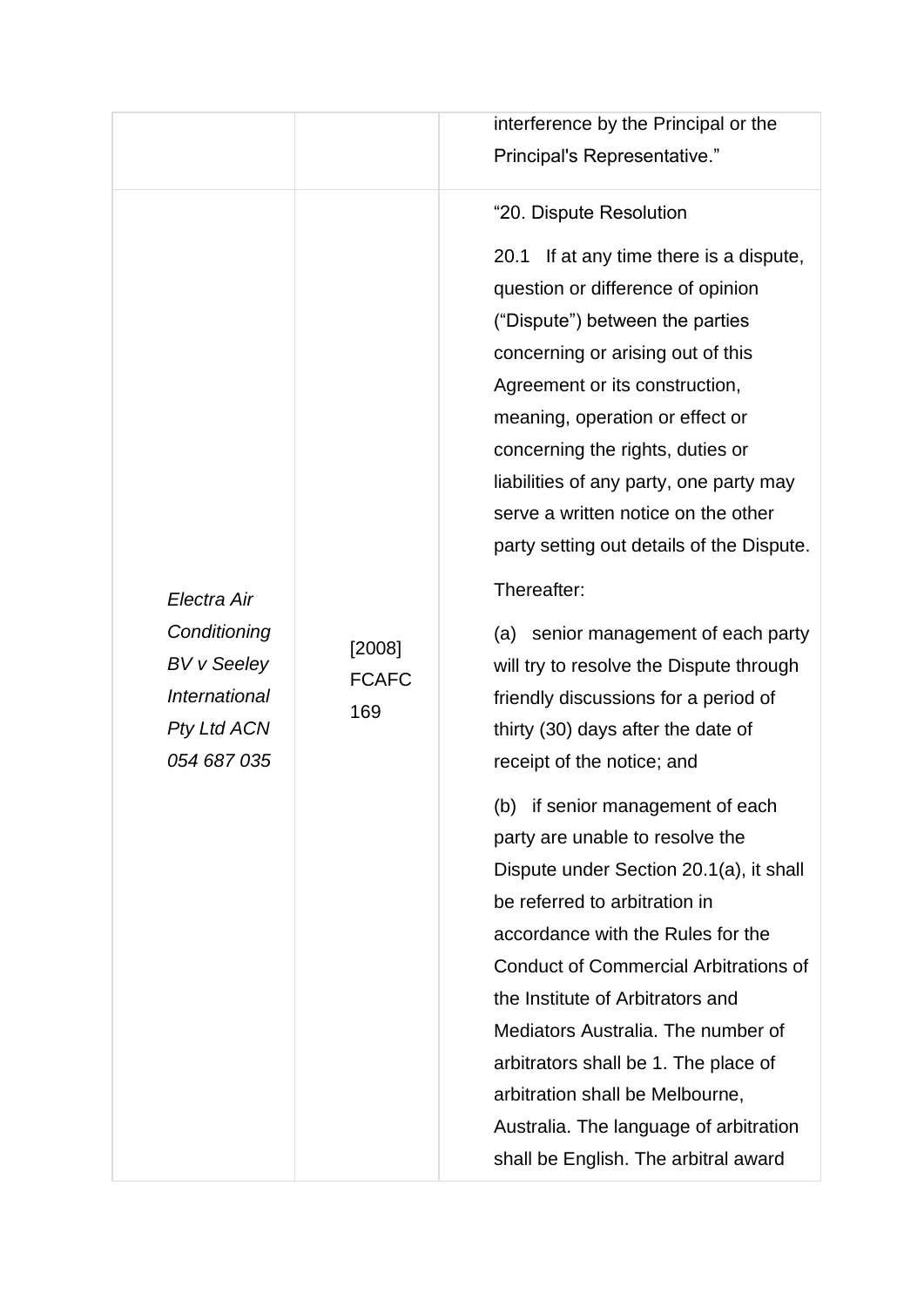| | | |
|---|---|---|
| | | interference by the Principal or the Principal's Representative." |
| *Electra Air Conditioning BV v Seeley International Pty Ltd ACN 054 687 035* | [2008] FCAFC 169 | "20. Dispute Resolution<br><br>20.1 If at any time there is a dispute, question or difference of opinion ("Dispute") between the parties concerning or arising out of this Agreement or its construction, meaning, operation or effect or concerning the rights, duties or liabilities of any party, one party may serve a written notice on the other party setting out details of the Dispute.<br><br>Thereafter:<br><br>(a) senior management of each party will try to resolve the Dispute through friendly discussions for a period of thirty (30) days after the date of receipt of the notice; and<br><br>(b) if senior management of each party are unable to resolve the Dispute under Section 20.1(a), it shall be referred to arbitration in accordance with the Rules for the Conduct of Commercial Arbitrations of the Institute of Arbitrators and Mediators Australia. The number of arbitrators shall be 1. The place of arbitration shall be Melbourne, Australia. The language of arbitration shall be English. The arbitral award |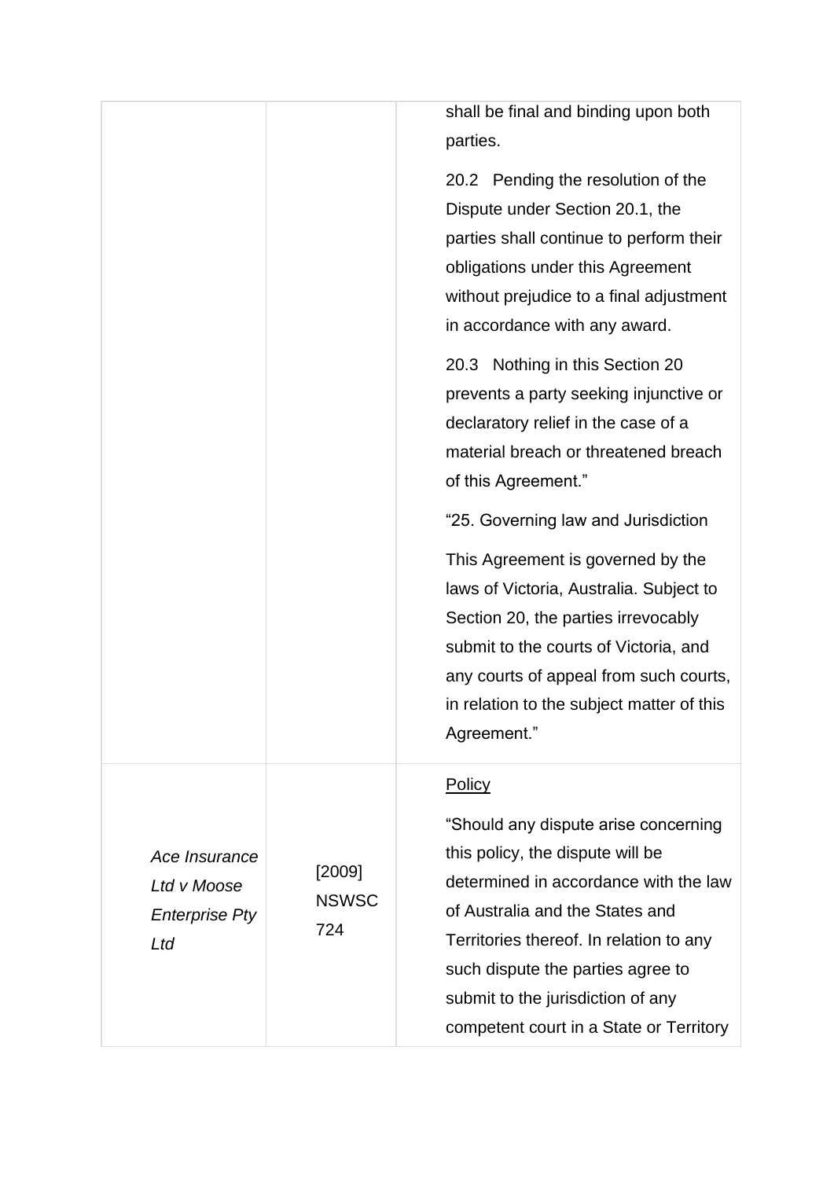| | | |
|---|---|---|
| | | shall be final and binding upon both parties.<br><br>20.2 Pending the resolution of the Dispute under Section 20.1, the parties shall continue to perform their obligations under this Agreement without prejudice to a final adjustment in accordance with any award.<br><br>20.3 Nothing in this Section 20 prevents a party seeking injunctive or declaratory relief in the case of a material breach or threatened breach of this Agreement."<br><br>"25. Governing law and Jurisdiction<br><br>This Agreement is governed by the laws of Victoria, Australia. Subject to Section 20, the parties irrevocably submit to the courts of Victoria, and any courts of appeal from such courts, in relation to the subject matter of this Agreement." |
| *Ace Insurance Ltd v Moose Enterprise Pty Ltd* | [2009] NSWSC 724 | <u>Policy</u><br><br>"Should any dispute arise concerning this policy, the dispute will be determined in accordance with the law of Australia and the States and Territories thereof. In relation to any such dispute the parties agree to submit to the jurisdiction of any competent court in a State or Territory |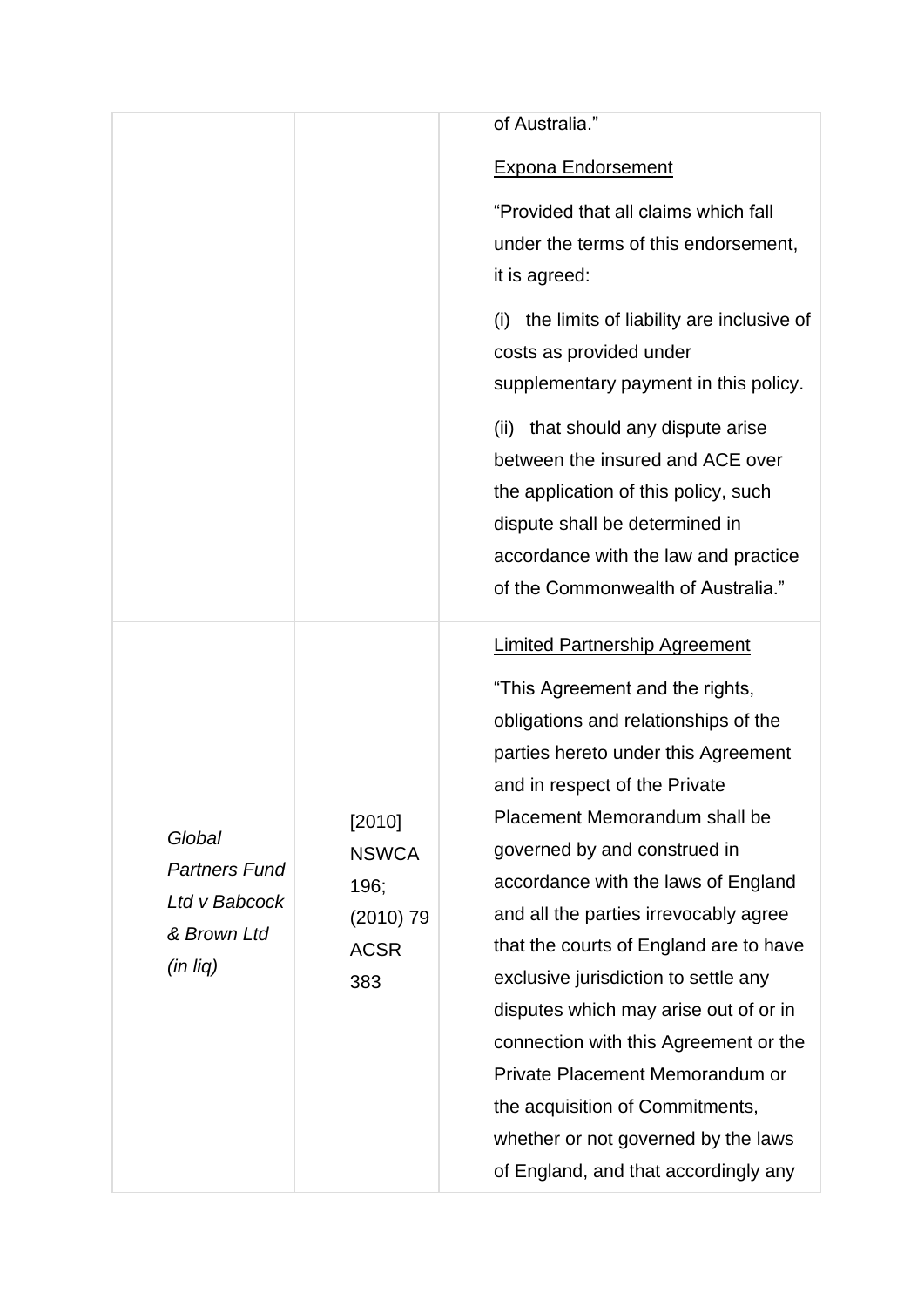| | | |
|---|---|---|
| | | of Australia."<br><br><u>Expona Endorsement</u><br><br>"Provided that all claims which fall under the terms of this endorsement, it is agreed:<br><br>(i) the limits of liability are inclusive of costs as provided under supplementary payment in this policy.<br><br>(ii) that should any dispute arise between the insured and ACE over the application of this policy, such dispute shall be determined in accordance with the law and practice of the Commonwealth of Australia." |
| *Global Partners Fund Ltd v Babcock & Brown Ltd (in liq)* | [2010] NSWCA 196; (2010) 79 ACSR 383 | <u>Limited Partnership Agreement</u><br><br>"This Agreement and the rights, obligations and relationships of the parties hereto under this Agreement and in respect of the Private Placement Memorandum shall be governed by and construed in accordance with the laws of England and all the parties irrevocably agree that the courts of England are to have exclusive jurisdiction to settle any disputes which may arise out of or in connection with this Agreement or the Private Placement Memorandum or the acquisition of Commitments, whether or not governed by the laws of England, and that accordingly any |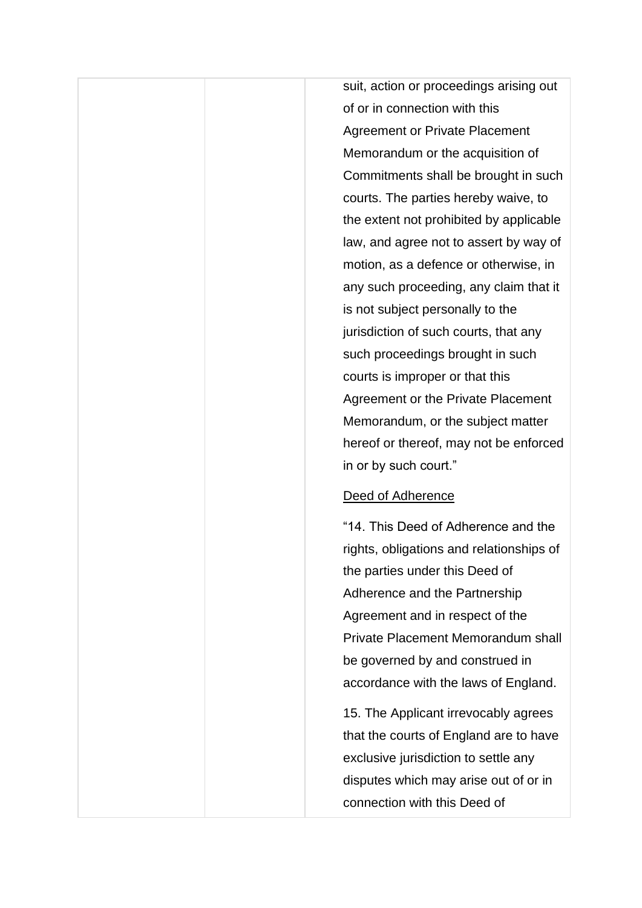| | | |
|---|---|---|
| | | suit, action or proceedings arising out of or in connection with this Agreement or Private Placement Memorandum or the acquisition of Commitments shall be brought in such courts. The parties hereby waive, to the extent not prohibited by applicable law, and agree not to assert by way of motion, as a defence or otherwise, in any such proceeding, any claim that it is not subject personally to the jurisdiction of such courts, that any such proceedings brought in such courts is improper or that this Agreement or the Private Placement Memorandum, or the subject matter hereof or thereof, may not be enforced in or by such court."<br><br><u>Deed of Adherence</u><br><br>"14. This Deed of Adherence and the rights, obligations and relationships of the parties under this Deed of Adherence and the Partnership Agreement and in respect of the Private Placement Memorandum shall be governed by and construed in accordance with the laws of England.<br><br>15. The Applicant irrevocably agrees that the courts of England are to have exclusive jurisdiction to settle any disputes which may arise out of or in connection with this Deed of |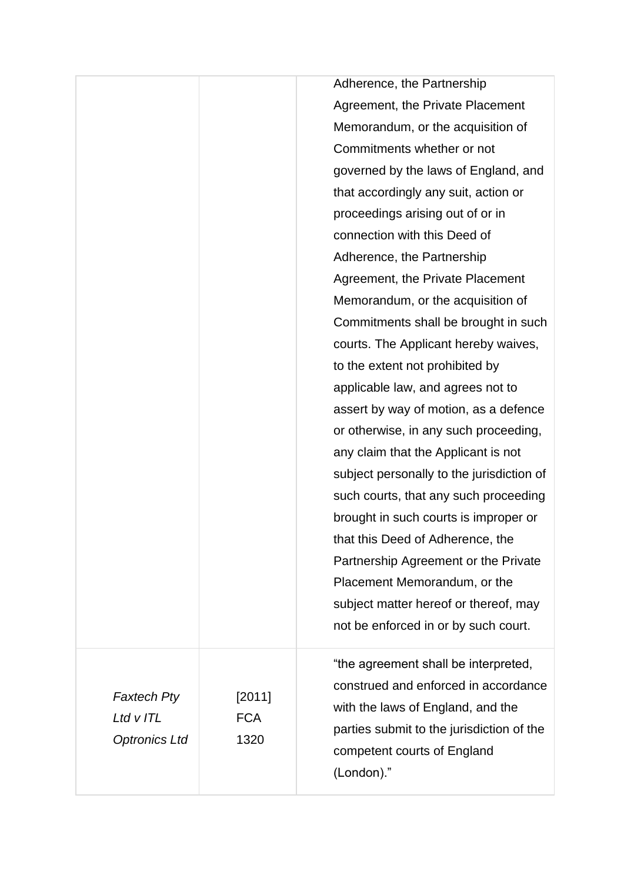| | | |
|---|---|---|
| | | Adherence, the Partnership Agreement, the Private Placement Memorandum, or the acquisition of Commitments whether or not governed by the laws of England, and that accordingly any suit, action or proceedings arising out of or in connection with this Deed of Adherence, the Partnership Agreement, the Private Placement Memorandum, or the acquisition of Commitments shall be brought in such courts. The Applicant hereby waives, to the extent not prohibited by applicable law, and agrees not to assert by way of motion, as a defence or otherwise, in any such proceeding, any claim that the Applicant is not subject personally to the jurisdiction of such courts, that any such proceeding brought in such courts is improper or that this Deed of Adherence, the Partnership Agreement or the Private Placement Memorandum, or the subject matter hereof or thereof, may not be enforced in or by such court. |
| *Faxtech Pty Ltd v ITL Optronics Ltd* | [2011] FCA 1320 | "the agreement shall be interpreted, construed and enforced in accordance with the laws of England, and the parties submit to the jurisdiction of the competent courts of England (London)." |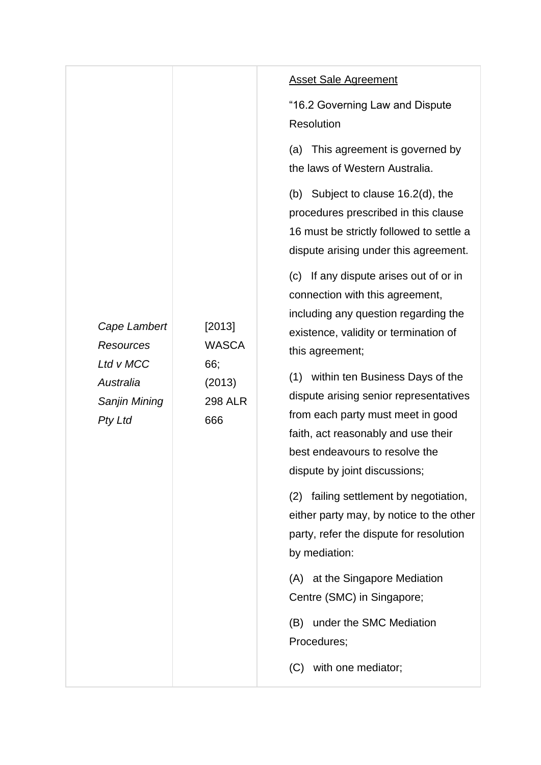| | | |
|---|---|---|
| *Cape Lambert Resources Ltd v MCC Australia Sanjin Mining Pty Ltd* | [2013] WASCA 66; (2013) 298 ALR 666 | Asset Sale Agreement<br><br>"16.2 Governing Law and Dispute Resolution<br><br>(a) This agreement is governed by the laws of Western Australia.<br><br>(b) Subject to clause 16.2(d), the procedures prescribed in this clause 16 must be strictly followed to settle a dispute arising under this agreement.<br><br>(c) If any dispute arises out of or in connection with this agreement, including any question regarding the existence, validity or termination of this agreement;<br><br>(1) within ten Business Days of the dispute arising senior representatives from each party must meet in good faith, act reasonably and use their best endeavours to resolve the dispute by joint discussions;<br><br>(2) failing settlement by negotiation, either party may, by notice to the other party, refer the dispute for resolution by mediation:<br><br>(A) at the Singapore Mediation Centre (SMC) in Singapore;<br><br>(B) under the SMC Mediation Procedures;<br><br>(C) with one mediator; |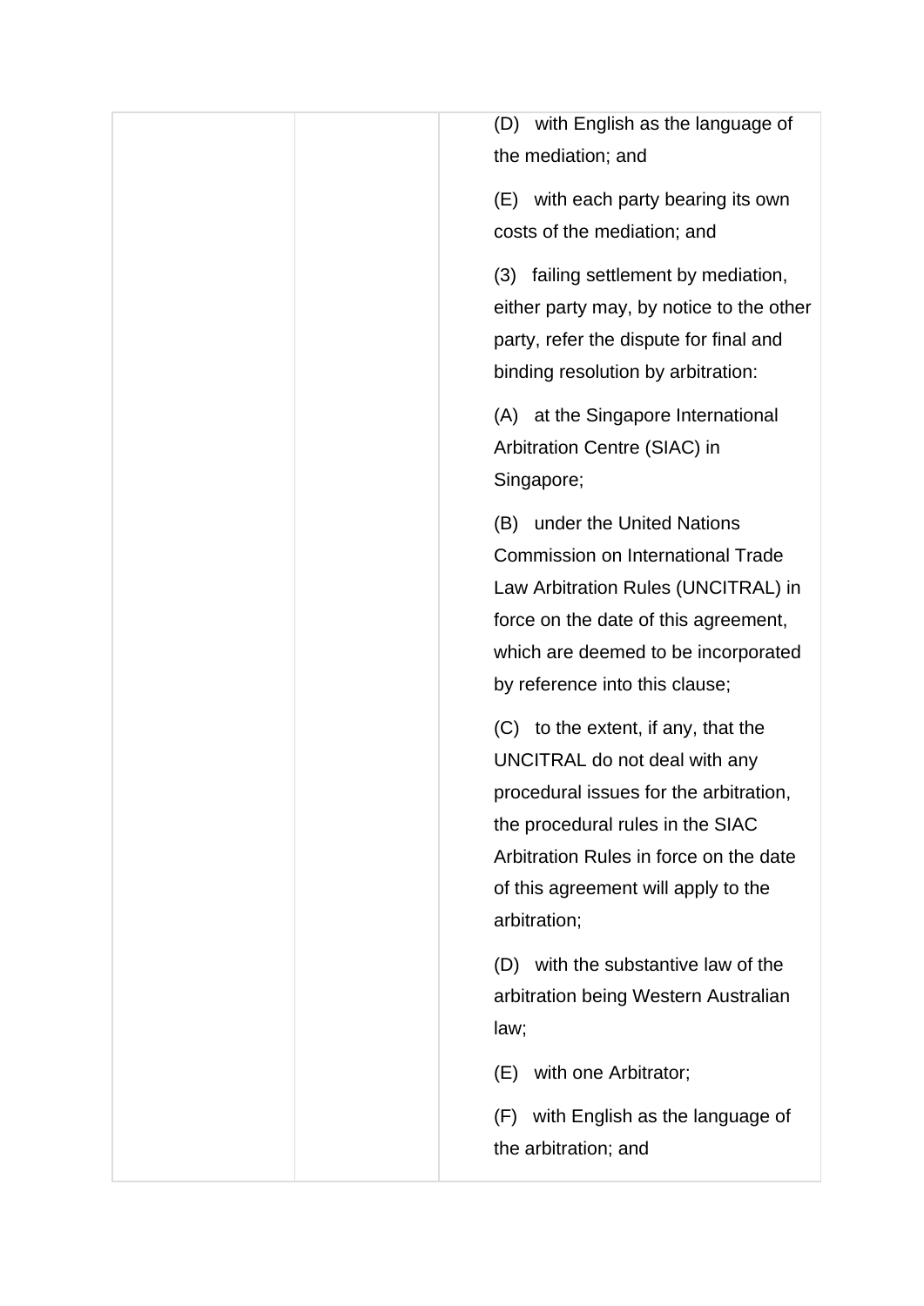| | | |
|---|---|---|
| | | (D) with English as the language of the mediation; and<br><br>(E) with each party bearing its own costs of the mediation; and<br><br>(3) failing settlement by mediation, either party may, by notice to the other party, refer the dispute for final and binding resolution by arbitration:<br><br>(A) at the Singapore International Arbitration Centre (SIAC) in Singapore;<br><br>(B) under the United Nations Commission on International Trade Law Arbitration Rules (UNCITRAL) in force on the date of this agreement, which are deemed to be incorporated by reference into this clause;<br><br>(C) to the extent, if any, that the UNCITRAL do not deal with any procedural issues for the arbitration, the procedural rules in the SIAC Arbitration Rules in force on the date of this agreement will apply to the arbitration;<br><br>(D) with the substantive law of the arbitration being Western Australian law;<br><br>(E) with one Arbitrator;<br><br>(F) with English as the language of the arbitration; and |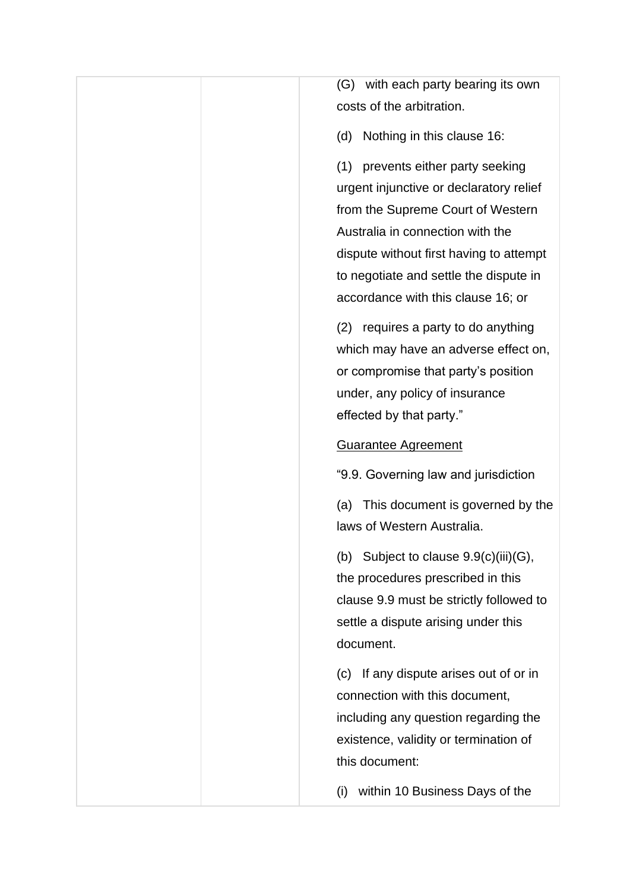| | | |
|---|---|---|
| | | (G) with each party bearing its own costs of the arbitration.<br><br>(d) Nothing in this clause 16:<br><br>(1) prevents either party seeking urgent injunctive or declaratory relief from the Supreme Court of Western Australia in connection with the dispute without first having to attempt to negotiate and settle the dispute in accordance with this clause 16; or<br><br>(2) requires a party to do anything which may have an adverse effect on, or compromise that party's position under, any policy of insurance effected by that party."<br><br><u>Guarantee Agreement</u><br><br>"9.9. Governing law and jurisdiction<br><br>(a) This document is governed by the laws of Western Australia.<br><br>(b) Subject to clause 9.9(c)(iii)(G), the procedures prescribed in this clause 9.9 must be strictly followed to settle a dispute arising under this document.<br><br>(c) If any dispute arises out of or in connection with this document, including any question regarding the existence, validity or termination of this document:<br><br>(i) within 10 Business Days of the |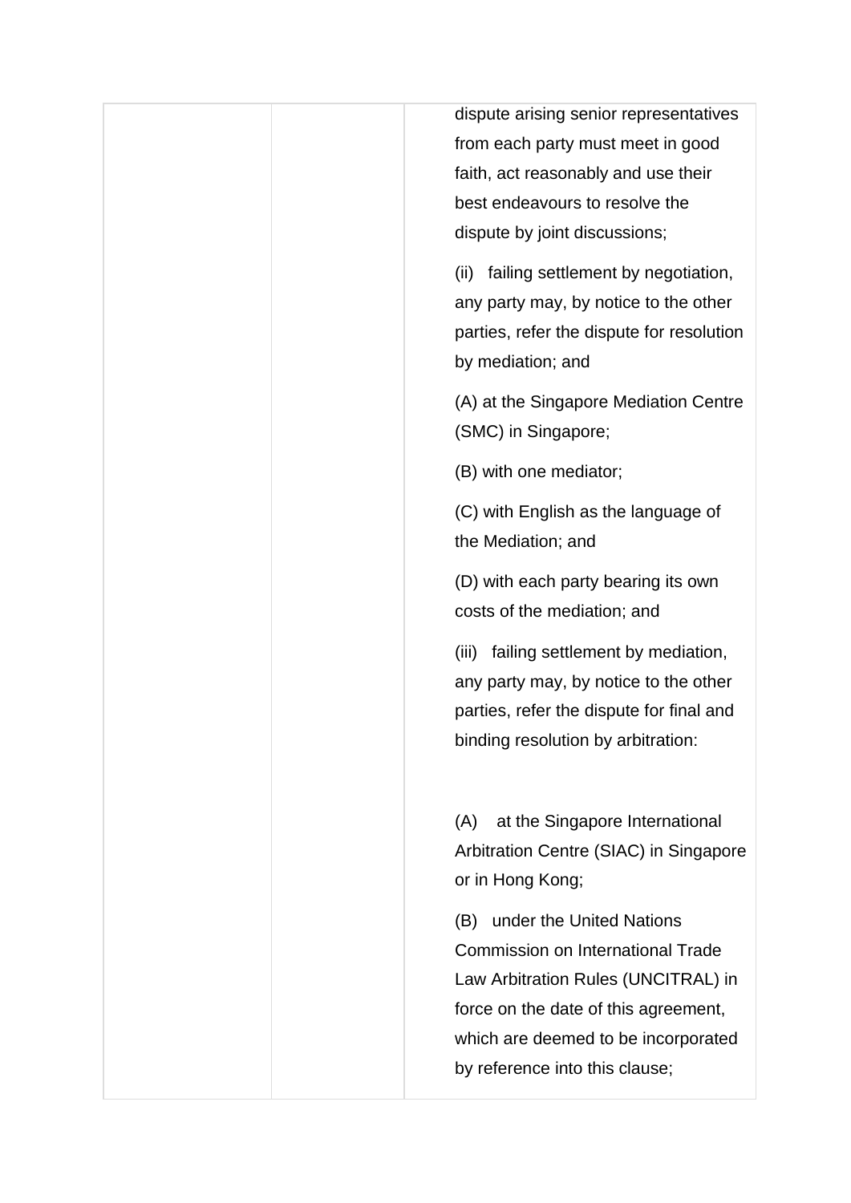| | | |
|---|---|---|
| | | dispute arising senior representatives from each party must meet in good faith, act reasonably and use their best endeavours to resolve the dispute by joint discussions;<br><br>(ii) failing settlement by negotiation, any party may, by notice to the other parties, refer the dispute for resolution by mediation; and<br><br>(A) at the Singapore Mediation Centre (SMC) in Singapore;<br><br>(B) with one mediator;<br><br>(C) with English as the language of the Mediation; and<br><br>(D) with each party bearing its own costs of the mediation; and<br><br>(iii) failing settlement by mediation, any party may, by notice to the other parties, refer the dispute for final and binding resolution by arbitration:<br><br>(A) at the Singapore International Arbitration Centre (SIAC) in Singapore or in Hong Kong;<br><br>(B) under the United Nations Commission on International Trade Law Arbitration Rules (UNCITRAL) in force on the date of this agreement, which are deemed to be incorporated by reference into this clause; |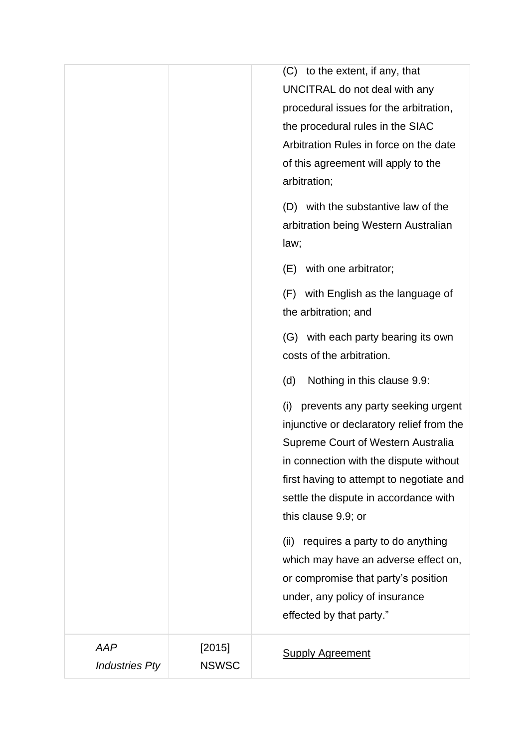| | | |
|---|---|---|
| | | (C) to the extent, if any, that UNCITRAL do not deal with any procedural issues for the arbitration, the procedural rules in the SIAC Arbitration Rules in force on the date of this agreement will apply to the arbitration;<br><br>(D) with the substantive law of the arbitration being Western Australian law;<br><br>(E) with one arbitrator;<br><br>(F) with English as the language of the arbitration; and<br><br>(G) with each party bearing its own costs of the arbitration.<br><br>(d) Nothing in this clause 9.9:<br><br>(i) prevents any party seeking urgent injunctive or declaratory relief from the Supreme Court of Western Australia in connection with the dispute without first having to attempt to negotiate and settle the dispute in accordance with this clause 9.9; or<br><br>(ii) requires a party to do anything which may have an adverse effect on, or compromise that party's position under, any policy of insurance effected by that party." |
| *AAP Industries Pty* | [2015] NSWSC | <u>Supply Agreement</u> |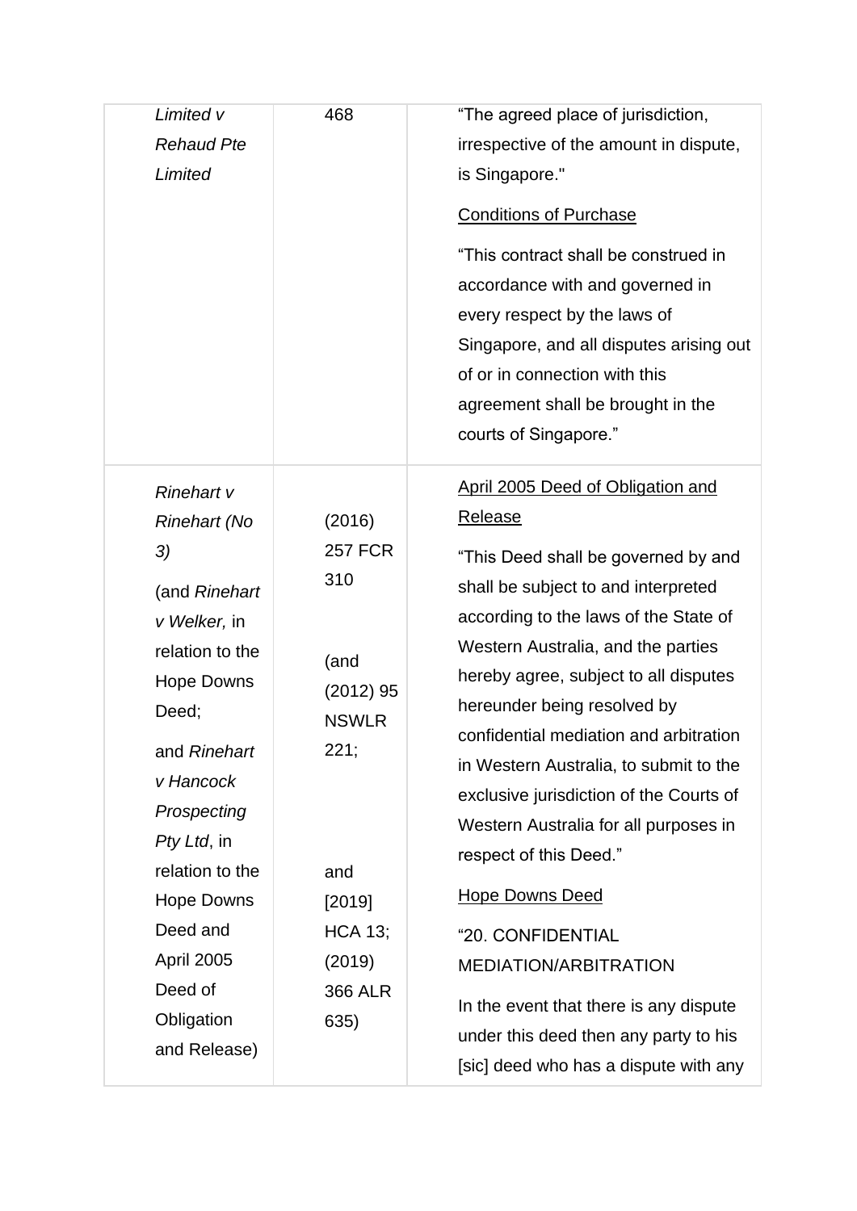| | | |
|---|---|---|
| *Limited v Rehaud Pte Limited* | 468 | "The agreed place of jurisdiction, irrespective of the amount in dispute, is Singapore."<br><br><u>Conditions of Purchase</u><br><br>"This contract shall be construed in accordance with and governed in every respect by the laws of Singapore, and all disputes arising out of or in connection with this agreement shall be brought in the courts of Singapore." |
| *Rinehart v Rinehart (No 3)*<br><br>(and *Rinehart v Welker,* in relation to the Hope Downs Deed;<br><br>and *Rinehart v Hancock Prospecting Pty Ltd*, in relation to the Hope Downs Deed and April 2005 Deed of Obligation and Release) | (2016) 257 FCR 310<br><br>(and (2012) 95 NSWLR 221;<br><br>and [2019] HCA 13; (2019) 366 ALR 635) | <u>April 2005 Deed of Obligation and Release</u><br><br>"This Deed shall be governed by and shall be subject to and interpreted according to the laws of the State of Western Australia, and the parties hereby agree, subject to all disputes hereunder being resolved by confidential mediation and arbitration in Western Australia, to submit to the exclusive jurisdiction of the Courts of Western Australia for all purposes in respect of this Deed."<br><br><u>Hope Downs Deed</u><br><br>"20. CONFIDENTIAL MEDIATION/ARBITRATION<br><br>In the event that there is any dispute under this deed then any party to his [sic] deed who has a dispute with any |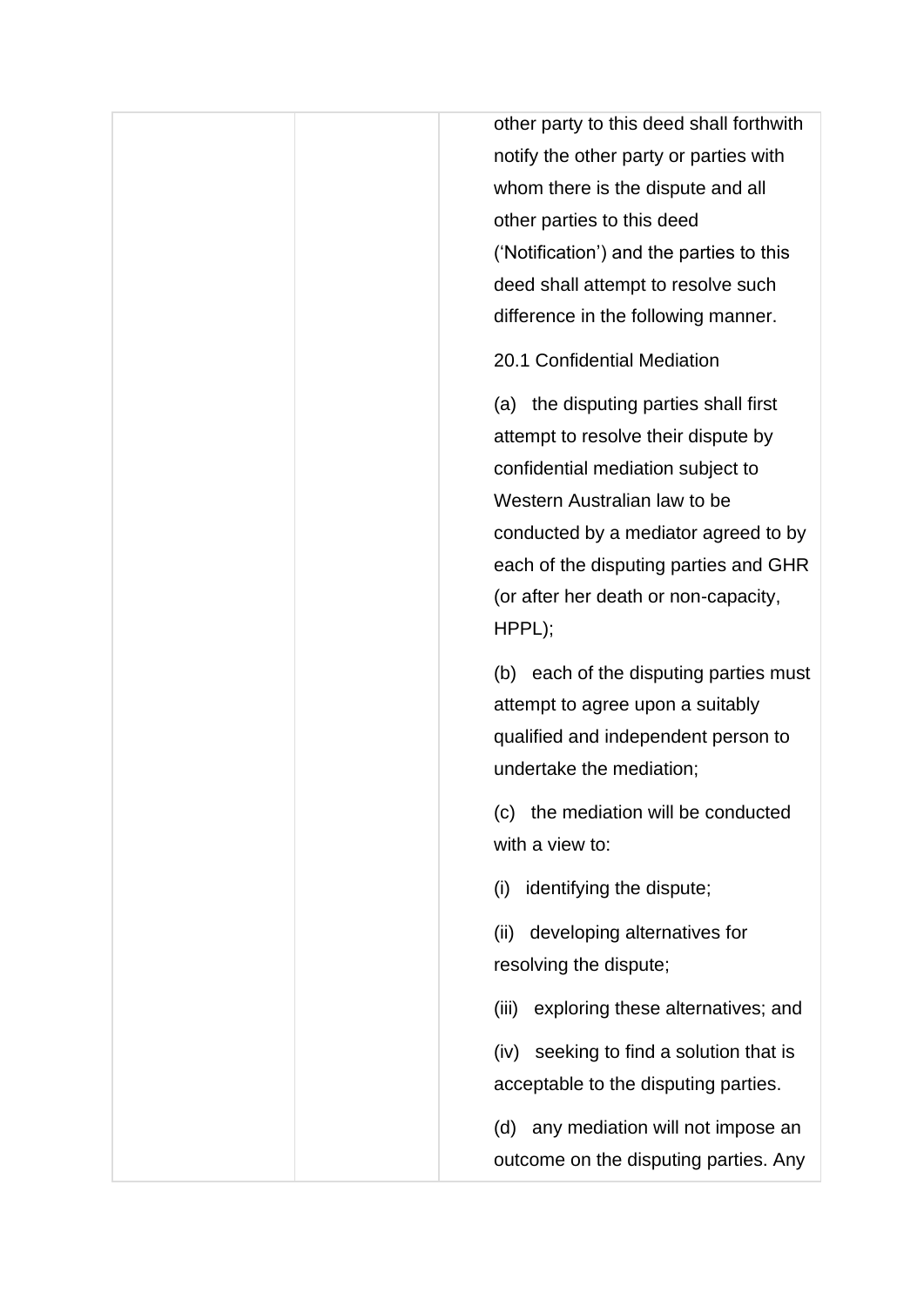| | | |
|---|---|---|
| | | other party to this deed shall forthwith notify the other party or parties with whom there is the dispute and all other parties to this deed ('Notification') and the parties to this deed shall attempt to resolve such difference in the following manner.<br><br>20.1 Confidential Mediation<br><br>(a) the disputing parties shall first attempt to resolve their dispute by confidential mediation subject to Western Australian law to be conducted by a mediator agreed to by each of the disputing parties and GHR (or after her death or non-capacity, HPPL);<br><br>(b) each of the disputing parties must attempt to agree upon a suitably qualified and independent person to undertake the mediation;<br><br>(c) the mediation will be conducted with a view to:<br><br>(i) identifying the dispute;<br><br>(ii) developing alternatives for resolving the dispute;<br><br>(iii) exploring these alternatives; and<br><br>(iv) seeking to find a solution that is acceptable to the disputing parties.<br><br>(d) any mediation will not impose an outcome on the disputing parties. Any |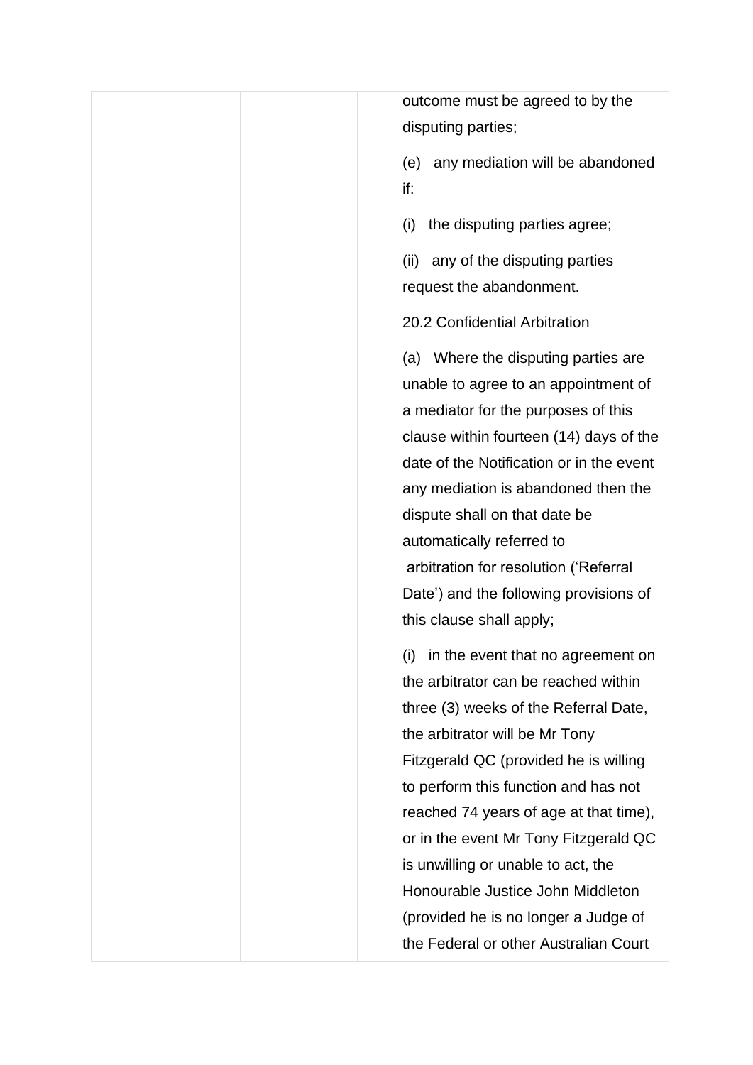| | | |
|---|---|---|
| | | outcome must be agreed to by the disputing parties;<br><br>(e) any mediation will be abandoned if:<br><br>(i) the disputing parties agree;<br><br>(ii) any of the disputing parties request the abandonment.<br><br>20.2 Confidential Arbitration<br><br>(a) Where the disputing parties are unable to agree to an appointment of a mediator for the purposes of this clause within fourteen (14) days of the date of the Notification or in the event any mediation is abandoned then the dispute shall on that date be automatically referred to arbitration for resolution ('Referral Date') and the following provisions of this clause shall apply;<br><br>(i) in the event that no agreement on the arbitrator can be reached within three (3) weeks of the Referral Date, the arbitrator will be Mr Tony Fitzgerald QC (provided he is willing to perform this function and has not reached 74 years of age at that time), or in the event Mr Tony Fitzgerald QC is unwilling or unable to act, the Honourable Justice John Middleton (provided he is no longer a Judge of the Federal or other Australian Court |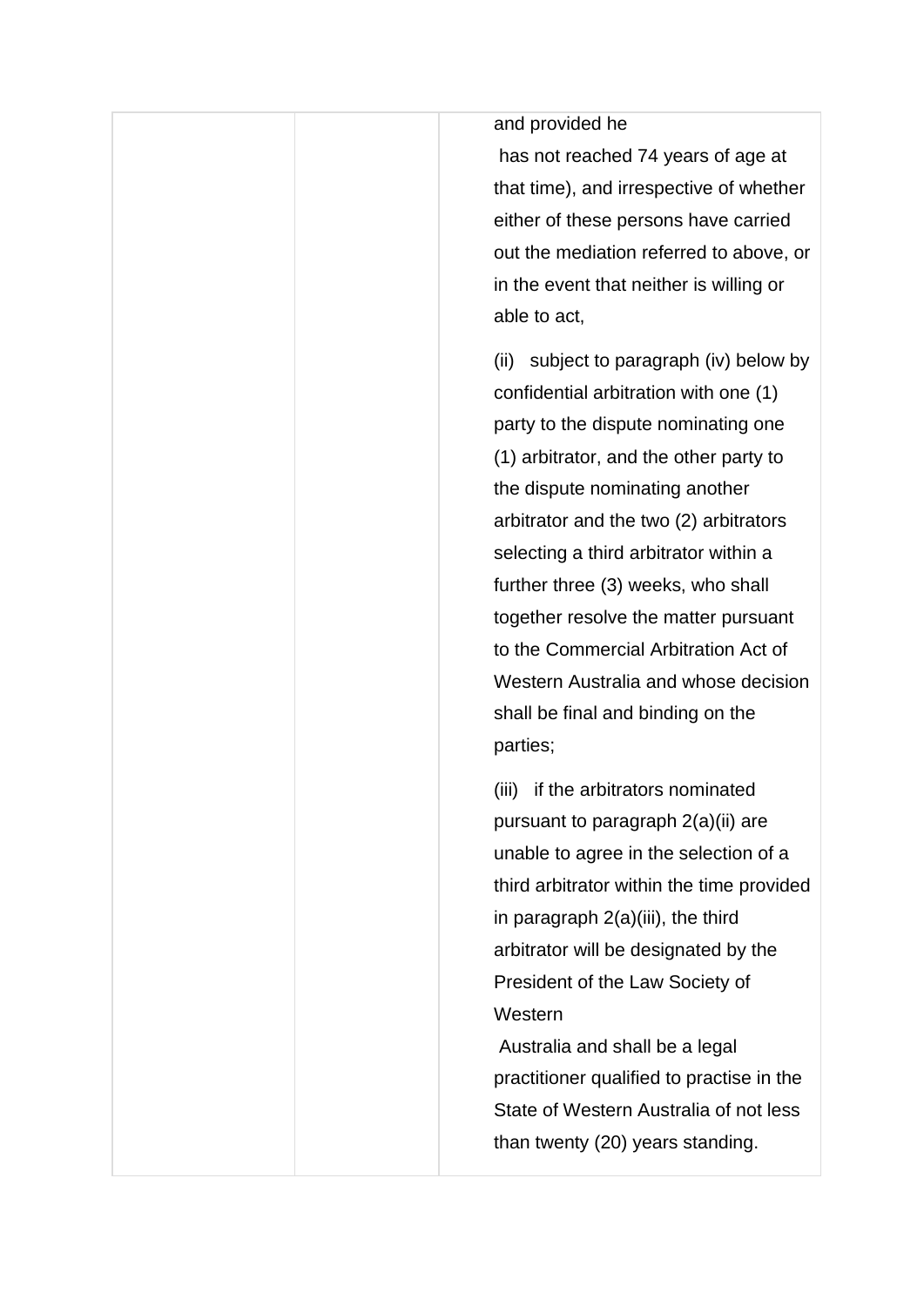| | | |
|---|---|---|
| | | and provided he has not reached 74 years of age at that time), and irrespective of whether either of these persons have carried out the mediation referred to above, or in the event that neither is willing or able to act,<br><br>(ii) subject to paragraph (iv) below by confidential arbitration with one (1) party to the dispute nominating one (1) arbitrator, and the other party to the dispute nominating another arbitrator and the two (2) arbitrators selecting a third arbitrator within a further three (3) weeks, who shall together resolve the matter pursuant to the Commercial Arbitration Act of Western Australia and whose decision shall be final and binding on the parties;<br><br>(iii) if the arbitrators nominated pursuant to paragraph 2(a)(ii) are unable to agree in the selection of a third arbitrator within the time provided in paragraph 2(a)(iii), the third arbitrator will be designated by the President of the Law Society of Western Australia and shall be a legal practitioner qualified to practise in the State of Western Australia of not less than twenty (20) years standing. |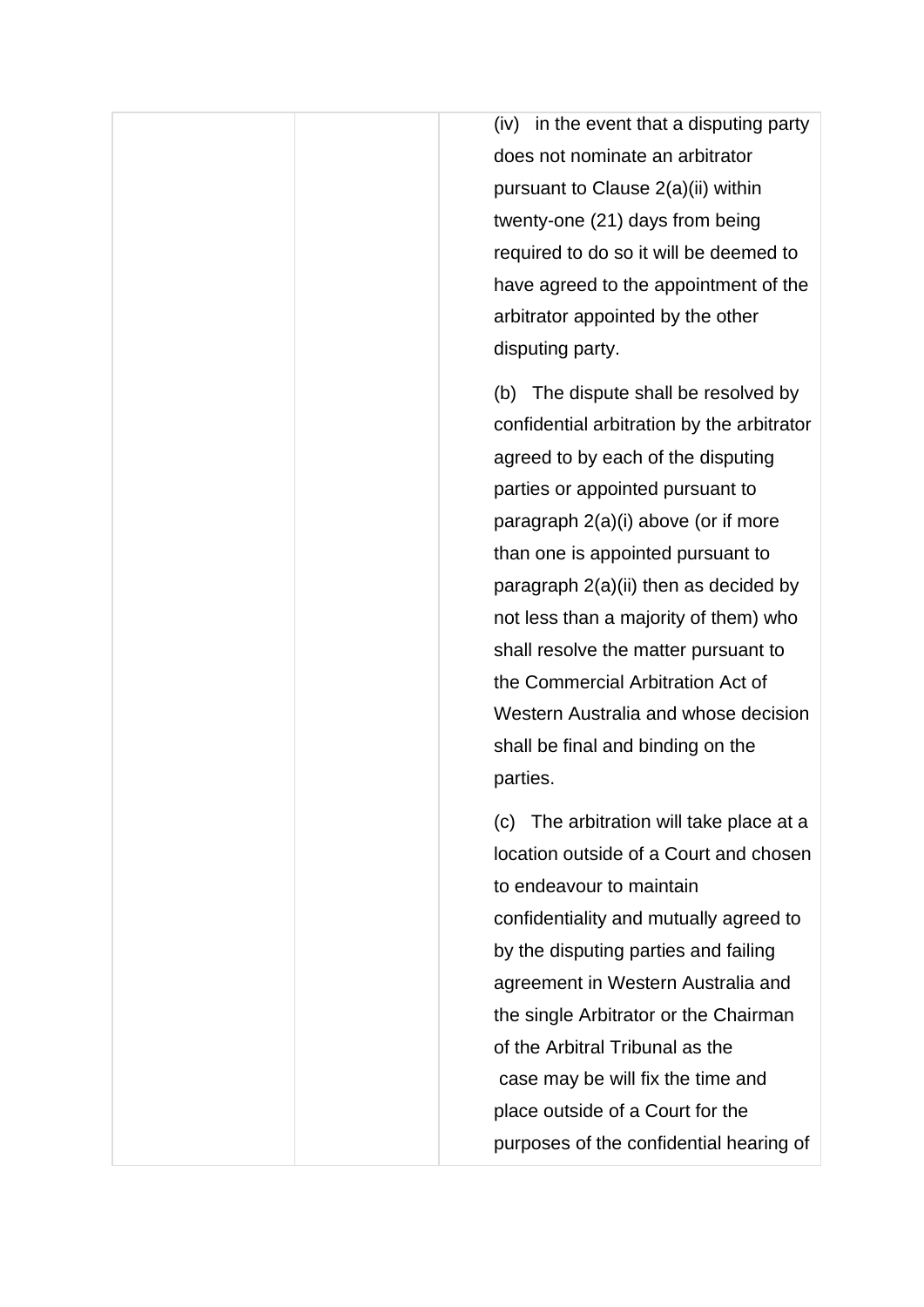| | | |
|---|---|---|
| | | (iv) in the event that a disputing party does not nominate an arbitrator pursuant to Clause 2(a)(ii) within twenty-one (21) days from being required to do so it will be deemed to have agreed to the appointment of the arbitrator appointed by the other disputing party.<br><br>(b) The dispute shall be resolved by confidential arbitration by the arbitrator agreed to by each of the disputing parties or appointed pursuant to paragraph 2(a)(i) above (or if more than one is appointed pursuant to paragraph 2(a)(ii) then as decided by not less than a majority of them) who shall resolve the matter pursuant to the Commercial Arbitration Act of Western Australia and whose decision shall be final and binding on the parties.<br><br>(c) The arbitration will take place at a location outside of a Court and chosen to endeavour to maintain confidentiality and mutually agreed to by the disputing parties and failing agreement in Western Australia and the single Arbitrator or the Chairman of the Arbitral Tribunal as the case may be will fix the time and place outside of a Court for the purposes of the confidential hearing of |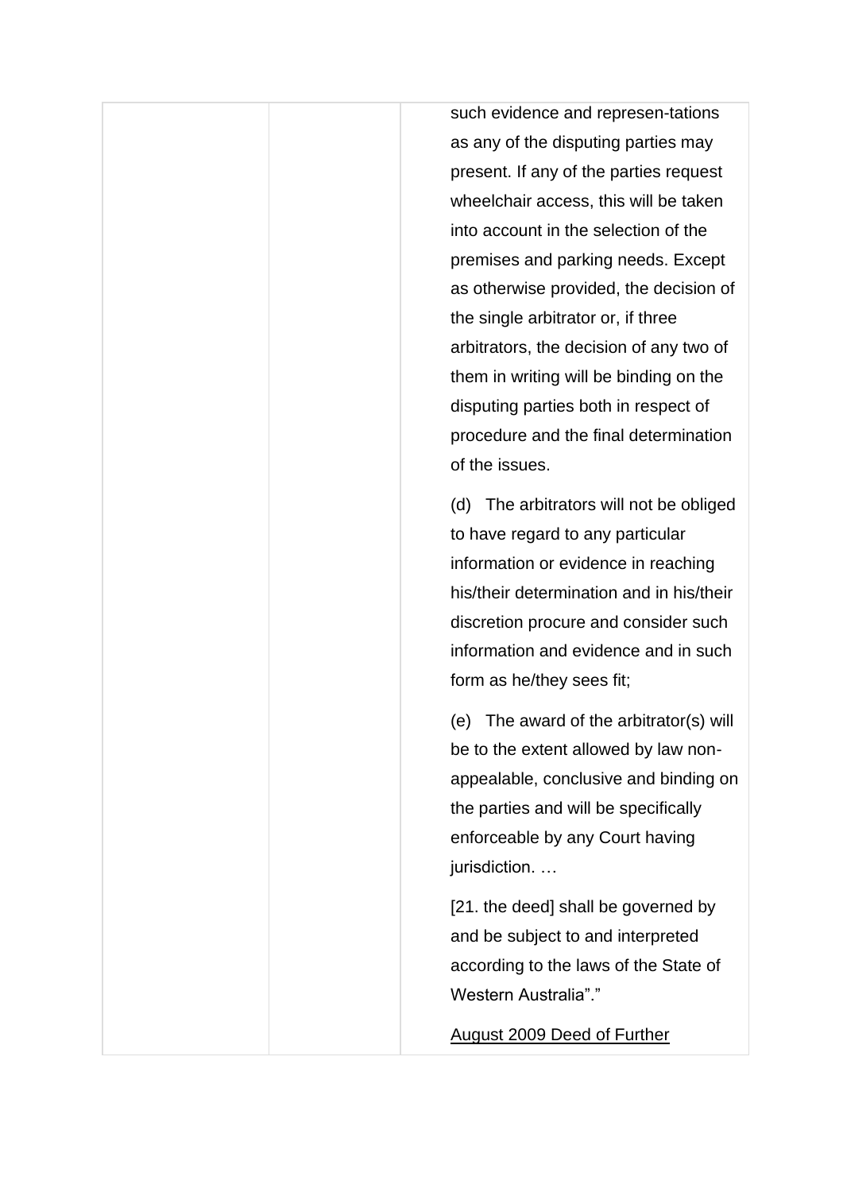| | | |
|---|---|---|
| | | such evidence and represen-tations as any of the disputing parties may present. If any of the parties request wheelchair access, this will be taken into account in the selection of the premises and parking needs. Except as otherwise provided, the decision of the single arbitrator or, if three arbitrators, the decision of any two of them in writing will be binding on the disputing parties both in respect of procedure and the final determination of the issues.<br><br>(d) The arbitrators will not be obliged to have regard to any particular information or evidence in reaching his/their determination and in his/their discretion procure and consider such information and evidence and in such form as he/they sees fit;<br><br>(e) The award of the arbitrator(s) will be to the extent allowed by law non-appealable, conclusive and binding on the parties and will be specifically enforceable by any Court having jurisdiction. …<br><br>[21. the deed] shall be governed by and be subject to and interpreted according to the laws of the State of Western Australia”.”<br><br><u>August 2009 Deed of Further</u> |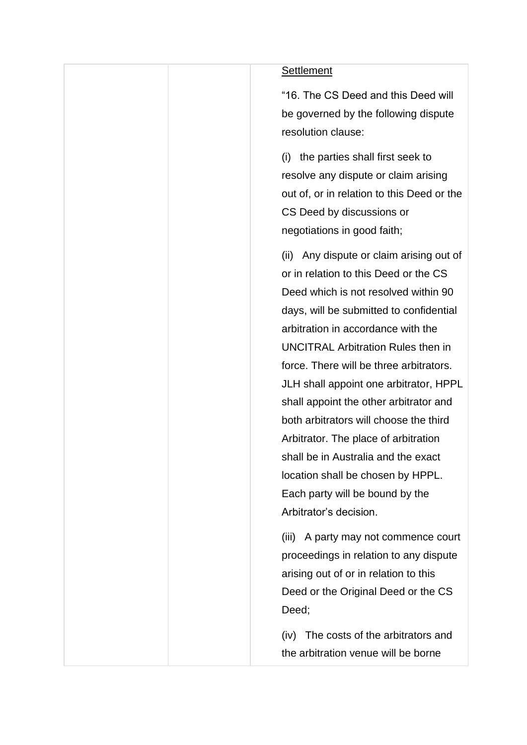| | | |
|---|---|---|
| | | <u>Settlement</u><br><br>“16. The CS Deed and this Deed will be governed by the following dispute resolution clause:<br><br>(i) the parties shall first seek to resolve any dispute or claim arising out of, or in relation to this Deed or the CS Deed by discussions or negotiations in good faith;<br><br>(ii) Any dispute or claim arising out of or in relation to this Deed or the CS Deed which is not resolved within 90 days, will be submitted to confidential arbitration in accordance with the UNCITRAL Arbitration Rules then in force. There will be three arbitrators. JLH shall appoint one arbitrator, HPPL shall appoint the other arbitrator and both arbitrators will choose the third Arbitrator. The place of arbitration shall be in Australia and the exact location shall be chosen by HPPL. Each party will be bound by the Arbitrator’s decision.<br><br>(iii) A party may not commence court proceedings in relation to any dispute arising out of or in relation to this Deed or the Original Deed or the CS Deed;<br><br>(iv) The costs of the arbitrators and the arbitration venue will be borne |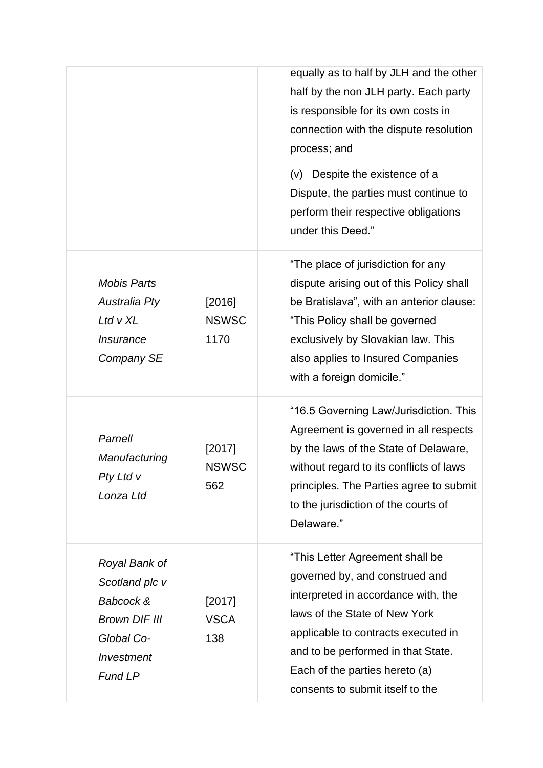| | | |
|---|---|---|
| | | equally as to half by JLH and the other half by the non JLH party. Each party is responsible for its own costs in connection with the dispute resolution process; and<br><br>(v) Despite the existence of a Dispute, the parties must continue to perform their respective obligations under this Deed.” |
| *Mobis Parts Australia Pty Ltd v XL Insurance Company SE* | [2016] NSWSC 1170 | “The place of jurisdiction for any dispute arising out of this Policy shall be Bratislava”, with an anterior clause: “This Policy shall be governed exclusively by Slovakian law. This also applies to Insured Companies with a foreign domicile.” |
| *Parnell Manufacturing Pty Ltd v Lonza Ltd* | [2017] NSWSC 562 | “16.5 Governing Law/Jurisdiction. This Agreement is governed in all respects by the laws of the State of Delaware, without regard to its conflicts of laws principles. The Parties agree to submit to the jurisdiction of the courts of Delaware.” |
| *Royal Bank of Scotland plc v Babcock & Brown DIF III Global Co-Investment Fund LP* | [2017] VSCA 138 | “This Letter Agreement shall be governed by, and construed and interpreted in accordance with, the laws of the State of New York applicable to contracts executed in and to be performed in that State. Each of the parties hereto (a) consents to submit itself to the |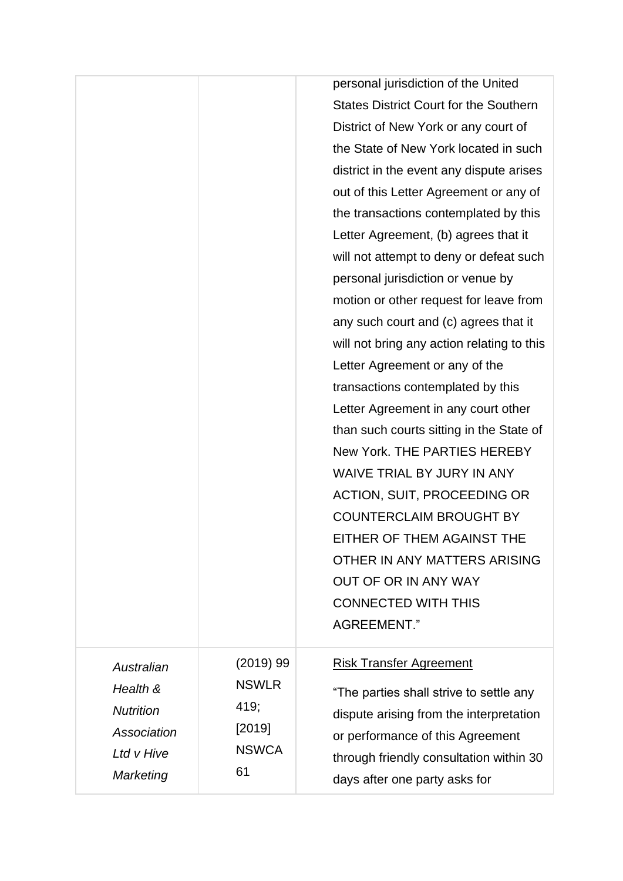| | | |
|---|---|---|
| | | personal jurisdiction of the United States District Court for the Southern District of New York or any court of the State of New York located in such district in the event any dispute arises out of this Letter Agreement or any of the transactions contemplated by this Letter Agreement, (b) agrees that it will not attempt to deny or defeat such personal jurisdiction or venue by motion or other request for leave from any such court and (c) agrees that it will not bring any action relating to this Letter Agreement or any of the transactions contemplated by this Letter Agreement in any court other than such courts sitting in the State of New York. THE PARTIES HEREBY WAIVE TRIAL BY JURY IN ANY ACTION, SUIT, PROCEEDING OR COUNTERCLAIM BROUGHT BY EITHER OF THEM AGAINST THE OTHER IN ANY MATTERS ARISING OUT OF OR IN ANY WAY CONNECTED WITH THIS AGREEMENT." |
| *Australian Health & Nutrition Association Ltd v Hive Marketing* | (2019) 99 NSWLR 419; [2019] NSWCA 61 | Risk Transfer Agreement<br><br>"The parties shall strive to settle any dispute arising from the interpretation or performance of this Agreement through friendly consultation within 30 days after one party asks for |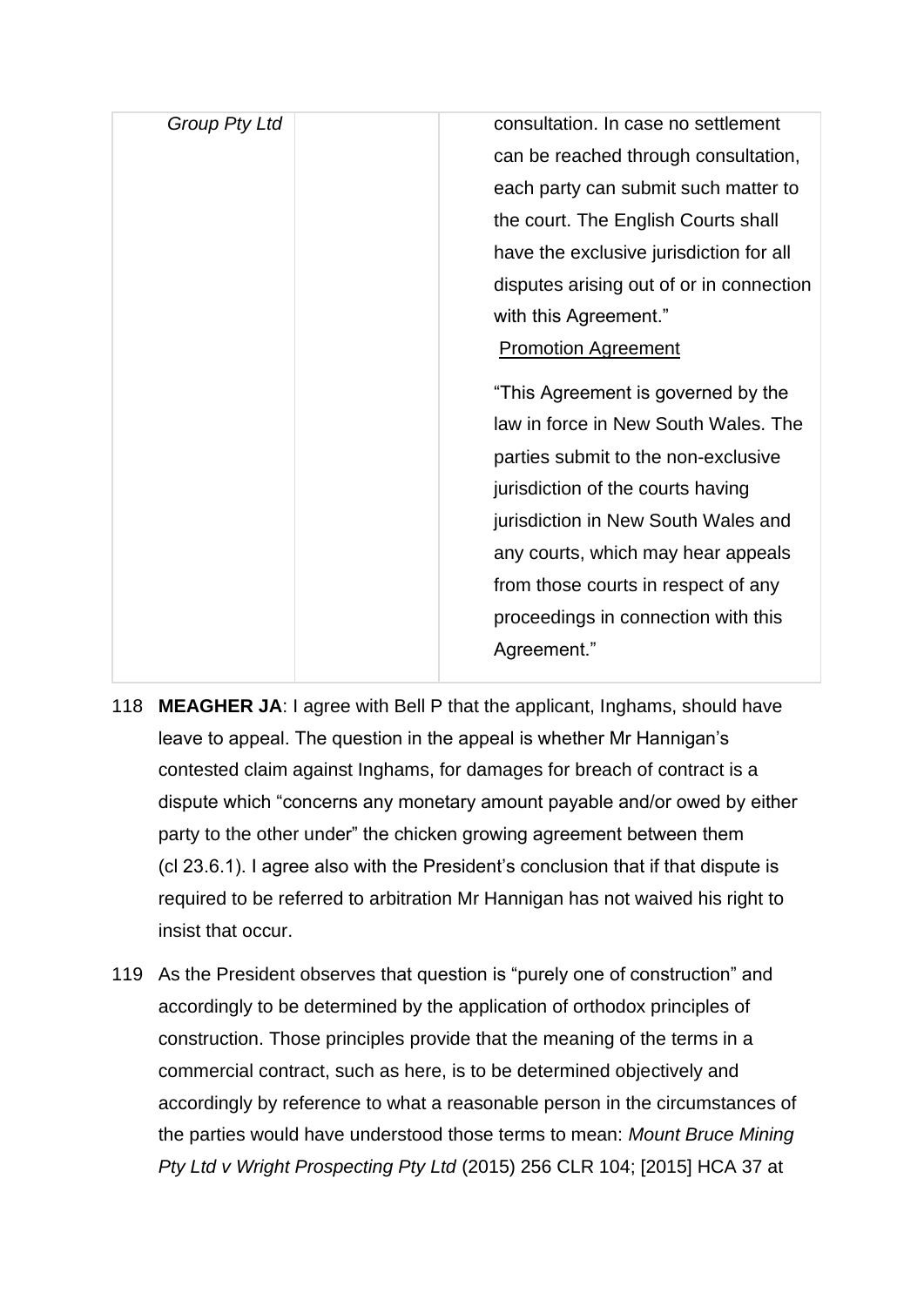| | | |
|---|---|---|
| *Group Pty Ltd* | | consultation. In case no settlement can be reached through consultation, each party can submit such matter to the court. The English Courts shall have the exclusive jurisdiction for all disputes arising out of or in connection with this Agreement."<br><br><u>Promotion Agreement</u><br><br>"This Agreement is governed by the law in force in New South Wales. The parties submit to the non-exclusive jurisdiction of the courts having jurisdiction in New South Wales and any courts, which may hear appeals from those courts in respect of any proceedings in connection with this Agreement." |

118 **MEAGHER JA**: I agree with Bell P that the applicant, Inghams, should have leave to appeal. The question in the appeal is whether Mr Hannigan's contested claim against Inghams, for damages for breach of contract is a dispute which "concerns any monetary amount payable and/or owed by either party to the other under" the chicken growing agreement between them (cl 23.6.1). I agree also with the President's conclusion that if that dispute is required to be referred to arbitration Mr Hannigan has not waived his right to insist that occur.

119 As the President observes that question is "purely one of construction" and accordingly to be determined by the application of orthodox principles of construction. Those principles provide that the meaning of the terms in a commercial contract, such as here, is to be determined objectively and accordingly by reference to what a reasonable person in the circumstances of the parties would have understood those terms to mean: *Mount Bruce Mining Pty Ltd v Wright Prospecting Pty Ltd* (2015) 256 CLR 104; [2015] HCA 37 at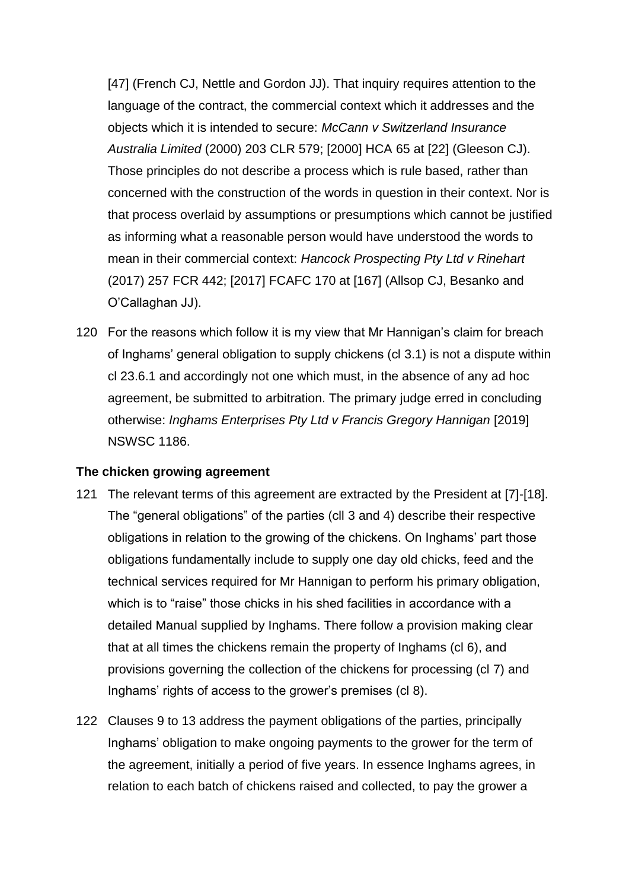[47] (French CJ, Nettle and Gordon JJ). That inquiry requires attention to the language of the contract, the commercial context which it addresses and the objects which it is intended to secure: *McCann v Switzerland Insurance Australia Limited* (2000) 203 CLR 579; [2000] HCA 65 at [22] (Gleeson CJ). Those principles do not describe a process which is rule based, rather than concerned with the construction of the words in question in their context. Nor is that process overlaid by assumptions or presumptions which cannot be justified as informing what a reasonable person would have understood the words to mean in their commercial context: *Hancock Prospecting Pty Ltd v Rinehart* (2017) 257 FCR 442; [2017] FCAFC 170 at [167] (Allsop CJ, Besanko and O'Callaghan JJ).

120 For the reasons which follow it is my view that Mr Hannigan's claim for breach of Inghams' general obligation to supply chickens (cl 3.1) is not a dispute within cl 23.6.1 and accordingly not one which must, in the absence of any ad hoc agreement, be submitted to arbitration. The primary judge erred in concluding otherwise: *Inghams Enterprises Pty Ltd v Francis Gregory Hannigan* [2019] NSWSC 1186.

**The chicken growing agreement**

121 The relevant terms of this agreement are extracted by the President at [7]-[18]. The "general obligations" of the parties (cll 3 and 4) describe their respective obligations in relation to the growing of the chickens. On Inghams' part those obligations fundamentally include to supply one day old chicks, feed and the technical services required for Mr Hannigan to perform his primary obligation, which is to "raise" those chicks in his shed facilities in accordance with a detailed Manual supplied by Inghams. There follow a provision making clear that at all times the chickens remain the property of Inghams (cl 6), and provisions governing the collection of the chickens for processing (cl 7) and Inghams' rights of access to the grower's premises (cl 8).

122 Clauses 9 to 13 address the payment obligations of the parties, principally Inghams' obligation to make ongoing payments to the grower for the term of the agreement, initially a period of five years. In essence Inghams agrees, in relation to each batch of chickens raised and collected, to pay the grower a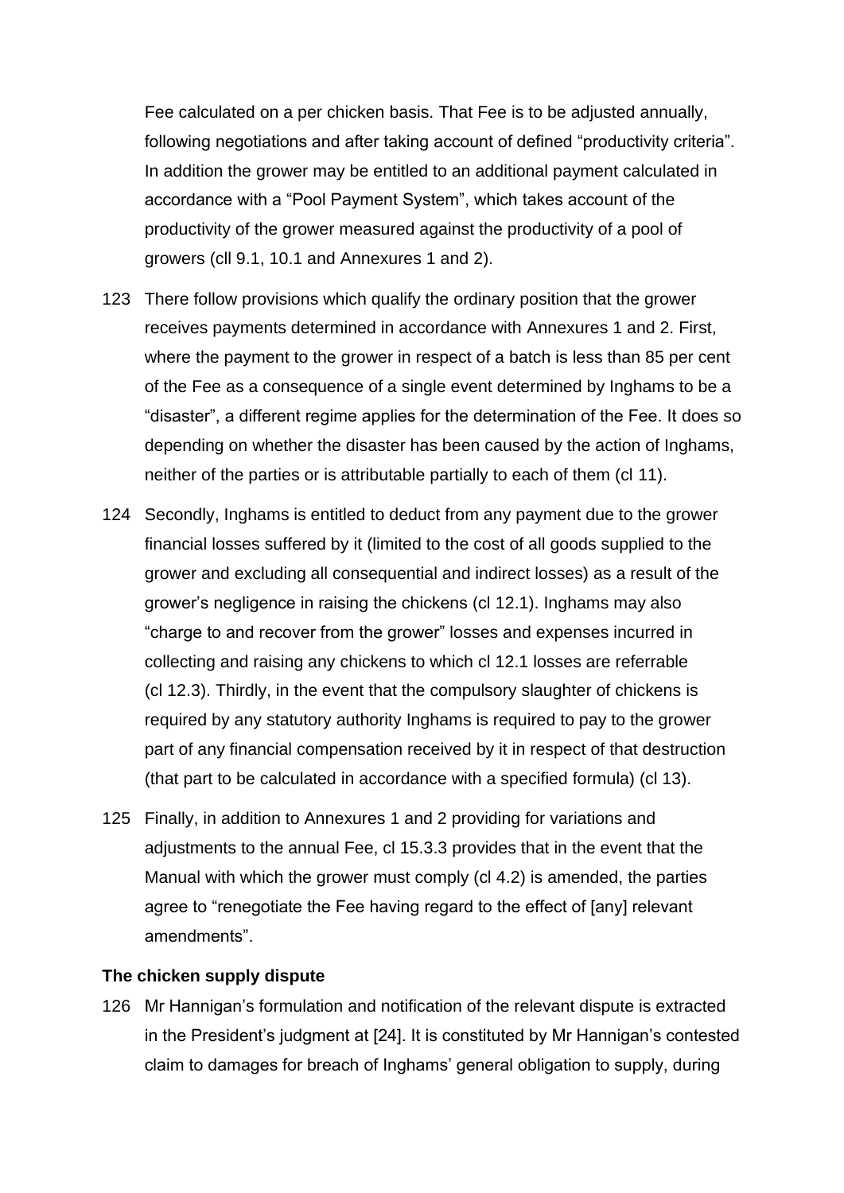Fee calculated on a per chicken basis. That Fee is to be adjusted annually, following negotiations and after taking account of defined "productivity criteria". In addition the grower may be entitled to an additional payment calculated in accordance with a "Pool Payment System", which takes account of the productivity of the grower measured against the productivity of a pool of growers (cll 9.1, 10.1 and Annexures 1 and 2).

123 There follow provisions which qualify the ordinary position that the grower receives payments determined in accordance with Annexures 1 and 2. First, where the payment to the grower in respect of a batch is less than 85 per cent of the Fee as a consequence of a single event determined by Inghams to be a "disaster", a different regime applies for the determination of the Fee. It does so depending on whether the disaster has been caused by the action of Inghams, neither of the parties or is attributable partially to each of them (cl 11).

124 Secondly, Inghams is entitled to deduct from any payment due to the grower financial losses suffered by it (limited to the cost of all goods supplied to the grower and excluding all consequential and indirect losses) as a result of the grower's negligence in raising the chickens (cl 12.1). Inghams may also "charge to and recover from the grower" losses and expenses incurred in collecting and raising any chickens to which cl 12.1 losses are referrable (cl 12.3). Thirdly, in the event that the compulsory slaughter of chickens is required by any statutory authority Inghams is required to pay to the grower part of any financial compensation received by it in respect of that destruction (that part to be calculated in accordance with a specified formula) (cl 13).

125 Finally, in addition to Annexures 1 and 2 providing for variations and adjustments to the annual Fee, cl 15.3.3 provides that in the event that the Manual with which the grower must comply (cl 4.2) is amended, the parties agree to "renegotiate the Fee having regard to the effect of [any] relevant amendments".

**The chicken supply dispute**

126 Mr Hannigan's formulation and notification of the relevant dispute is extracted in the President's judgment at [24]. It is constituted by Mr Hannigan's contested claim to damages for breach of Inghams' general obligation to supply, during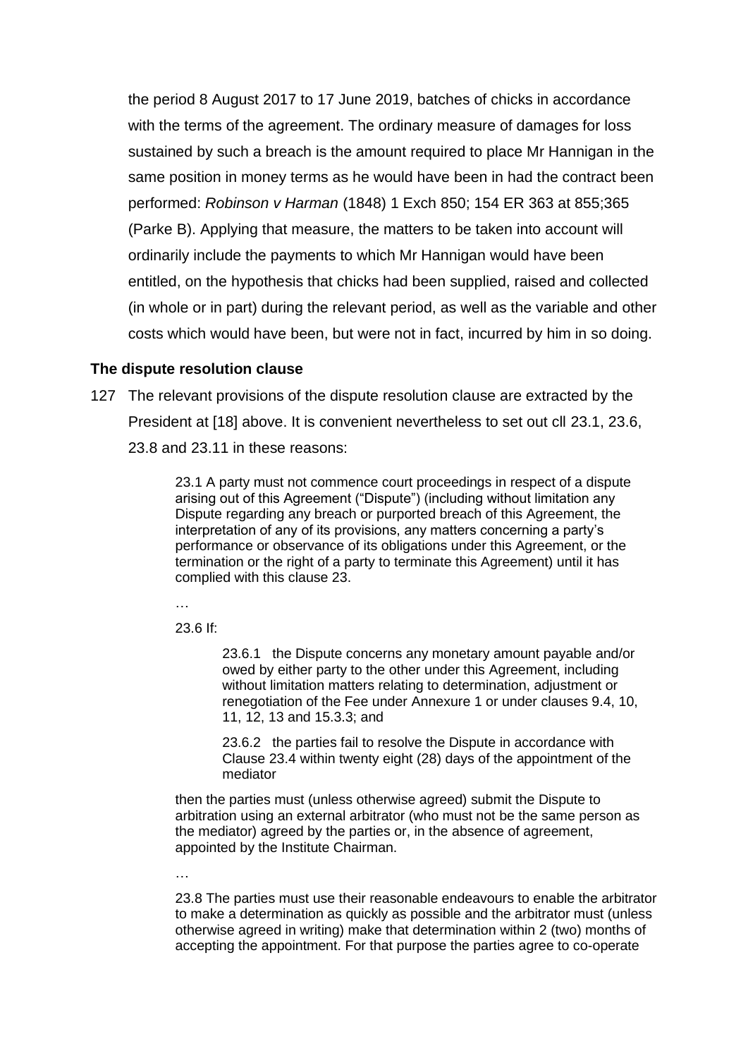the period 8 August 2017 to 17 June 2019, batches of chicks in accordance with the terms of the agreement. The ordinary measure of damages for loss sustained by such a breach is the amount required to place Mr Hannigan in the same position in money terms as he would have been in had the contract been performed: *Robinson v Harman* (1848) 1 Exch 850; 154 ER 363 at 855;365 (Parke B). Applying that measure, the matters to be taken into account will ordinarily include the payments to which Mr Hannigan would have been entitled, on the hypothesis that chicks had been supplied, raised and collected (in whole or in part) during the relevant period, as well as the variable and other costs which would have been, but were not in fact, incurred by him in so doing.

### The dispute resolution clause

127 The relevant provisions of the dispute resolution clause are extracted by the President at [18] above. It is convenient nevertheless to set out cll 23.1, 23.6, 23.8 and 23.11 in these reasons:

> 23.1 A party must not commence court proceedings in respect of a dispute arising out of this Agreement ("Dispute") (including without limitation any Dispute regarding any breach or purported breach of this Agreement, the interpretation of any of its provisions, any matters concerning a party's performance or observance of its obligations under this Agreement, or the termination or the right of a party to terminate this Agreement) until it has complied with this clause 23.
>
> …
>
> 23.6 If:
>
> > 23.6.1 the Dispute concerns any monetary amount payable and/or owed by either party to the other under this Agreement, including without limitation matters relating to determination, adjustment or renegotiation of the Fee under Annexure 1 or under clauses 9.4, 10, 11, 12, 13 and 15.3.3; and
> >
> > 23.6.2 the parties fail to resolve the Dispute in accordance with Clause 23.4 within twenty eight (28) days of the appointment of the mediator
>
> then the parties must (unless otherwise agreed) submit the Dispute to arbitration using an external arbitrator (who must not be the same person as the mediator) agreed by the parties or, in the absence of agreement, appointed by the Institute Chairman.
>
> …
>
> 23.8 The parties must use their reasonable endeavours to enable the arbitrator to make a determination as quickly as possible and the arbitrator must (unless otherwise agreed in writing) make that determination within 2 (two) months of accepting the appointment. For that purpose the parties agree to co-operate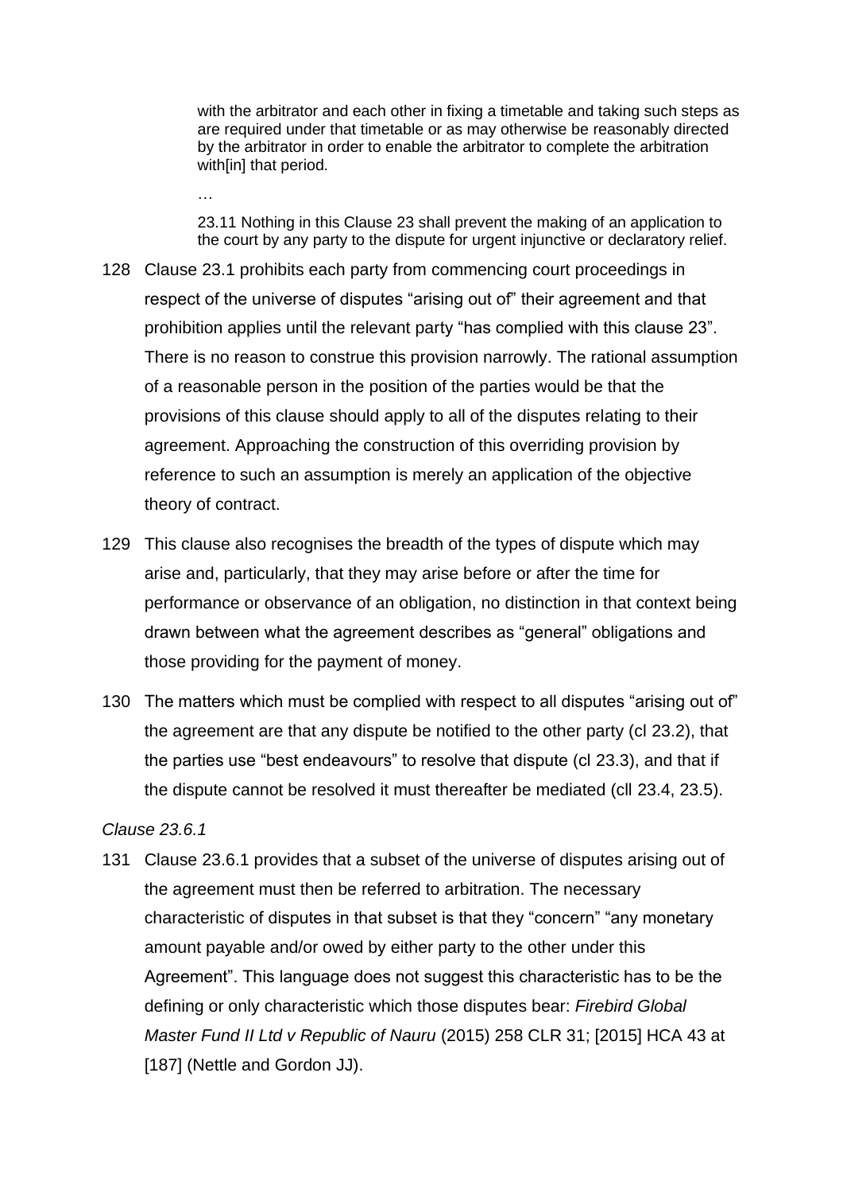> with the arbitrator and each other in fixing a timetable and taking such steps as are required under that timetable or as may otherwise be reasonably directed by the arbitrator in order to enable the arbitrator to complete the arbitration with[in] that period.
>
> …
>
> 23.11 Nothing in this Clause 23 shall prevent the making of an application to the court by any party to the dispute for urgent injunctive or declaratory relief.

128 Clause 23.1 prohibits each party from commencing court proceedings in respect of the universe of disputes "arising out of" their agreement and that prohibition applies until the relevant party "has complied with this clause 23". There is no reason to construe this provision narrowly. The rational assumption of a reasonable person in the position of the parties would be that the provisions of this clause should apply to all of the disputes relating to their agreement. Approaching the construction of this overriding provision by reference to such an assumption is merely an application of the objective theory of contract.

129 This clause also recognises the breadth of the types of dispute which may arise and, particularly, that they may arise before or after the time for performance or observance of an obligation, no distinction in that context being drawn between what the agreement describes as "general" obligations and those providing for the payment of money.

130 The matters which must be complied with respect to all disputes "arising out of" the agreement are that any dispute be notified to the other party (cl 23.2), that the parties use "best endeavours" to resolve that dispute (cl 23.3), and that if the dispute cannot be resolved it must thereafter be mediated (cll 23.4, 23.5).

*Clause 23.6.1*

131 Clause 23.6.1 provides that a subset of the universe of disputes arising out of the agreement must then be referred to arbitration. The necessary characteristic of disputes in that subset is that they "concern" "any monetary amount payable and/or owed by either party to the other under this Agreement". This language does not suggest this characteristic has to be the defining or only characteristic which those disputes bear: *Firebird Global Master Fund II Ltd v Republic of Nauru* (2015) 258 CLR 31; [2015] HCA 43 at [187] (Nettle and Gordon JJ).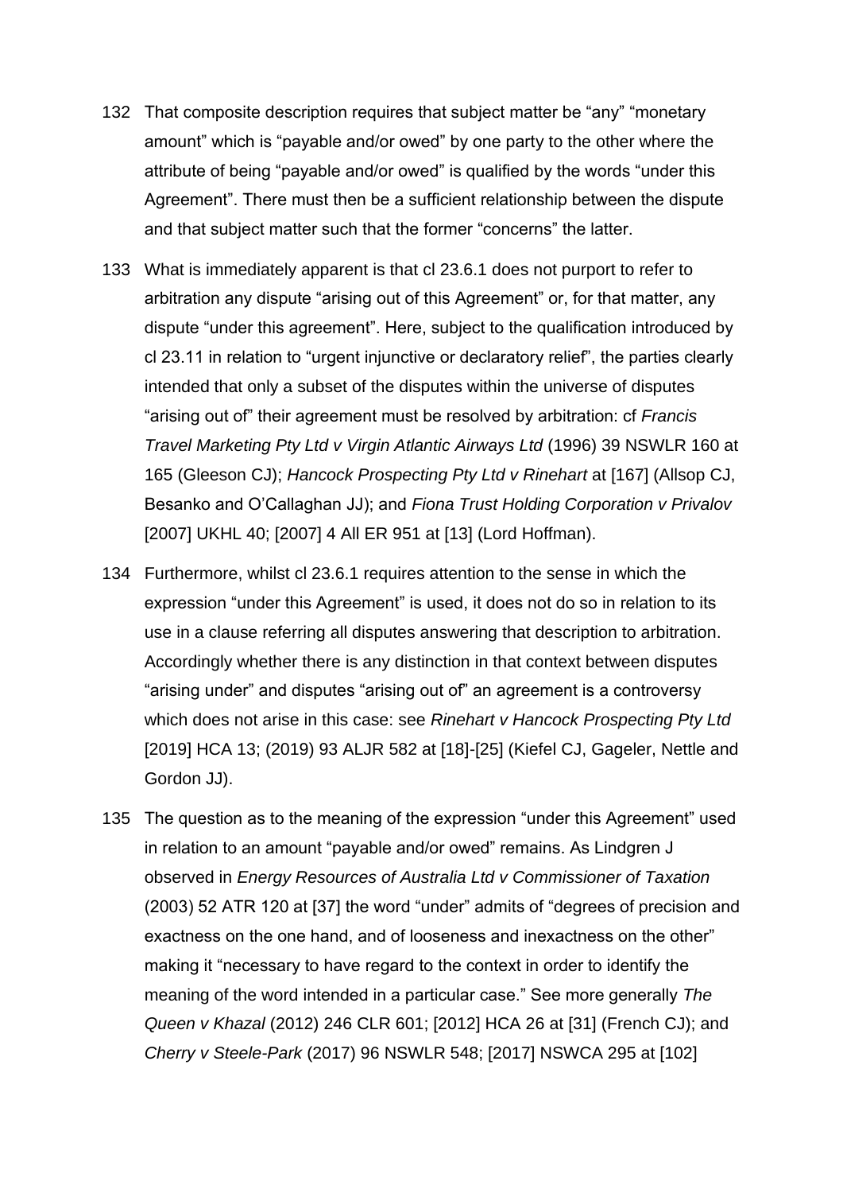132 That composite description requires that subject matter be "any" "monetary amount" which is "payable and/or owed" by one party to the other where the attribute of being "payable and/or owed" is qualified by the words "under this Agreement". There must then be a sufficient relationship between the dispute and that subject matter such that the former "concerns" the latter.

133 What is immediately apparent is that cl 23.6.1 does not purport to refer to arbitration any dispute "arising out of this Agreement" or, for that matter, any dispute "under this agreement". Here, subject to the qualification introduced by cl 23.11 in relation to "urgent injunctive or declaratory relief", the parties clearly intended that only a subset of the disputes within the universe of disputes "arising out of" their agreement must be resolved by arbitration: cf *Francis Travel Marketing Pty Ltd v Virgin Atlantic Airways Ltd* (1996) 39 NSWLR 160 at 165 (Gleeson CJ); *Hancock Prospecting Pty Ltd v Rinehart* at [167] (Allsop CJ, Besanko and O'Callaghan JJ); and *Fiona Trust Holding Corporation v Privalov* [2007] UKHL 40; [2007] 4 All ER 951 at [13] (Lord Hoffman).

134 Furthermore, whilst cl 23.6.1 requires attention to the sense in which the expression "under this Agreement" is used, it does not do so in relation to its use in a clause referring all disputes answering that description to arbitration. Accordingly whether there is any distinction in that context between disputes "arising under" and disputes "arising out of" an agreement is a controversy which does not arise in this case: see *Rinehart v Hancock Prospecting Pty Ltd* [2019] HCA 13; (2019) 93 ALJR 582 at [18]-[25] (Kiefel CJ, Gageler, Nettle and Gordon JJ).

135 The question as to the meaning of the expression "under this Agreement" used in relation to an amount "payable and/or owed" remains. As Lindgren J observed in *Energy Resources of Australia Ltd v Commissioner of Taxation* (2003) 52 ATR 120 at [37] the word "under" admits of "degrees of precision and exactness on the one hand, and of looseness and inexactness on the other" making it "necessary to have regard to the context in order to identify the meaning of the word intended in a particular case." See more generally *The Queen v Khazal* (2012) 246 CLR 601; [2012] HCA 26 at [31] (French CJ); and *Cherry v Steele-Park* (2017) 96 NSWLR 548; [2017] NSWCA 295 at [102]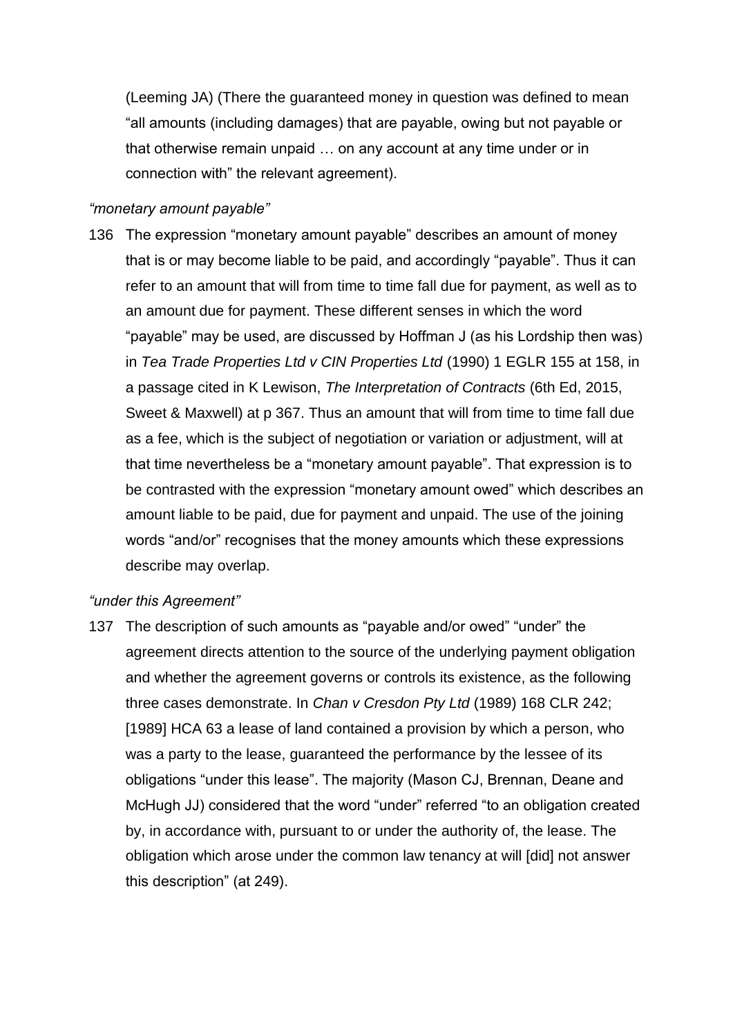(Leeming JA) (There the guaranteed money in question was defined to mean "all amounts (including damages) that are payable, owing but not payable or that otherwise remain unpaid … on any account at any time under or in connection with" the relevant agreement).

*"monetary amount payable"*

136 The expression "monetary amount payable" describes an amount of money that is or may become liable to be paid, and accordingly "payable". Thus it can refer to an amount that will from time to time fall due for payment, as well as to an amount due for payment. These different senses in which the word "payable" may be used, are discussed by Hoffman J (as his Lordship then was) in *Tea Trade Properties Ltd v CIN Properties Ltd* (1990) 1 EGLR 155 at 158, in a passage cited in K Lewison, *The Interpretation of Contracts* (6th Ed, 2015, Sweet & Maxwell) at p 367. Thus an amount that will from time to time fall due as a fee, which is the subject of negotiation or variation or adjustment, will at that time nevertheless be a "monetary amount payable". That expression is to be contrasted with the expression "monetary amount owed" which describes an amount liable to be paid, due for payment and unpaid. The use of the joining words "and/or" recognises that the money amounts which these expressions describe may overlap.

*"under this Agreement"*

137 The description of such amounts as "payable and/or owed" "under" the agreement directs attention to the source of the underlying payment obligation and whether the agreement governs or controls its existence, as the following three cases demonstrate. In *Chan v Cresdon Pty Ltd* (1989) 168 CLR 242; [1989] HCA 63 a lease of land contained a provision by which a person, who was a party to the lease, guaranteed the performance by the lessee of its obligations "under this lease". The majority (Mason CJ, Brennan, Deane and McHugh JJ) considered that the word "under" referred "to an obligation created by, in accordance with, pursuant to or under the authority of, the lease. The obligation which arose under the common law tenancy at will [did] not answer this description" (at 249).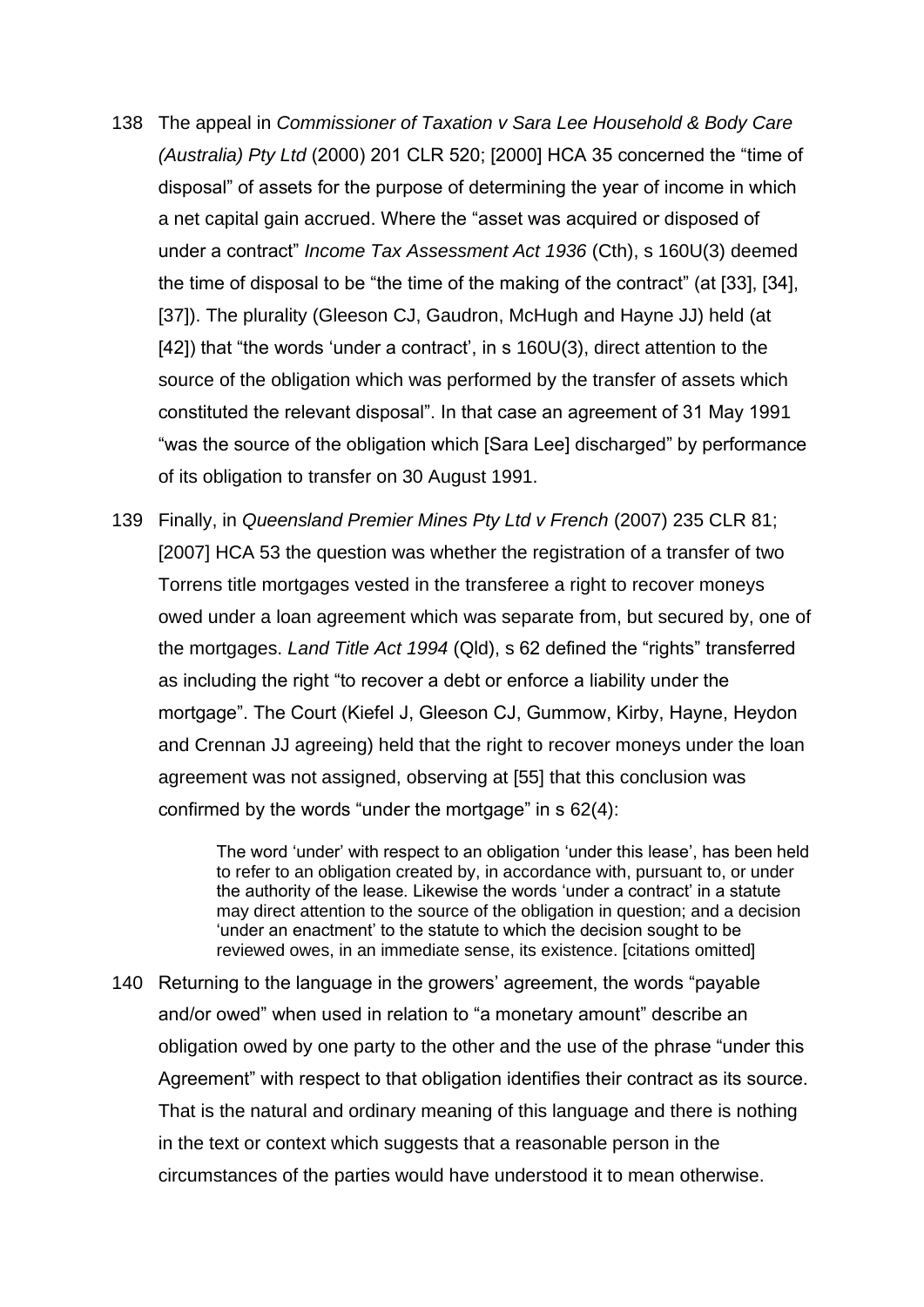138 The appeal in *Commissioner of Taxation v Sara Lee Household & Body Care (Australia) Pty Ltd* (2000) 201 CLR 520; [2000] HCA 35 concerned the "time of disposal" of assets for the purpose of determining the year of income in which a net capital gain accrued. Where the "asset was acquired or disposed of under a contract" *Income Tax Assessment Act 1936* (Cth), s 160U(3) deemed the time of disposal to be "the time of the making of the contract" (at [33], [34], [37]). The plurality (Gleeson CJ, Gaudron, McHugh and Hayne JJ) held (at [42]) that "the words 'under a contract', in s 160U(3), direct attention to the source of the obligation which was performed by the transfer of assets which constituted the relevant disposal". In that case an agreement of 31 May 1991 "was the source of the obligation which [Sara Lee] discharged" by performance of its obligation to transfer on 30 August 1991.

139 Finally, in *Queensland Premier Mines Pty Ltd v French* (2007) 235 CLR 81; [2007] HCA 53 the question was whether the registration of a transfer of two Torrens title mortgages vested in the transferee a right to recover moneys owed under a loan agreement which was separate from, but secured by, one of the mortgages. *Land Title Act 1994* (Qld), s 62 defined the "rights" transferred as including the right "to recover a debt or enforce a liability under the mortgage". The Court (Kiefel J, Gleeson CJ, Gummow, Kirby, Hayne, Heydon and Crennan JJ agreeing) held that the right to recover moneys under the loan agreement was not assigned, observing at [55] that this conclusion was confirmed by the words "under the mortgage" in s 62(4):

> The word 'under' with respect to an obligation 'under this lease', has been held to refer to an obligation created by, in accordance with, pursuant to, or under the authority of the lease. Likewise the words 'under a contract' in a statute may direct attention to the source of the obligation in question; and a decision 'under an enactment' to the statute to which the decision sought to be reviewed owes, in an immediate sense, its existence. [citations omitted]

140 Returning to the language in the growers' agreement, the words "payable and/or owed" when used in relation to "a monetary amount" describe an obligation owed by one party to the other and the use of the phrase "under this Agreement" with respect to that obligation identifies their contract as its source. That is the natural and ordinary meaning of this language and there is nothing in the text or context which suggests that a reasonable person in the circumstances of the parties would have understood it to mean otherwise.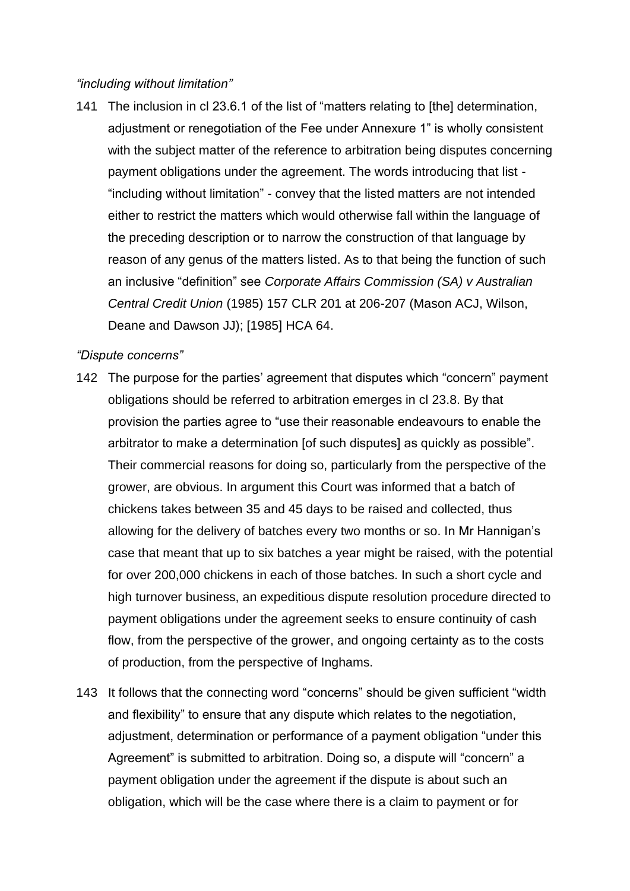*"including without limitation"*

141 The inclusion in cl 23.6.1 of the list of "matters relating to [the] determination, adjustment or renegotiation of the Fee under Annexure 1" is wholly consistent with the subject matter of the reference to arbitration being disputes concerning payment obligations under the agreement. The words introducing that list - "including without limitation" - convey that the listed matters are not intended either to restrict the matters which would otherwise fall within the language of the preceding description or to narrow the construction of that language by reason of any genus of the matters listed. As to that being the function of such an inclusive "definition" see *Corporate Affairs Commission (SA) v Australian Central Credit Union* (1985) 157 CLR 201 at 206-207 (Mason ACJ, Wilson, Deane and Dawson JJ); [1985] HCA 64.

*"Dispute concerns"*

142 The purpose for the parties' agreement that disputes which "concern" payment obligations should be referred to arbitration emerges in cl 23.8. By that provision the parties agree to "use their reasonable endeavours to enable the arbitrator to make a determination [of such disputes] as quickly as possible". Their commercial reasons for doing so, particularly from the perspective of the grower, are obvious. In argument this Court was informed that a batch of chickens takes between 35 and 45 days to be raised and collected, thus allowing for the delivery of batches every two months or so. In Mr Hannigan's case that meant that up to six batches a year might be raised, with the potential for over 200,000 chickens in each of those batches. In such a short cycle and high turnover business, an expeditious dispute resolution procedure directed to payment obligations under the agreement seeks to ensure continuity of cash flow, from the perspective of the grower, and ongoing certainty as to the costs of production, from the perspective of Inghams.

143 It follows that the connecting word "concerns" should be given sufficient "width and flexibility" to ensure that any dispute which relates to the negotiation, adjustment, determination or performance of a payment obligation "under this Agreement" is submitted to arbitration. Doing so, a dispute will "concern" a payment obligation under the agreement if the dispute is about such an obligation, which will be the case where there is a claim to payment or for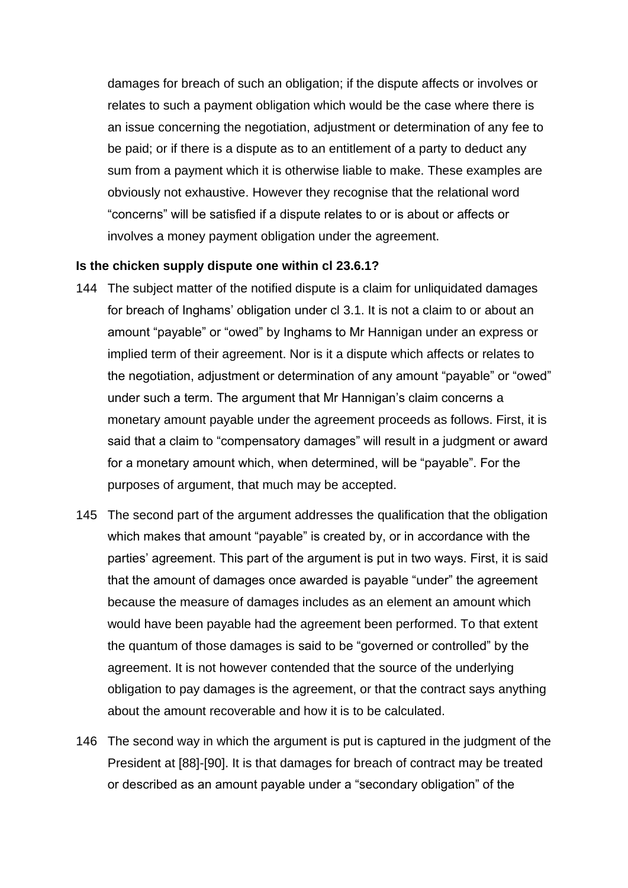damages for breach of such an obligation; if the dispute affects or involves or relates to such a payment obligation which would be the case where there is an issue concerning the negotiation, adjustment or determination of any fee to be paid; or if there is a dispute as to an entitlement of a party to deduct any sum from a payment which it is otherwise liable to make. These examples are obviously not exhaustive. However they recognise that the relational word "concerns" will be satisfied if a dispute relates to or is about or affects or involves a money payment obligation under the agreement.

**Is the chicken supply dispute one within cl 23.6.1?**

144 The subject matter of the notified dispute is a claim for unliquidated damages for breach of Inghams' obligation under cl 3.1. It is not a claim to or about an amount "payable" or "owed" by Inghams to Mr Hannigan under an express or implied term of their agreement. Nor is it a dispute which affects or relates to the negotiation, adjustment or determination of any amount "payable" or "owed" under such a term. The argument that Mr Hannigan's claim concerns a monetary amount payable under the agreement proceeds as follows. First, it is said that a claim to "compensatory damages" will result in a judgment or award for a monetary amount which, when determined, will be "payable". For the purposes of argument, that much may be accepted.

145 The second part of the argument addresses the qualification that the obligation which makes that amount "payable" is created by, or in accordance with the parties' agreement. This part of the argument is put in two ways. First, it is said that the amount of damages once awarded is payable "under" the agreement because the measure of damages includes as an element an amount which would have been payable had the agreement been performed. To that extent the quantum of those damages is said to be "governed or controlled" by the agreement. It is not however contended that the source of the underlying obligation to pay damages is the agreement, or that the contract says anything about the amount recoverable and how it is to be calculated.

146 The second way in which the argument is put is captured in the judgment of the President at [88]-[90]. It is that damages for breach of contract may be treated or described as an amount payable under a "secondary obligation" of the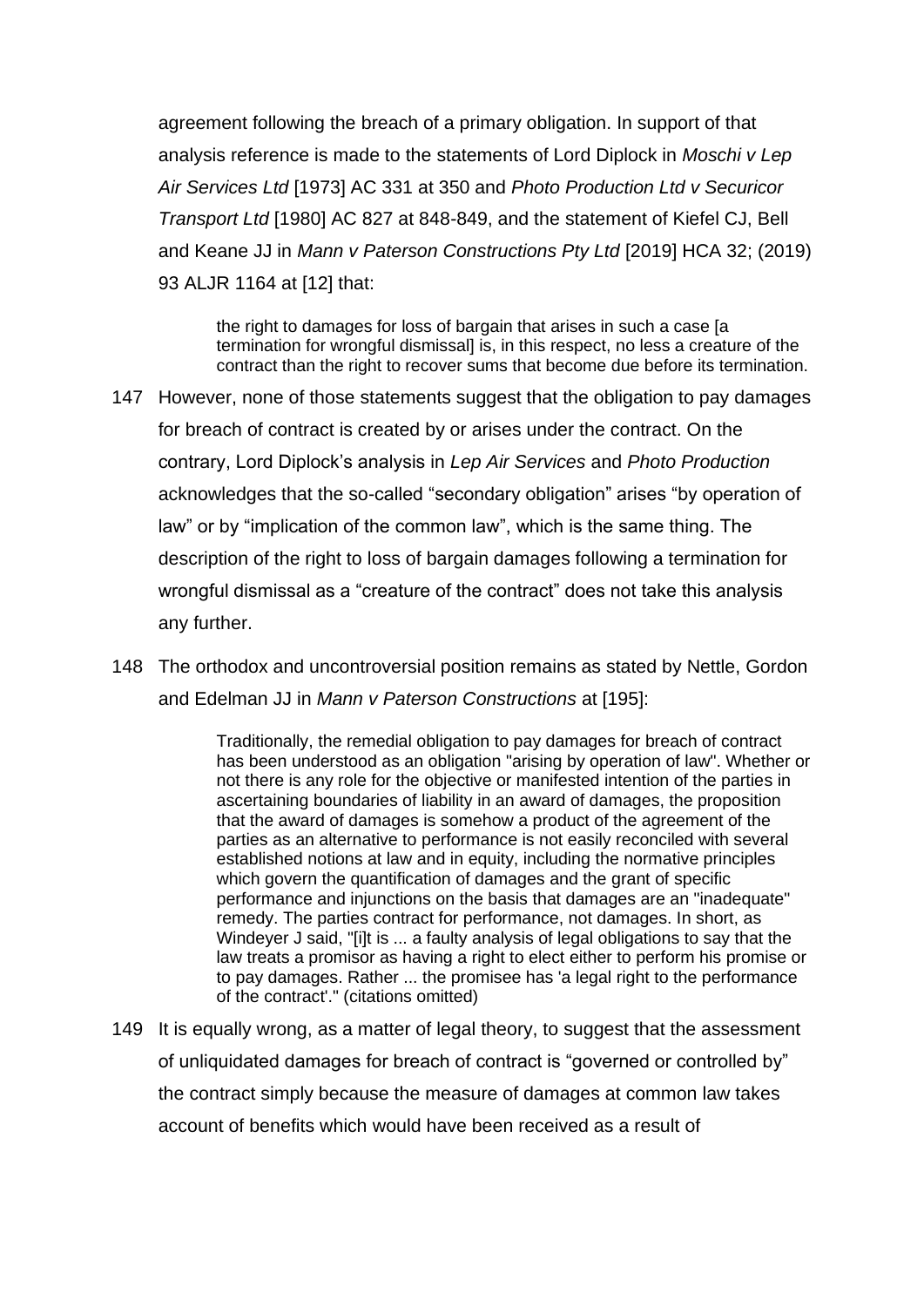agreement following the breach of a primary obligation. In support of that analysis reference is made to the statements of Lord Diplock in *Moschi v Lep Air Services Ltd* [1973] AC 331 at 350 and *Photo Production Ltd v Securicor Transport Ltd* [1980] AC 827 at 848-849, and the statement of Kiefel CJ, Bell and Keane JJ in *Mann v Paterson Constructions Pty Ltd* [2019] HCA 32; (2019) 93 ALJR 1164 at [12] that:

> the right to damages for loss of bargain that arises in such a case [a termination for wrongful dismissal] is, in this respect, no less a creature of the contract than the right to recover sums that become due before its termination.

147 However, none of those statements suggest that the obligation to pay damages for breach of contract is created by or arises under the contract. On the contrary, Lord Diplock's analysis in *Lep Air Services* and *Photo Production* acknowledges that the so-called "secondary obligation" arises "by operation of law" or by "implication of the common law", which is the same thing. The description of the right to loss of bargain damages following a termination for wrongful dismissal as a "creature of the contract" does not take this analysis any further.

148 The orthodox and uncontroversial position remains as stated by Nettle, Gordon and Edelman JJ in *Mann v Paterson Constructions* at [195]:

> Traditionally, the remedial obligation to pay damages for breach of contract has been understood as an obligation "arising by operation of law". Whether or not there is any role for the objective or manifested intention of the parties in ascertaining boundaries of liability in an award of damages, the proposition that the award of damages is somehow a product of the agreement of the parties as an alternative to performance is not easily reconciled with several established notions at law and in equity, including the normative principles which govern the quantification of damages and the grant of specific performance and injunctions on the basis that damages are an "inadequate" remedy. The parties contract for performance, not damages. In short, as Windeyer J said, "[i]t is ... a faulty analysis of legal obligations to say that the law treats a promisor as having a right to elect either to perform his promise or to pay damages. Rather ... the promisee has 'a legal right to the performance of the contract'." (citations omitted)

149 It is equally wrong, as a matter of legal theory, to suggest that the assessment of unliquidated damages for breach of contract is "governed or controlled by" the contract simply because the measure of damages at common law takes account of benefits which would have been received as a result of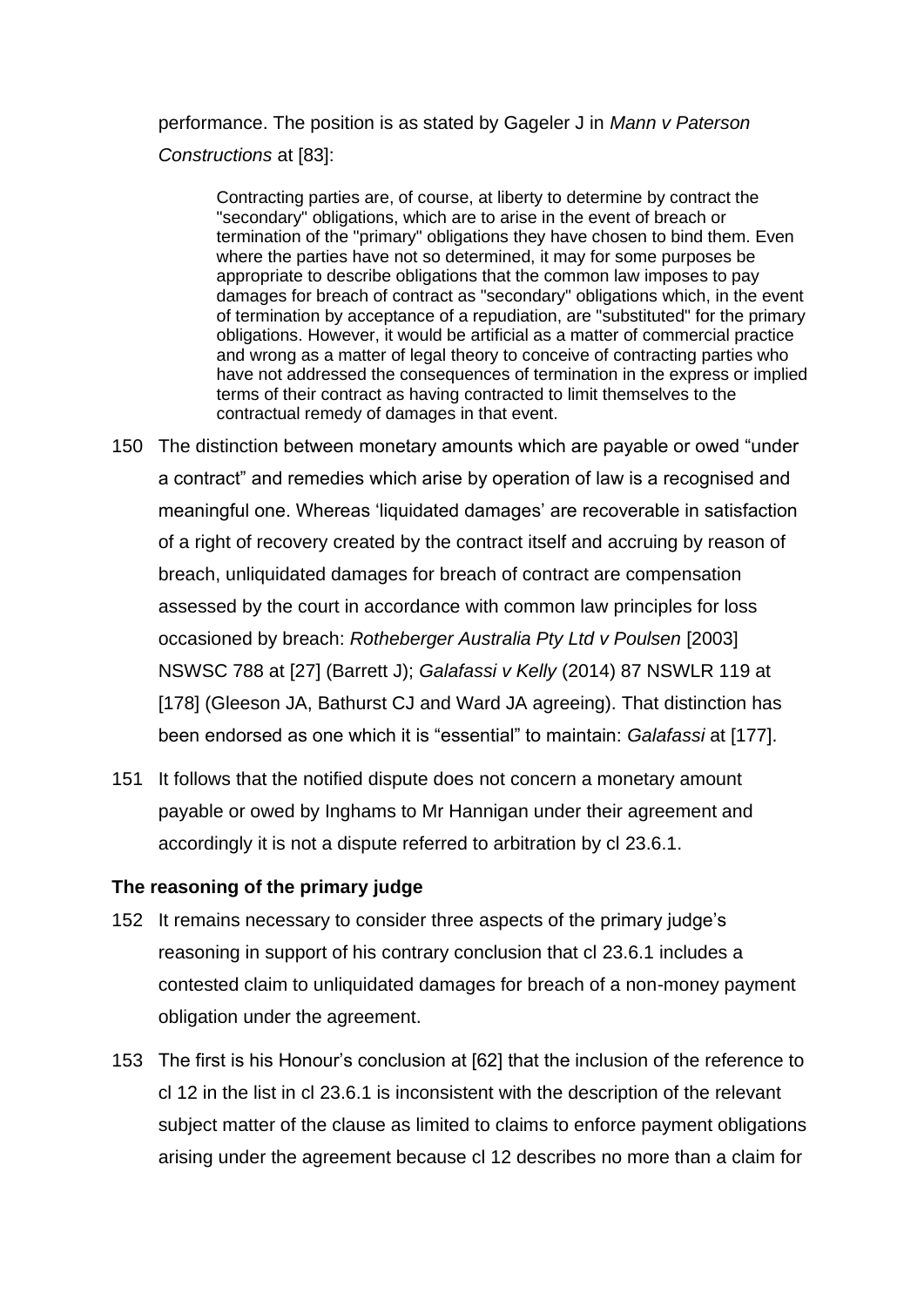performance. The position is as stated by Gageler J in *Mann v Paterson Constructions* at [83]:

> Contracting parties are, of course, at liberty to determine by contract the "secondary" obligations, which are to arise in the event of breach or termination of the "primary" obligations they have chosen to bind them. Even where the parties have not so determined, it may for some purposes be appropriate to describe obligations that the common law imposes to pay damages for breach of contract as "secondary" obligations which, in the event of termination by acceptance of a repudiation, are "substituted" for the primary obligations. However, it would be artificial as a matter of commercial practice and wrong as a matter of legal theory to conceive of contracting parties who have not addressed the consequences of termination in the express or implied terms of their contract as having contracted to limit themselves to the contractual remedy of damages in that event.

150 The distinction between monetary amounts which are payable or owed “under a contract” and remedies which arise by operation of law is a recognised and meaningful one. Whereas ‘liquidated damages’ are recoverable in satisfaction of a right of recovery created by the contract itself and accruing by reason of breach, unliquidated damages for breach of contract are compensation assessed by the court in accordance with common law principles for loss occasioned by breach: *Rotheberger Australia Pty Ltd v Poulsen* [2003] NSWSC 788 at [27] (Barrett J); *Galafassi v Kelly* (2014) 87 NSWLR 119 at [178] (Gleeson JA, Bathurst CJ and Ward JA agreeing). That distinction has been endorsed as one which it is “essential” to maintain: *Galafassi* at [177].

151 It follows that the notified dispute does not concern a monetary amount payable or owed by Inghams to Mr Hannigan under their agreement and accordingly it is not a dispute referred to arbitration by cl 23.6.1.

### The reasoning of the primary judge

152 It remains necessary to consider three aspects of the primary judge’s reasoning in support of his contrary conclusion that cl 23.6.1 includes a contested claim to unliquidated damages for breach of a non-money payment obligation under the agreement.

153 The first is his Honour’s conclusion at [62] that the inclusion of the reference to cl 12 in the list in cl 23.6.1 is inconsistent with the description of the relevant subject matter of the clause as limited to claims to enforce payment obligations arising under the agreement because cl 12 describes no more than a claim for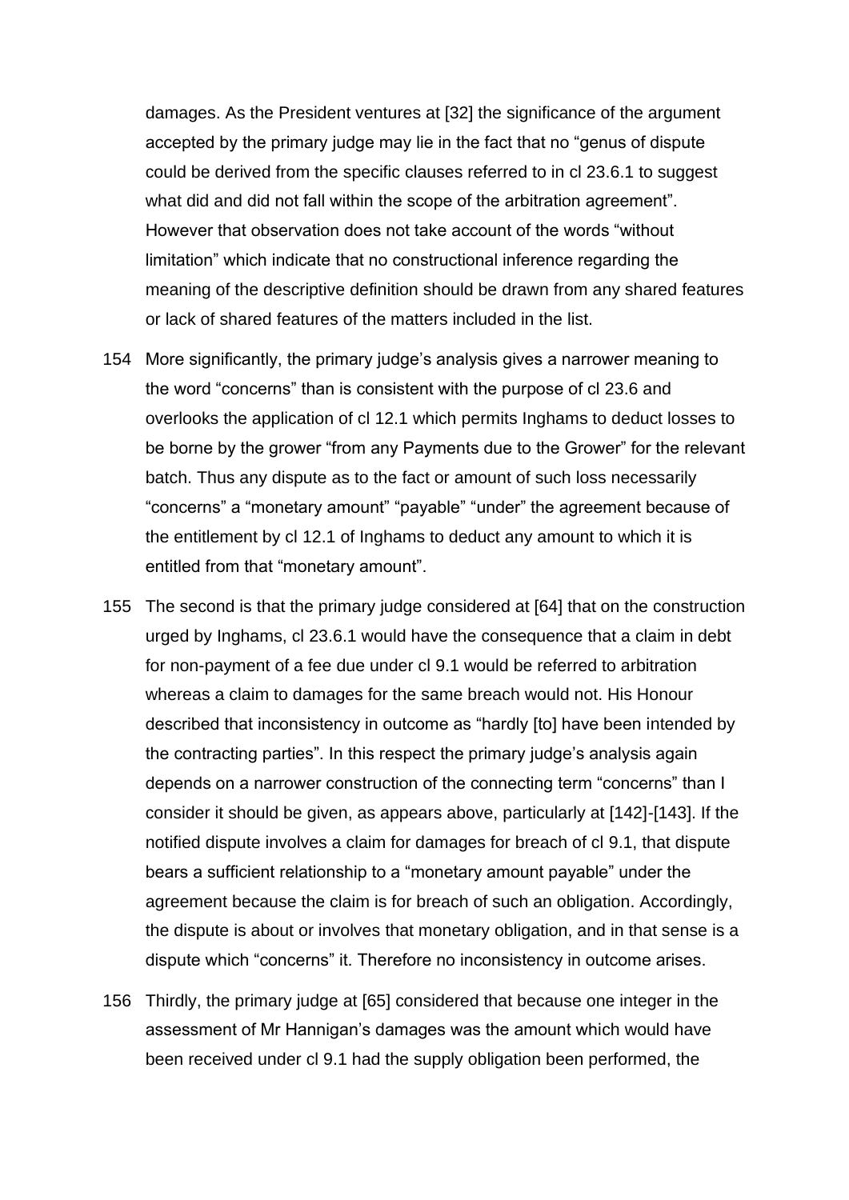damages. As the President ventures at [32] the significance of the argument accepted by the primary judge may lie in the fact that no "genus of dispute could be derived from the specific clauses referred to in cl 23.6.1 to suggest what did and did not fall within the scope of the arbitration agreement". However that observation does not take account of the words "without limitation" which indicate that no constructional inference regarding the meaning of the descriptive definition should be drawn from any shared features or lack of shared features of the matters included in the list.

154 More significantly, the primary judge's analysis gives a narrower meaning to the word "concerns" than is consistent with the purpose of cl 23.6 and overlooks the application of cl 12.1 which permits Inghams to deduct losses to be borne by the grower "from any Payments due to the Grower" for the relevant batch. Thus any dispute as to the fact or amount of such loss necessarily "concerns" a "monetary amount" "payable" "under" the agreement because of the entitlement by cl 12.1 of Inghams to deduct any amount to which it is entitled from that "monetary amount".

155 The second is that the primary judge considered at [64] that on the construction urged by Inghams, cl 23.6.1 would have the consequence that a claim in debt for non-payment of a fee due under cl 9.1 would be referred to arbitration whereas a claim to damages for the same breach would not. His Honour described that inconsistency in outcome as "hardly [to] have been intended by the contracting parties". In this respect the primary judge's analysis again depends on a narrower construction of the connecting term "concerns" than I consider it should be given, as appears above, particularly at [142]-[143]. If the notified dispute involves a claim for damages for breach of cl 9.1, that dispute bears a sufficient relationship to a "monetary amount payable" under the agreement because the claim is for breach of such an obligation. Accordingly, the dispute is about or involves that monetary obligation, and in that sense is a dispute which "concerns" it. Therefore no inconsistency in outcome arises.

156 Thirdly, the primary judge at [65] considered that because one integer in the assessment of Mr Hannigan's damages was the amount which would have been received under cl 9.1 had the supply obligation been performed, the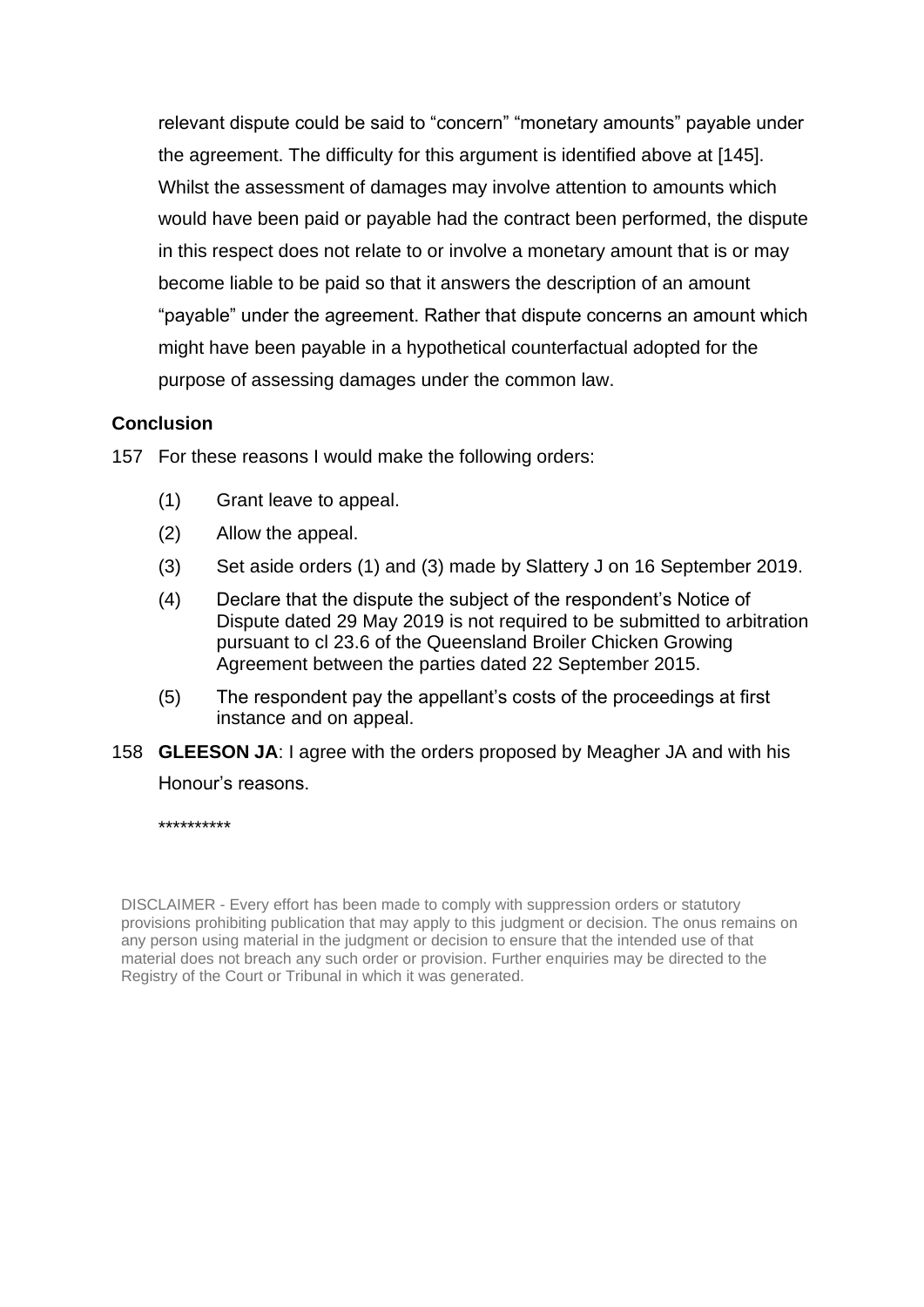relevant dispute could be said to "concern" "monetary amounts" payable under the agreement. The difficulty for this argument is identified above at [145]. Whilst the assessment of damages may involve attention to amounts which would have been paid or payable had the contract been performed, the dispute in this respect does not relate to or involve a monetary amount that is or may become liable to be paid so that it answers the description of an amount "payable" under the agreement. Rather that dispute concerns an amount which might have been payable in a hypothetical counterfactual adopted for the purpose of assessing damages under the common law.

### Conclusion

157 For these reasons I would make the following orders:

(1) Grant leave to appeal.

(2) Allow the appeal.

(3) Set aside orders (1) and (3) made by Slattery J on 16 September 2019.

(4) Declare that the dispute the subject of the respondent's Notice of Dispute dated 29 May 2019 is not required to be submitted to arbitration pursuant to cl 23.6 of the Queensland Broiler Chicken Growing Agreement between the parties dated 22 September 2015.

(5) The respondent pay the appellant's costs of the proceedings at first instance and on appeal.

158 **GLEESON JA**: I agree with the orders proposed by Meagher JA and with his Honour's reasons.

**********

DISCLAIMER - Every effort has been made to comply with suppression orders or statutory provisions prohibiting publication that may apply to this judgment or decision. The onus remains on any person using material in the judgment or decision to ensure that the intended use of that material does not breach any such order or provision. Further enquiries may be directed to the Registry of the Court or Tribunal in which it was generated.